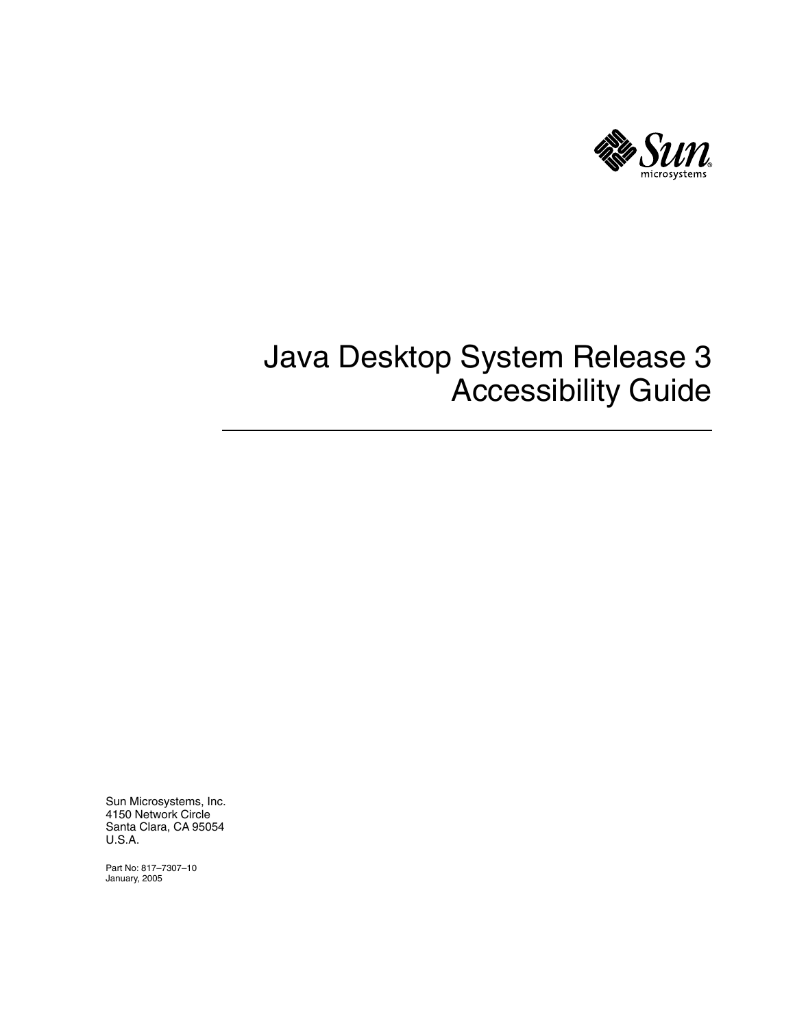# Java Desktop System Release 3 Accessibility Guide

Sun Microsystems, Inc.
4150 Network Circle
Santa Clara, CA 95054
U.S.A.

Part No: 817–7307–10
January, 2005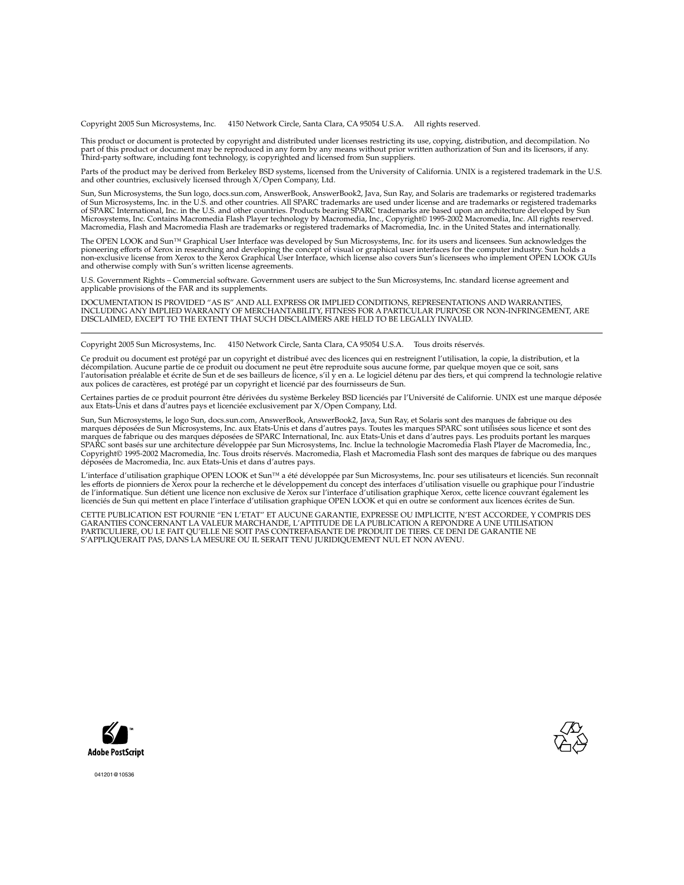Copyright 2005 Sun Microsystems, Inc.     4150 Network Circle, Santa Clara, CA 95054 U.S.A.     All rights reserved.

This product or document is protected by copyright and distributed under licenses restricting its use, copying, distribution, and decompilation. No part of this product or document may be reproduced in any form by any means without prior written authorization of Sun and its licensors, if any. Third-party software, including font technology, is copyrighted and licensed from Sun suppliers.

Parts of the product may be derived from Berkeley BSD systems, licensed from the University of California. UNIX is a registered trademark in the U.S. and other countries, exclusively licensed through X/Open Company, Ltd.

Sun, Sun Microsystems, the Sun logo, docs.sun.com, AnswerBook, AnswerBook2, Java, Sun Ray, and Solaris are trademarks or registered trademarks of Sun Microsystems, Inc. in the U.S. and other countries. All SPARC trademarks are used under license and are trademarks or registered trademarks of SPARC International, Inc. in the U.S. and other countries. Products bearing SPARC trademarks are based upon an architecture developed by Sun Microsystems, Inc. Contains Macromedia Flash Player technology by Macromedia, Inc., Copyright© 1995-2002 Macromedia, Inc. All rights reserved. Macromedia, Flash and Macromedia Flash are trademarks or registered trademarks of Macromedia, Inc. in the United States and internationally.

The OPEN LOOK and Sun™ Graphical User Interface was developed by Sun Microsystems, Inc. for its users and licensees. Sun acknowledges the pioneering efforts of Xerox in researching and developing the concept of visual or graphical user interfaces for the computer industry. Sun holds a non-exclusive license from Xerox to the Xerox Graphical User Interface, which license also covers Sun's licensees who implement OPEN LOOK GUIs and otherwise comply with Sun's written license agreements.

U.S. Government Rights – Commercial software. Government users are subject to the Sun Microsystems, Inc. standard license agreement and applicable provisions of the FAR and its supplements.

DOCUMENTATION IS PROVIDED "AS IS" AND ALL EXPRESS OR IMPLIED CONDITIONS, REPRESENTATIONS AND WARRANTIES, INCLUDING ANY IMPLIED WARRANTY OF MERCHANTABILITY, FITNESS FOR A PARTICULAR PURPOSE OR NON-INFRINGEMENT, ARE DISCLAIMED, EXCEPT TO THE EXTENT THAT SUCH DISCLAIMERS ARE HELD TO BE LEGALLY INVALID.

---

Copyright 2005 Sun Microsystems, Inc.     4150 Network Circle, Santa Clara, CA 95054 U.S.A.     Tous droits réservés.

Ce produit ou document est protégé par un copyright et distribué avec des licences qui en restreignent l'utilisation, la copie, la distribution, et la décompilation. Aucune partie de ce produit ou document ne peut être reproduite sous aucune forme, par quelque moyen que ce soit, sans l'autorisation préalable et écrite de Sun et de ses bailleurs de licence, s'il y en a. Le logiciel détenu par des tiers, et qui comprend la technologie relative aux polices de caractères, est protégé par un copyright et licencié par des fournisseurs de Sun.

Certaines parties de ce produit pourront être dérivées du système Berkeley BSD licenciés par l'Université de Californie. UNIX est une marque déposée aux Etats-Unis et dans d'autres pays et licenciée exclusivement par X/Open Company, Ltd.

Sun, Sun Microsystems, le logo Sun, docs.sun.com, AnswerBook, AnswerBook2, Java, Sun Ray, et Solaris sont des marques de fabrique ou des marques déposées de Sun Microsystems, Inc. aux Etats-Unis et dans d'autres pays. Toutes les marques SPARC sont utilisées sous licence et sont des marques de fabrique ou des marques déposées de SPARC International, Inc. aux Etats-Unis et dans d'autres pays. Les produits portant les marques SPARC sont basés sur une architecture développée par Sun Microsystems, Inc. Inclue la technologie Macromedia Flash Player de Macromedia, Inc., Copyright© 1995-2002 Macromedia, Inc. Tous droits réservés. Macromedia, Flash et Macromedia Flash sont des marques de fabrique ou des marques déposées de Macromedia, Inc. aux Etats-Unis et dans d'autres pays.

L'interface d'utilisation graphique OPEN LOOK et Sun™ a été développée par Sun Microsystems, Inc. pour ses utilisateurs et licenciés. Sun reconnaît les efforts de pionniers de Xerox pour la recherche et le développement du concept des interfaces d'utilisation visuelle ou graphique pour l'industrie de l'informatique. Sun détient une licence non exclusive de Xerox sur l'interface d'utilisation graphique Xerox, cette licence couvrant également les licenciés de Sun qui mettent en place l'interface d'utilisation graphique OPEN LOOK et qui en outre se conforment aux licences écrites de Sun.

CETTE PUBLICATION EST FOURNIE "EN L'ETAT" ET AUCUNE GARANTIE, EXPRESSE OU IMPLICITE, N'EST ACCORDEE, Y COMPRIS DES GARANTIES CONCERNANT LA VALEUR MARCHANDE, L'APTITUDE DE LA PUBLICATION A REPONDRE A UNE UTILISATION PARTICULIERE, OU LE FAIT QU'ELLE NE SOIT PAS CONTREFAISANTE DE PRODUIT DE TIERS. CE DENI DE GARANTIE NE S'APPLIQUERAIT PAS, DANS LA MESURE OU IL SERAIT TENU JURIDIQUEMENT NUL ET NON AVENU.

Adobe PostScript

041201@10536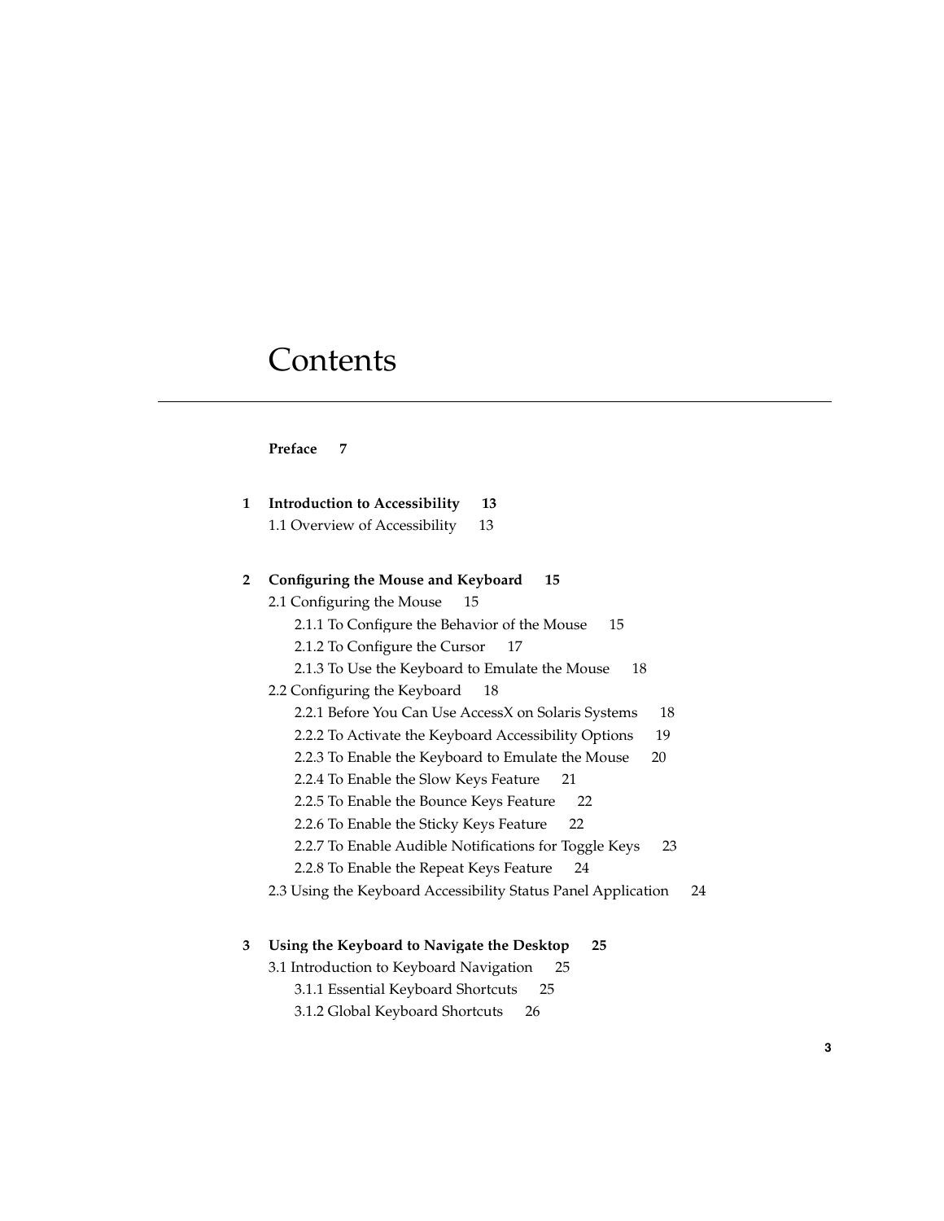# Contents

**Preface 7**

**1 Introduction to Accessibility 13**

1.1 Overview of Accessibility 13

**2 Configuring the Mouse and Keyboard 15**

2.1 Configuring the Mouse 15

2.1.1 To Configure the Behavior of the Mouse 15

2.1.2 To Configure the Cursor 17

2.1.3 To Use the Keyboard to Emulate the Mouse 18

2.2 Configuring the Keyboard 18

2.2.1 Before You Can Use AccessX on Solaris Systems 18

2.2.2 To Activate the Keyboard Accessibility Options 19

2.2.3 To Enable the Keyboard to Emulate the Mouse 20

2.2.4 To Enable the Slow Keys Feature 21

2.2.5 To Enable the Bounce Keys Feature 22

2.2.6 To Enable the Sticky Keys Feature 22

2.2.7 To Enable Audible Notifications for Toggle Keys 23

2.2.8 To Enable the Repeat Keys Feature 24

2.3 Using the Keyboard Accessibility Status Panel Application 24

**3 Using the Keyboard to Navigate the Desktop 25**

3.1 Introduction to Keyboard Navigation 25

3.1.1 Essential Keyboard Shortcuts 25

3.1.2 Global Keyboard Shortcuts 26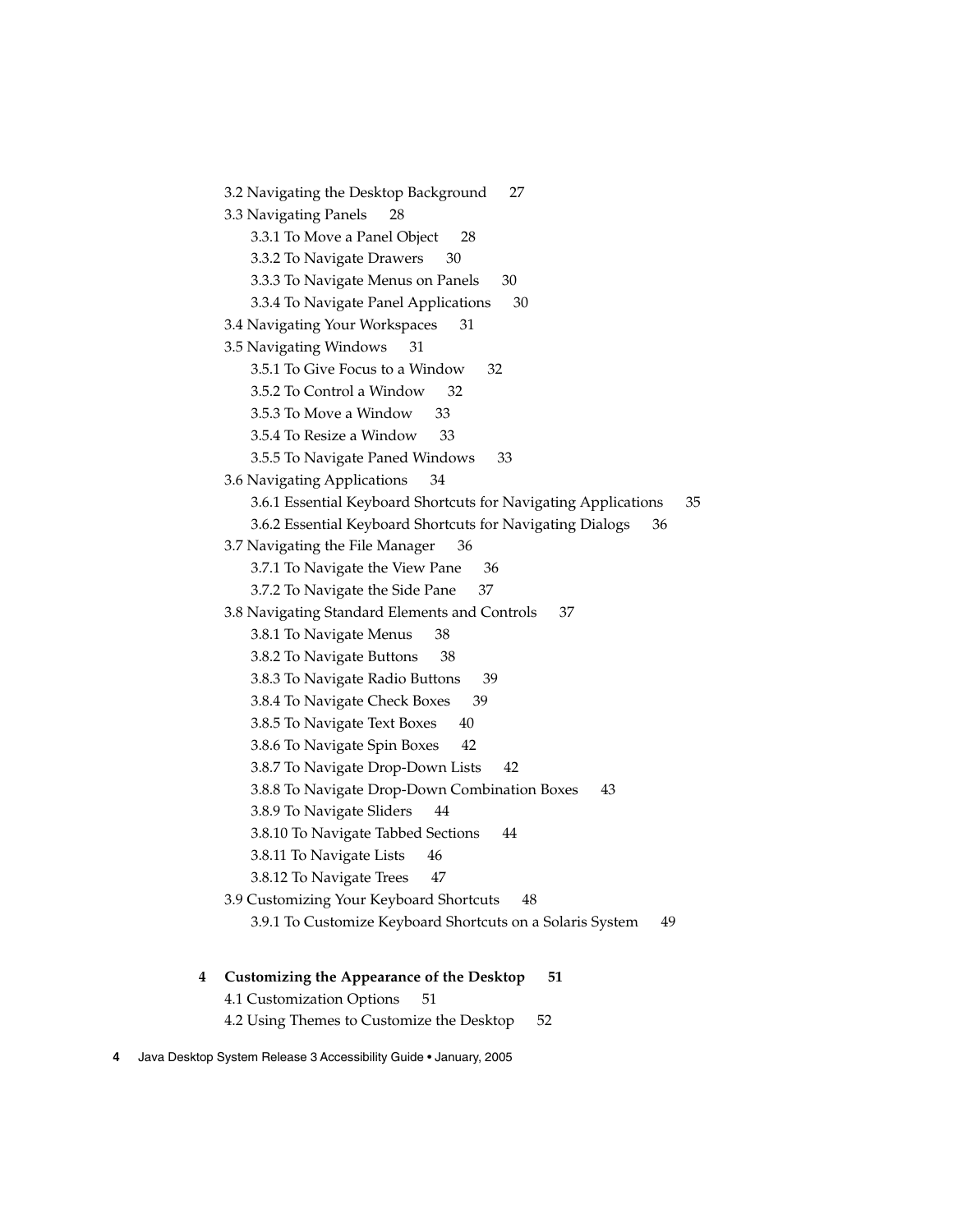3.2 Navigating the Desktop Background 27

3.3 Navigating Panels 28

- 3.3.1 To Move a Panel Object 28
- 3.3.2 To Navigate Drawers 30
- 3.3.3 To Navigate Menus on Panels 30
- 3.3.4 To Navigate Panel Applications 30

3.4 Navigating Your Workspaces 31

3.5 Navigating Windows 31

- 3.5.1 To Give Focus to a Window 32
- 3.5.2 To Control a Window 32
- 3.5.3 To Move a Window 33
- 3.5.4 To Resize a Window 33
- 3.5.5 To Navigate Paned Windows 33

3.6 Navigating Applications 34

- 3.6.1 Essential Keyboard Shortcuts for Navigating Applications 35
- 3.6.2 Essential Keyboard Shortcuts for Navigating Dialogs 36

3.7 Navigating the File Manager 36

- 3.7.1 To Navigate the View Pane 36
- 3.7.2 To Navigate the Side Pane 37

3.8 Navigating Standard Elements and Controls 37

- 3.8.1 To Navigate Menus 38
- 3.8.2 To Navigate Buttons 38
- 3.8.3 To Navigate Radio Buttons 39
- 3.8.4 To Navigate Check Boxes 39
- 3.8.5 To Navigate Text Boxes 40
- 3.8.6 To Navigate Spin Boxes 42
- 3.8.7 To Navigate Drop-Down Lists 42
- 3.8.8 To Navigate Drop-Down Combination Boxes 43
- 3.8.9 To Navigate Sliders 44
- 3.8.10 To Navigate Tabbed Sections 44
- 3.8.11 To Navigate Lists 46
- 3.8.12 To Navigate Trees 47

3.9 Customizing Your Keyboard Shortcuts 48

- 3.9.1 To Customize Keyboard Shortcuts on a Solaris System 49

**4 Customizing the Appearance of the Desktop 51**

4.1 Customization Options 51

4.2 Using Themes to Customize the Desktop 52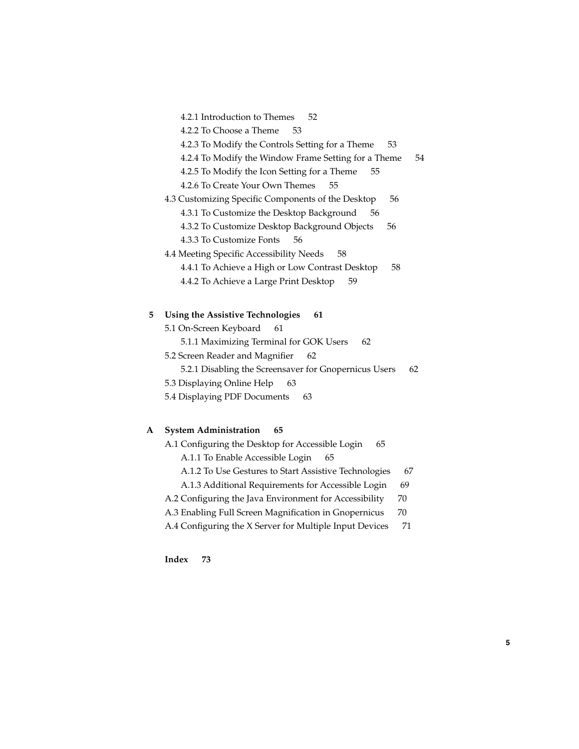- 4.2.1 Introduction to Themes 52
- 4.2.2 To Choose a Theme 53
- 4.2.3 To Modify the Controls Setting for a Theme 53
- 4.2.4 To Modify the Window Frame Setting for a Theme 54
- 4.2.5 To Modify the Icon Setting for a Theme 55
- 4.2.6 To Create Your Own Themes 55

4.3 Customizing Specific Components of the Desktop 56

- 4.3.1 To Customize the Desktop Background 56
- 4.3.2 To Customize Desktop Background Objects 56
- 4.3.3 To Customize Fonts 56

4.4 Meeting Specific Accessibility Needs 58

- 4.4.1 To Achieve a High or Low Contrast Desktop 58
- 4.4.2 To Achieve a Large Print Desktop 59

**5 Using the Assistive Technologies 61**

5.1 On-Screen Keyboard 61

- 5.1.1 Maximizing Terminal for GOK Users 62

5.2 Screen Reader and Magnifier 62

- 5.2.1 Disabling the Screensaver for Gnopernicus Users 62

5.3 Displaying Online Help 63

5.4 Displaying PDF Documents 63

**A System Administration 65**

A.1 Configuring the Desktop for Accessible Login 65

- A.1.1 To Enable Accessible Login 65
- A.1.2 To Use Gestures to Start Assistive Technologies 67
- A.1.3 Additional Requirements for Accessible Login 69

A.2 Configuring the Java Environment for Accessibility 70

A.3 Enabling Full Screen Magnification in Gnopernicus 70

A.4 Configuring the X Server for Multiple Input Devices 71

**Index 73**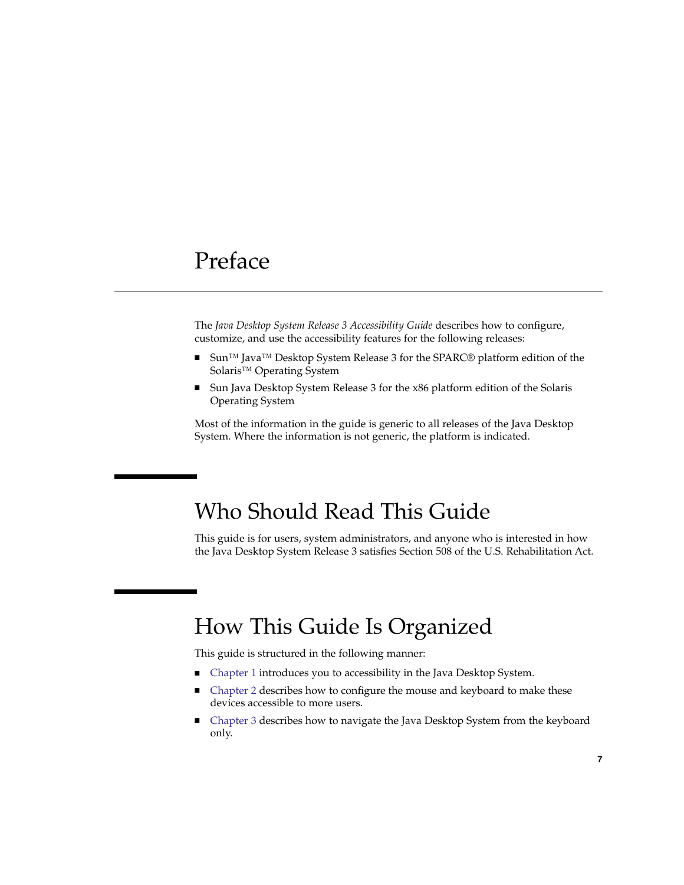# Preface

The *Java Desktop System Release 3 Accessibility Guide* describes how to configure, customize, and use the accessibility features for the following releases:

- Sun™ Java™ Desktop System Release 3 for the SPARC® platform edition of the Solaris™ Operating System
- Sun Java Desktop System Release 3 for the x86 platform edition of the Solaris Operating System

Most of the information in the guide is generic to all releases of the Java Desktop System. Where the information is not generic, the platform is indicated.

## Who Should Read This Guide

This guide is for users, system administrators, and anyone who is interested in how the Java Desktop System Release 3 satisfies Section 508 of the U.S. Rehabilitation Act.

## How This Guide Is Organized

This guide is structured in the following manner:

- Chapter 1 introduces you to accessibility in the Java Desktop System.
- Chapter 2 describes how to configure the mouse and keyboard to make these devices accessible to more users.
- Chapter 3 describes how to navigate the Java Desktop System from the keyboard only.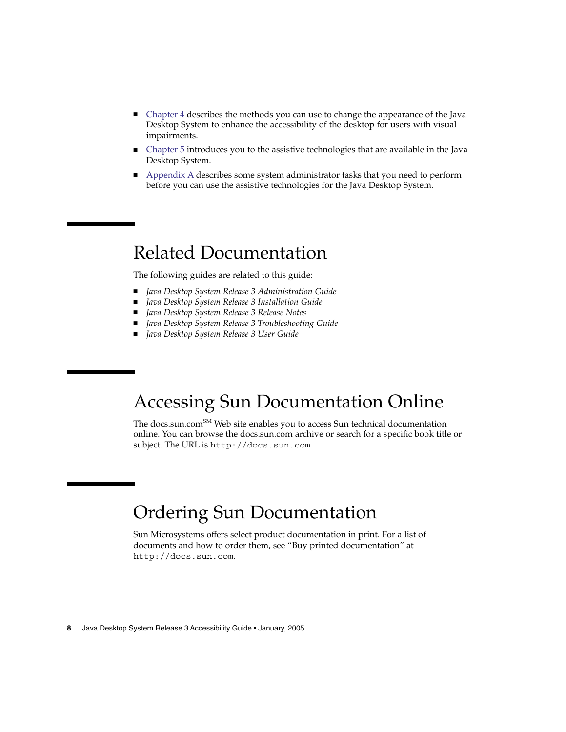- Chapter 4 describes the methods you can use to change the appearance of the Java Desktop System to enhance the accessibility of the desktop for users with visual impairments.
- Chapter 5 introduces you to the assistive technologies that are available in the Java Desktop System.
- Appendix A describes some system administrator tasks that you need to perform before you can use the assistive technologies for the Java Desktop System.

## Related Documentation

The following guides are related to this guide:

- *Java Desktop System Release 3 Administration Guide*
- *Java Desktop System Release 3 Installation Guide*
- *Java Desktop System Release 3 Release Notes*
- *Java Desktop System Release 3 Troubleshooting Guide*
- *Java Desktop System Release 3 User Guide*

## Accessing Sun Documentation Online

The docs.sun.com[SM] Web site enables you to access Sun technical documentation online. You can browse the docs.sun.com archive or search for a specific book title or subject. The URL is `http://docs.sun.com`

## Ordering Sun Documentation

Sun Microsystems offers select product documentation in print. For a list of documents and how to order them, see “Buy printed documentation” at `http://docs.sun.com`.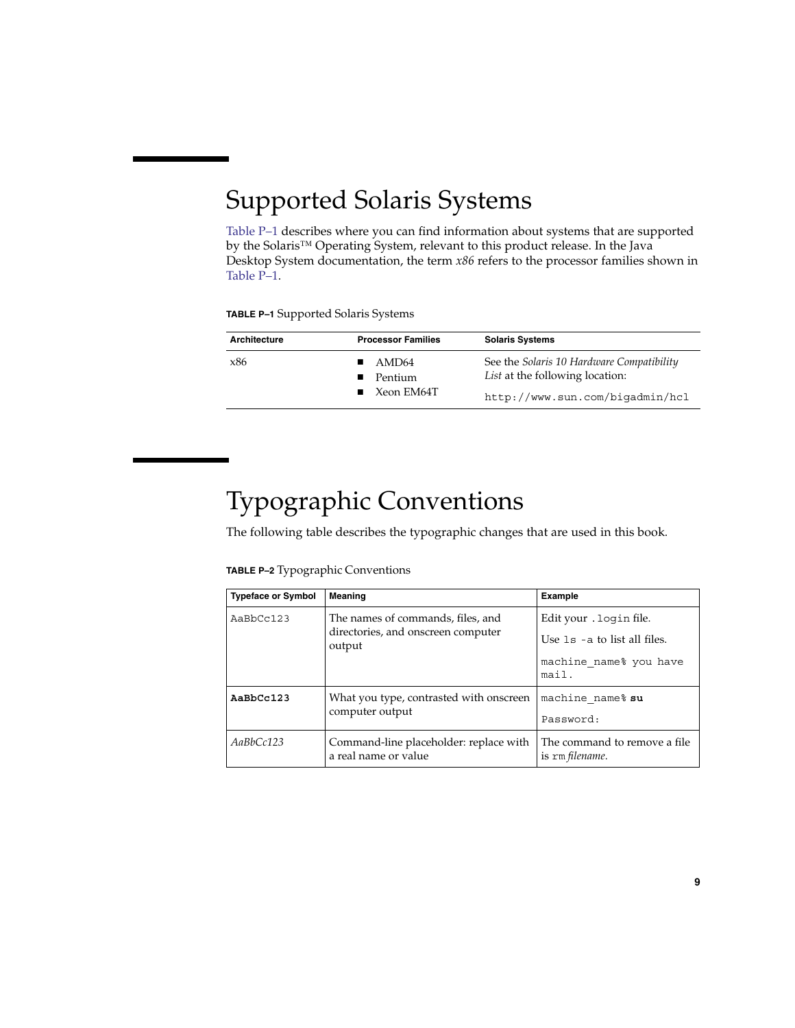# Supported Solaris Systems

Table P–1 describes where you can find information about systems that are supported by the Solaris™ Operating System, relevant to this product release. In the Java Desktop System documentation, the term *x86* refers to the processor families shown in Table P–1.

**TABLE P–1** Supported Solaris Systems

| Architecture | Processor Families | Solaris Systems |
| --- | --- | --- |
| x86 | ■ AMD64<br>■ Pentium<br>■ Xeon EM64T | See the *Solaris 10 Hardware Compatibility List* at the following location:<br>`http://www.sun.com/bigadmin/hcl` |

# Typographic Conventions

The following table describes the typographic changes that are used in this book.

**TABLE P–2** Typographic Conventions

| Typeface or Symbol | Meaning | Example |
| --- | --- | --- |
| `AaBbCc123` | The names of commands, files, and directories, and onscreen computer output | Edit your `.login` file.<br>Use `ls -a` to list all files.<br>`machine_name% you have mail.` |
| **`AaBbCc123`** | What you type, contrasted with onscreen computer output | `machine_name%` **`su`**<br>`Password:` |
| *AaBbCc123* | Command-line placeholder: replace with a real name or value | The command to remove a file is `rm` *filename*. |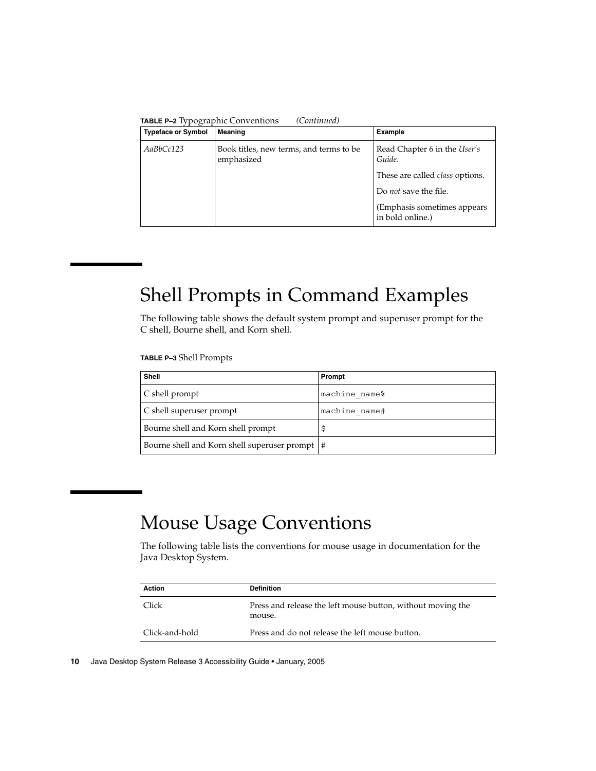**TABLE P–2** Typographic Conventions *(Continued)*

| Typeface or Symbol | Meaning | Example |
| --- | --- | --- |
| *AaBbCc123* | Book titles, new terms, and terms to be emphasized | Read Chapter 6 in the *User's Guide*.<br><br>These are called *class* options.<br><br>Do *not* save the file.<br><br>(Emphasis sometimes appears in bold online.) |

# Shell Prompts in Command Examples

The following table shows the default system prompt and superuser prompt for the C shell, Bourne shell, and Korn shell.

**TABLE P–3** Shell Prompts

| Shell | Prompt |
| --- | --- |
| C shell prompt | `machine_name%` |
| C shell superuser prompt | `machine_name#` |
| Bourne shell and Korn shell prompt | `$` |
| Bourne shell and Korn shell superuser prompt | `#` |

# Mouse Usage Conventions

The following table lists the conventions for mouse usage in documentation for the Java Desktop System.

| Action | Definition |
| --- | --- |
| Click | Press and release the left mouse button, without moving the mouse. |
| Click-and-hold | Press and do not release the left mouse button. |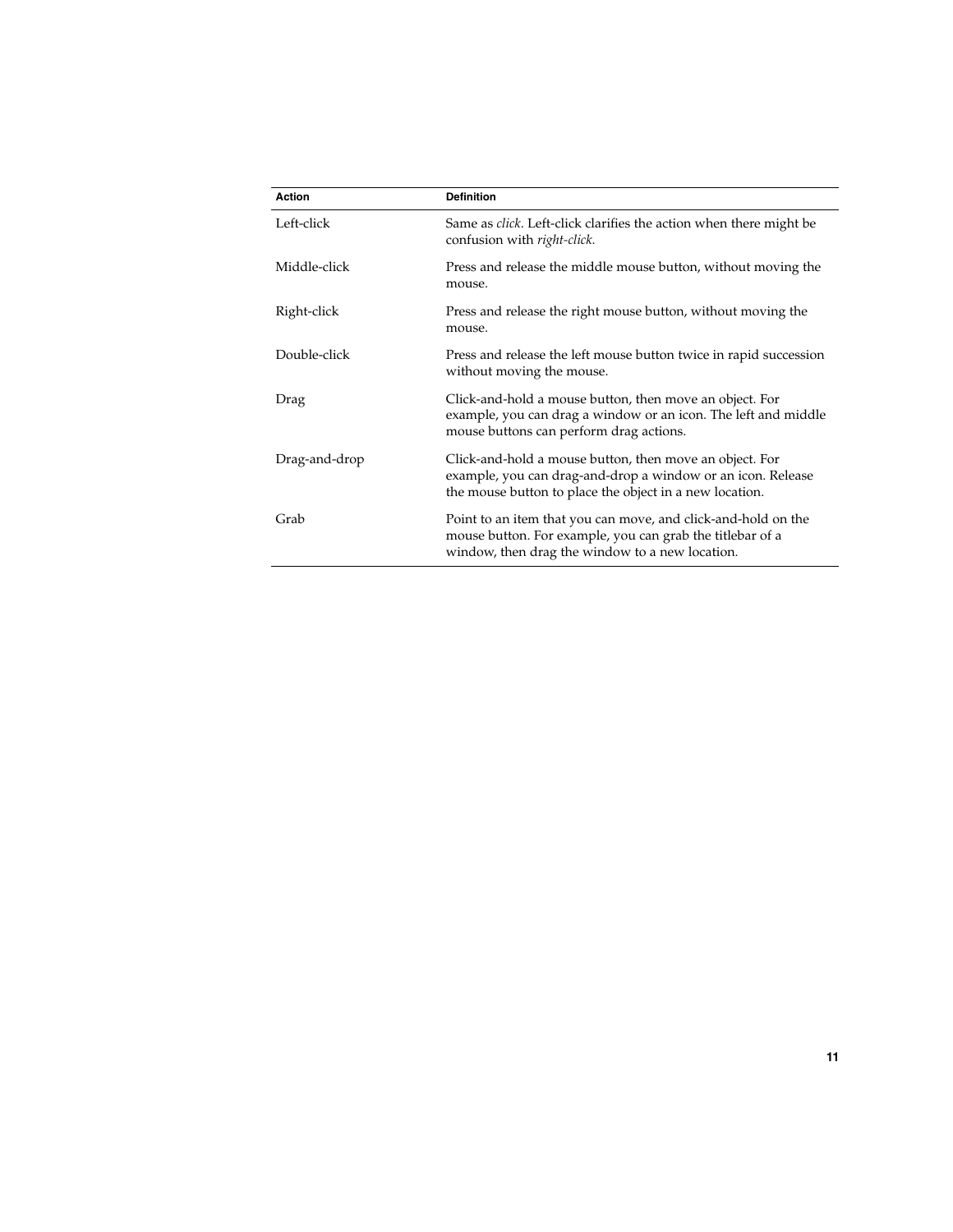| Action | Definition |
| --- | --- |
| Left-click | Same as *click*. Left-click clarifies the action when there might be confusion with *right-click.* |
| Middle-click | Press and release the middle mouse button, without moving the mouse. |
| Right-click | Press and release the right mouse button, without moving the mouse. |
| Double-click | Press and release the left mouse button twice in rapid succession without moving the mouse. |
| Drag | Click-and-hold a mouse button, then move an object. For example, you can drag a window or an icon. The left and middle mouse buttons can perform drag actions. |
| Drag-and-drop | Click-and-hold a mouse button, then move an object. For example, you can drag-and-drop a window or an icon. Release the mouse button to place the object in a new location. |
| Grab | Point to an item that you can move, and click-and-hold on the mouse button. For example, you can grab the titlebar of a window, then drag the window to a new location. |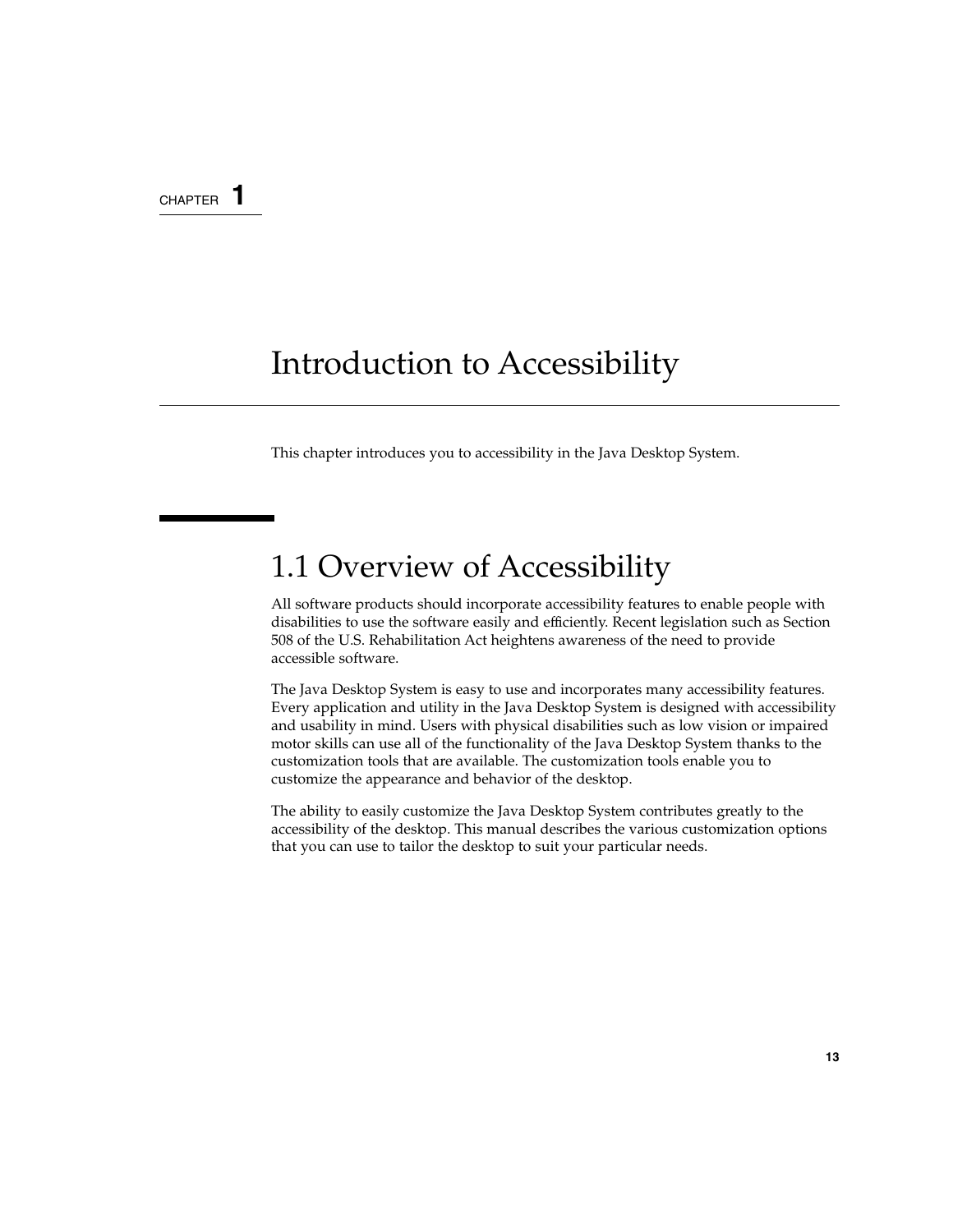CHAPTER 1

# Introduction to Accessibility

This chapter introduces you to accessibility in the Java Desktop System.

## 1.1 Overview of Accessibility

All software products should incorporate accessibility features to enable people with disabilities to use the software easily and efficiently. Recent legislation such as Section 508 of the U.S. Rehabilitation Act heightens awareness of the need to provide accessible software.

The Java Desktop System is easy to use and incorporates many accessibility features. Every application and utility in the Java Desktop System is designed with accessibility and usability in mind. Users with physical disabilities such as low vision or impaired motor skills can use all of the functionality of the Java Desktop System thanks to the customization tools that are available. The customization tools enable you to customize the appearance and behavior of the desktop.

The ability to easily customize the Java Desktop System contributes greatly to the accessibility of the desktop. This manual describes the various customization options that you can use to tailor the desktop to suit your particular needs.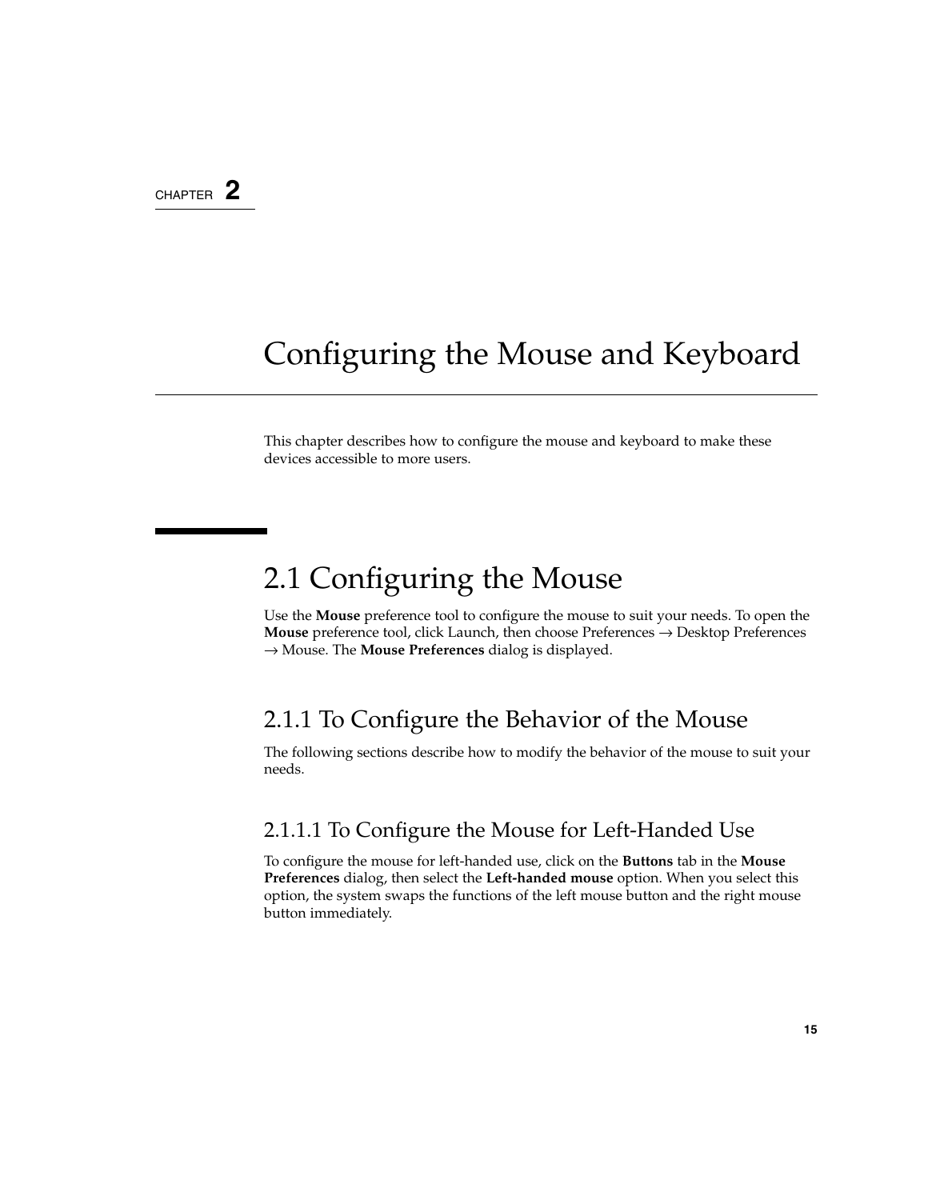CHAPTER 2

# Configuring the Mouse and Keyboard

This chapter describes how to configure the mouse and keyboard to make these devices accessible to more users.

## 2.1 Configuring the Mouse

Use the **Mouse** preference tool to configure the mouse to suit your needs. To open the **Mouse** preference tool, click Launch, then choose Preferences → Desktop Preferences → Mouse. The **Mouse Preferences** dialog is displayed.

### 2.1.1 To Configure the Behavior of the Mouse

The following sections describe how to modify the behavior of the mouse to suit your needs.

#### 2.1.1.1 To Configure the Mouse for Left-Handed Use

To configure the mouse for left-handed use, click on the **Buttons** tab in the **Mouse Preferences** dialog, then select the **Left-handed mouse** option. When you select this option, the system swaps the functions of the left mouse button and the right mouse button immediately.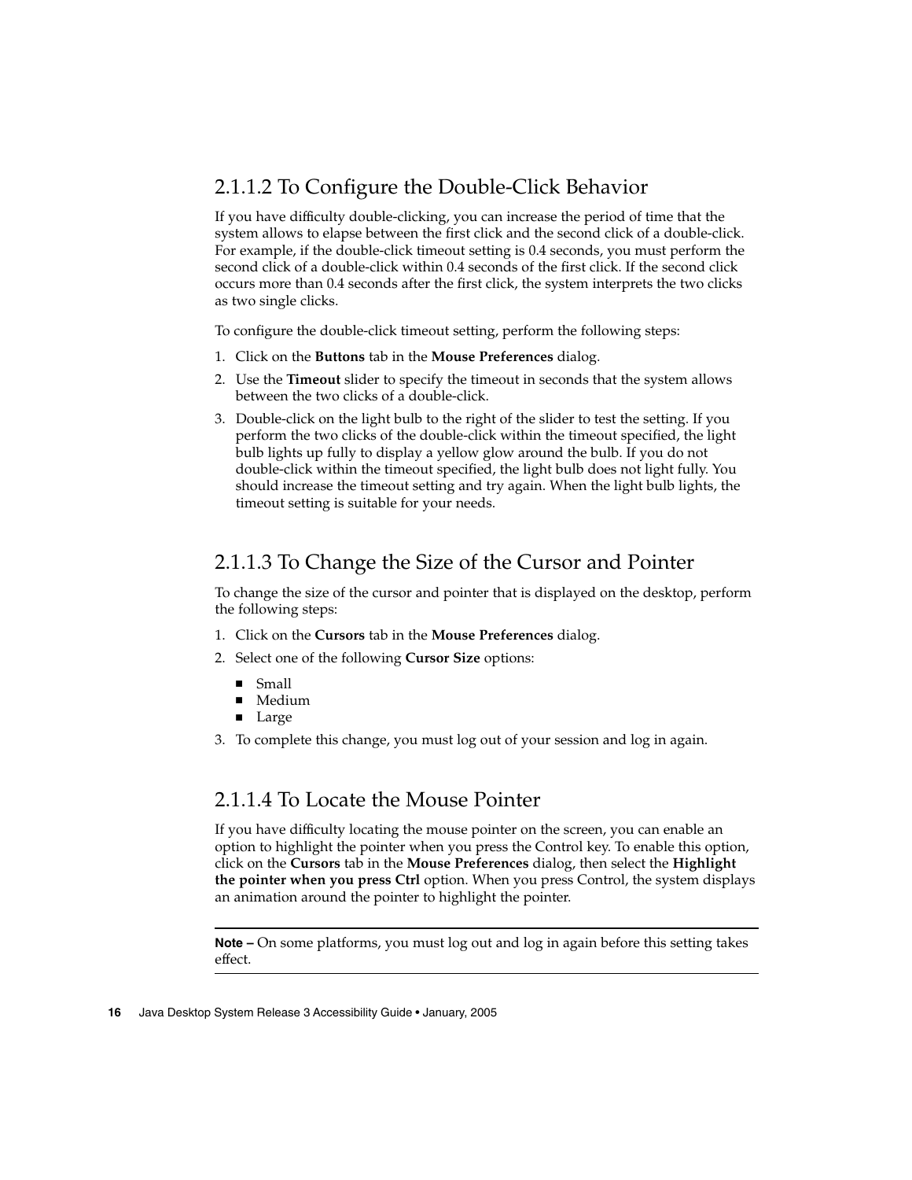### 2.1.1.2 To Configure the Double-Click Behavior

If you have difficulty double-clicking, you can increase the period of time that the system allows to elapse between the first click and the second click of a double-click. For example, if the double-click timeout setting is 0.4 seconds, you must perform the second click of a double-click within 0.4 seconds of the first click. If the second click occurs more than 0.4 seconds after the first click, the system interprets the two clicks as two single clicks.

To configure the double-click timeout setting, perform the following steps:

1. Click on the **Buttons** tab in the **Mouse Preferences** dialog.
2. Use the **Timeout** slider to specify the timeout in seconds that the system allows between the two clicks of a double-click.
3. Double-click on the light bulb to the right of the slider to test the setting. If you perform the two clicks of the double-click within the timeout specified, the light bulb lights up fully to display a yellow glow around the bulb. If you do not double-click within the timeout specified, the light bulb does not light fully. You should increase the timeout setting and try again. When the light bulb lights, the timeout setting is suitable for your needs.

### 2.1.1.3 To Change the Size of the Cursor and Pointer

To change the size of the cursor and pointer that is displayed on the desktop, perform the following steps:

1. Click on the **Cursors** tab in the **Mouse Preferences** dialog.
2. Select one of the following **Cursor Size** options:
   - Small
   - Medium
   - Large
3. To complete this change, you must log out of your session and log in again.

### 2.1.1.4 To Locate the Mouse Pointer

If you have difficulty locating the mouse pointer on the screen, you can enable an option to highlight the pointer when you press the Control key. To enable this option, click on the **Cursors** tab in the **Mouse Preferences** dialog, then select the **Highlight the pointer when you press Ctrl** option. When you press Control, the system displays an animation around the pointer to highlight the pointer.

---

**Note –** On some platforms, you must log out and log in again before this setting takes effect.

---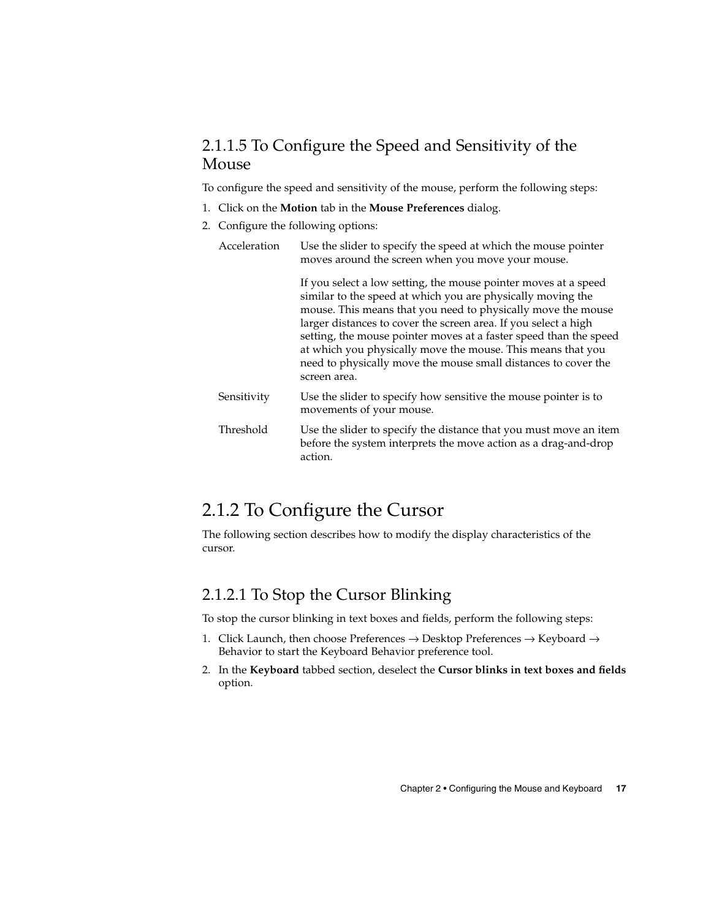### 2.1.1.5 To Configure the Speed and Sensitivity of the Mouse

To configure the speed and sensitivity of the mouse, perform the following steps:

1. Click on the **Motion** tab in the **Mouse Preferences** dialog.
2. Configure the following options:

| | |
|---|---|
| Acceleration | Use the slider to specify the speed at which the mouse pointer moves around the screen when you move your mouse.<br><br>If you select a low setting, the mouse pointer moves at a speed similar to the speed at which you are physically moving the mouse. This means that you need to physically move the mouse larger distances to cover the screen area. If you select a high setting, the mouse pointer moves at a faster speed than the speed at which you physically move the mouse. This means that you need to physically move the mouse small distances to cover the screen area. |
| Sensitivity | Use the slider to specify how sensitive the mouse pointer is to movements of your mouse. |
| Threshold | Use the slider to specify the distance that you must move an item before the system interprets the move action as a drag-and-drop action. |

## 2.1.2 To Configure the Cursor

The following section describes how to modify the display characteristics of the cursor.

### 2.1.2.1 To Stop the Cursor Blinking

To stop the cursor blinking in text boxes and fields, perform the following steps:

1. Click Launch, then choose Preferences → Desktop Preferences → Keyboard → Behavior to start the Keyboard Behavior preference tool.
2. In the **Keyboard** tabbed section, deselect the **Cursor blinks in text boxes and fields** option.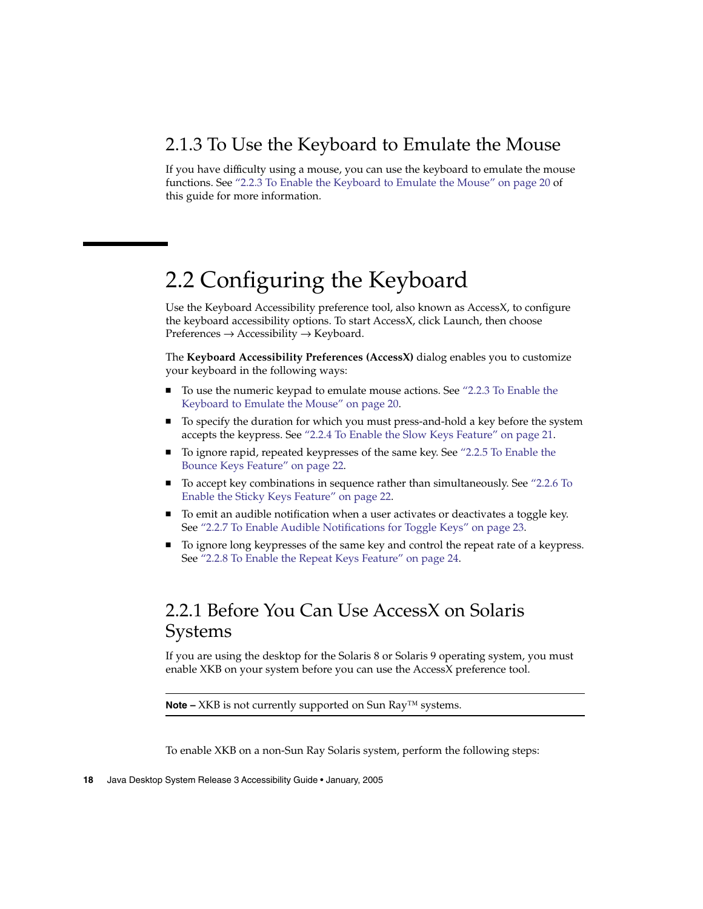### 2.1.3 To Use the Keyboard to Emulate the Mouse

If you have difficulty using a mouse, you can use the keyboard to emulate the mouse functions. See "2.2.3 To Enable the Keyboard to Emulate the Mouse" on page 20 of this guide for more information.

## 2.2 Configuring the Keyboard

Use the Keyboard Accessibility preference tool, also known as AccessX, to configure the keyboard accessibility options. To start AccessX, click Launch, then choose Preferences → Accessibility → Keyboard.

The **Keyboard Accessibility Preferences (AccessX)** dialog enables you to customize your keyboard in the following ways:

- To use the numeric keypad to emulate mouse actions. See "2.2.3 To Enable the Keyboard to Emulate the Mouse" on page 20.
- To specify the duration for which you must press-and-hold a key before the system accepts the keypress. See "2.2.4 To Enable the Slow Keys Feature" on page 21.
- To ignore rapid, repeated keypresses of the same key. See "2.2.5 To Enable the Bounce Keys Feature" on page 22.
- To accept key combinations in sequence rather than simultaneously. See "2.2.6 To Enable the Sticky Keys Feature" on page 22.
- To emit an audible notification when a user activates or deactivates a toggle key. See "2.2.7 To Enable Audible Notifications for Toggle Keys" on page 23.
- To ignore long keypresses of the same key and control the repeat rate of a keypress. See "2.2.8 To Enable the Repeat Keys Feature" on page 24.

### 2.2.1 Before You Can Use AccessX on Solaris Systems

If you are using the desktop for the Solaris 8 or Solaris 9 operating system, you must enable XKB on your system before you can use the AccessX preference tool.

---

**Note –** XKB is not currently supported on Sun Ray™ systems.

---

To enable XKB on a non-Sun Ray Solaris system, perform the following steps: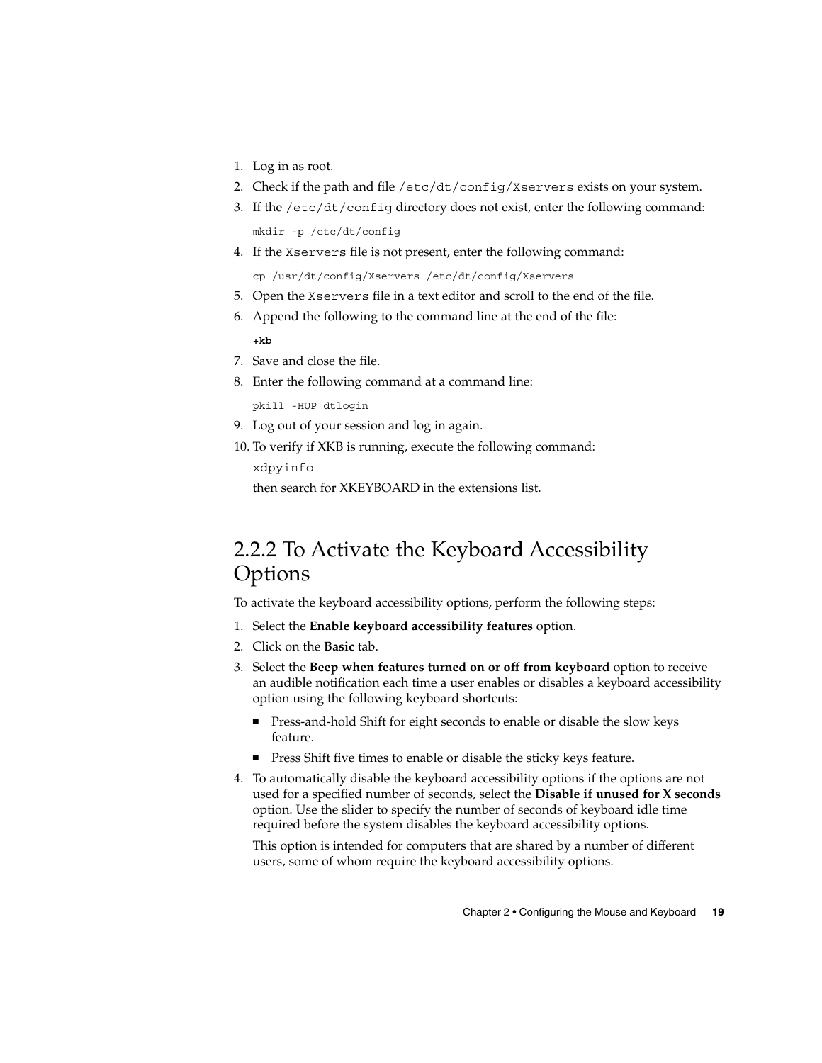1. Log in as root.
2. Check if the path and file `/etc/dt/config/Xservers` exists on your system.
3. If the `/etc/dt/config` directory does not exist, enter the following command:

   ```
   mkdir -p /etc/dt/config
   ```

4. If the `Xservers` file is not present, enter the following command:

   ```
   cp /usr/dt/config/Xservers /etc/dt/config/Xservers
   ```

5. Open the `Xservers` file in a text editor and scroll to the end of the file.
6. Append the following to the command line at the end of the file:

   ```
   +kb
   ```

7. Save and close the file.
8. Enter the following command at a command line:

   ```
   pkill -HUP dtlogin
   ```

9. Log out of your session and log in again.
10. To verify if XKB is running, execute the following command:

    ```
    xdpyinfo
    ```

    then search for XKEYBOARD in the extensions list.

## 2.2.2 To Activate the Keyboard Accessibility Options

To activate the keyboard accessibility options, perform the following steps:

1. Select the **Enable keyboard accessibility features** option.
2. Click on the **Basic** tab.
3. Select the **Beep when features turned on or off from keyboard** option to receive an audible notification each time a user enables or disables a keyboard accessibility option using the following keyboard shortcuts:
   - Press-and-hold Shift for eight seconds to enable or disable the slow keys feature.
   - Press Shift five times to enable or disable the sticky keys feature.
4. To automatically disable the keyboard accessibility options if the options are not used for a specified number of seconds, select the **Disable if unused for X seconds** option. Use the slider to specify the number of seconds of keyboard idle time required before the system disables the keyboard accessibility options.

   This option is intended for computers that are shared by a number of different users, some of whom require the keyboard accessibility options.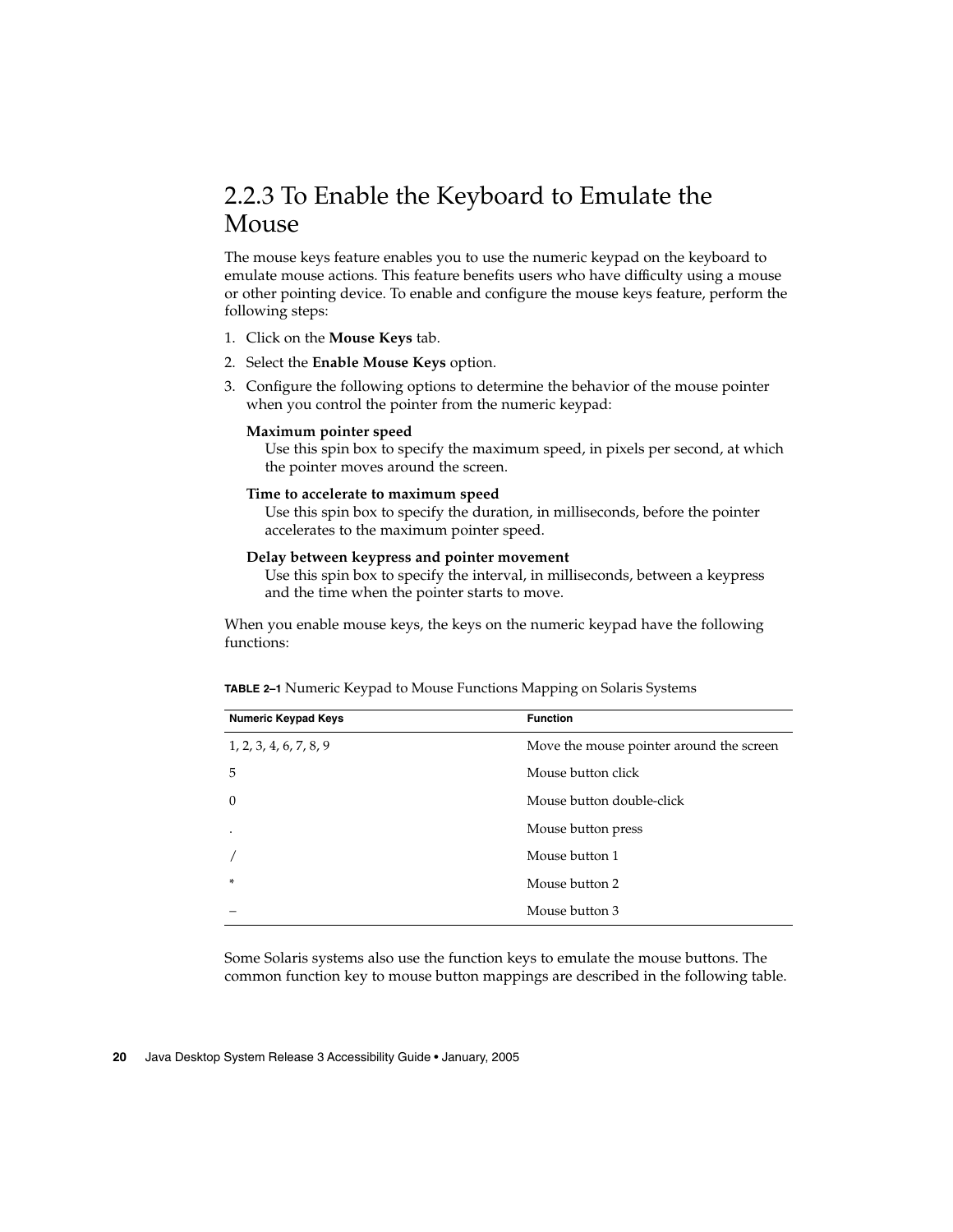## 2.2.3 To Enable the Keyboard to Emulate the Mouse

The mouse keys feature enables you to use the numeric keypad on the keyboard to emulate mouse actions. This feature benefits users who have difficulty using a mouse or other pointing device. To enable and configure the mouse keys feature, perform the following steps:

1. Click on the **Mouse Keys** tab.
2. Select the **Enable Mouse Keys** option.
3. Configure the following options to determine the behavior of the mouse pointer when you control the pointer from the numeric keypad:

   **Maximum pointer speed**
   Use this spin box to specify the maximum speed, in pixels per second, at which the pointer moves around the screen.

   **Time to accelerate to maximum speed**
   Use this spin box to specify the duration, in milliseconds, before the pointer accelerates to the maximum pointer speed.

   **Delay between keypress and pointer movement**
   Use this spin box to specify the interval, in milliseconds, between a keypress and the time when the pointer starts to move.

When you enable mouse keys, the keys on the numeric keypad have the following functions:

**TABLE 2–1** Numeric Keypad to Mouse Functions Mapping on Solaris Systems

| Numeric Keypad Keys | Function |
| --- | --- |
| 1, 2, 3, 4, 6, 7, 8, 9 | Move the mouse pointer around the screen |
| 5 | Mouse button click |
| 0 | Mouse button double-click |
| . | Mouse button press |
| / | Mouse button 1 |
| * | Mouse button 2 |
| – | Mouse button 3 |

Some Solaris systems also use the function keys to emulate the mouse buttons. The common function key to mouse button mappings are described in the following table.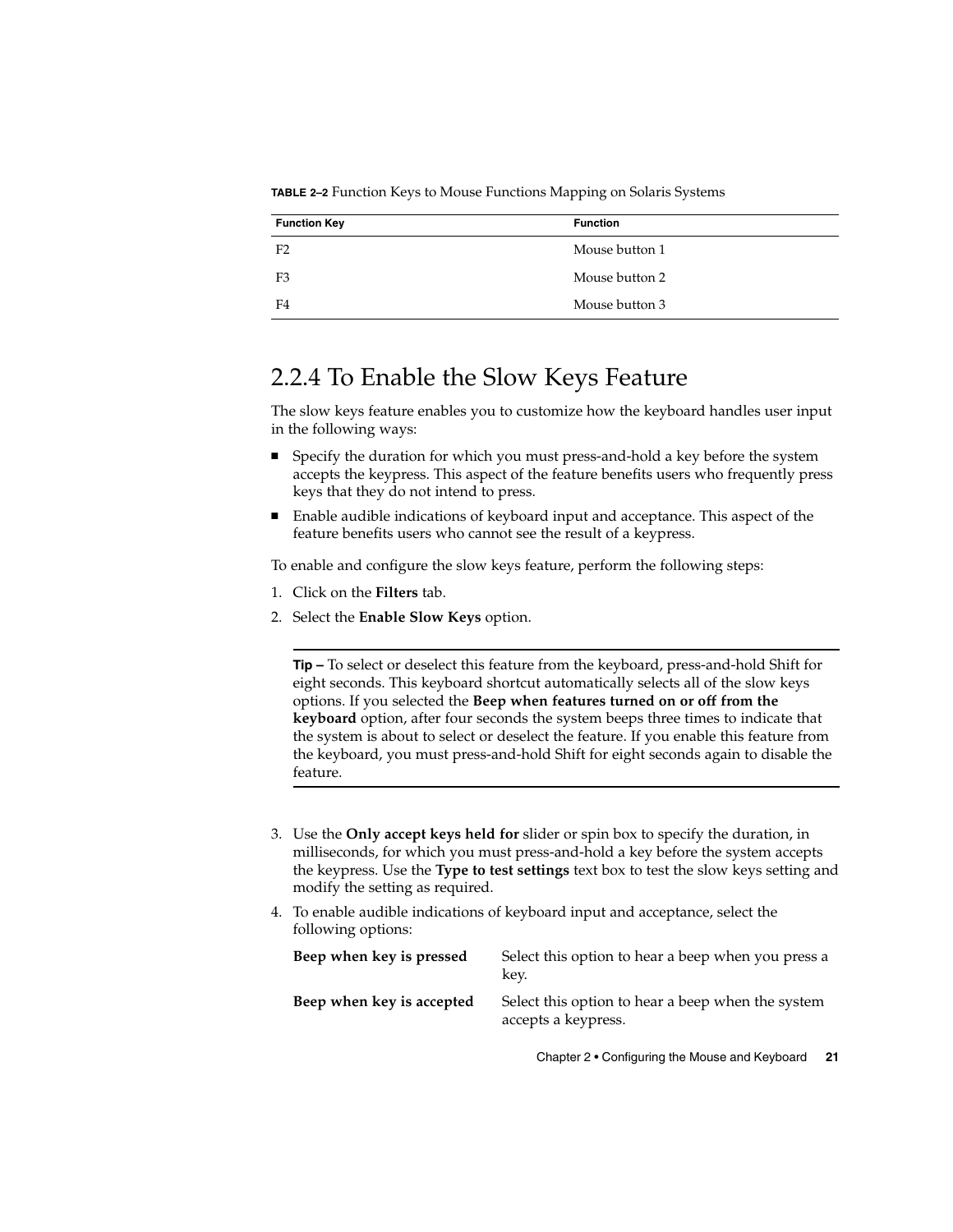**TABLE 2–2** Function Keys to Mouse Functions Mapping on Solaris Systems

| Function Key | Function |
| --- | --- |
| F2 | Mouse button 1 |
| F3 | Mouse button 2 |
| F4 | Mouse button 3 |

## 2.2.4 To Enable the Slow Keys Feature

The slow keys feature enables you to customize how the keyboard handles user input in the following ways:

- Specify the duration for which you must press-and-hold a key before the system accepts the keypress. This aspect of the feature benefits users who frequently press keys that they do not intend to press.
- Enable audible indications of keyboard input and acceptance. This aspect of the feature benefits users who cannot see the result of a keypress.

To enable and configure the slow keys feature, perform the following steps:

1. Click on the **Filters** tab.
2. Select the **Enable Slow Keys** option.

---

**Tip –** To select or deselect this feature from the keyboard, press-and-hold Shift for eight seconds. This keyboard shortcut automatically selects all of the slow keys options. If you selected the **Beep when features turned on or off from the keyboard** option, after four seconds the system beeps three times to indicate that the system is about to select or deselect the feature. If you enable this feature from the keyboard, you must press-and-hold Shift for eight seconds again to disable the feature.

---

3. Use the **Only accept keys held for** slider or spin box to specify the duration, in milliseconds, for which you must press-and-hold a key before the system accepts the keypress. Use the **Type to test settings** text box to test the slow keys setting and modify the setting as required.
4. To enable audible indications of keyboard input and acceptance, select the following options:

| | |
| --- | --- |
| **Beep when key is pressed** | Select this option to hear a beep when you press a key. |
| **Beep when key is accepted** | Select this option to hear a beep when the system accepts a keypress. |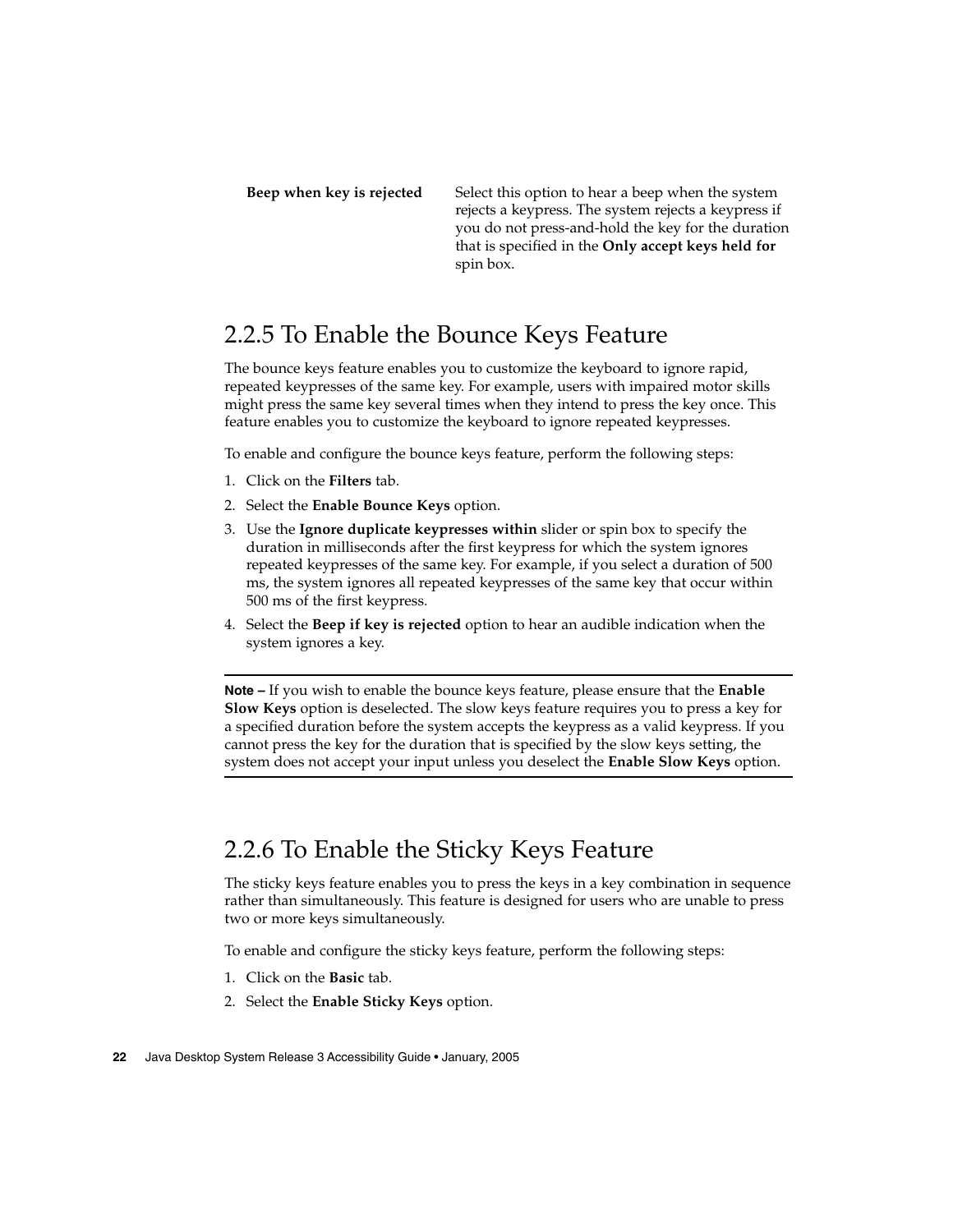| | |
|---|---|
| **Beep when key is rejected** | Select this option to hear a beep when the system rejects a keypress. The system rejects a keypress if you do not press-and-hold the key for the duration that is specified in the **Only accept keys held for** spin box. |

## 2.2.5 To Enable the Bounce Keys Feature

The bounce keys feature enables you to customize the keyboard to ignore rapid, repeated keypresses of the same key. For example, users with impaired motor skills might press the same key several times when they intend to press the key once. This feature enables you to customize the keyboard to ignore repeated keypresses.

To enable and configure the bounce keys feature, perform the following steps:

1. Click on the **Filters** tab.
2. Select the **Enable Bounce Keys** option.
3. Use the **Ignore duplicate keypresses within** slider or spin box to specify the duration in milliseconds after the first keypress for which the system ignores repeated keypresses of the same key. For example, if you select a duration of 500 ms, the system ignores all repeated keypresses of the same key that occur within 500 ms of the first keypress.
4. Select the **Beep if key is rejected** option to hear an audible indication when the system ignores a key.

---

**Note –** If you wish to enable the bounce keys feature, please ensure that the **Enable Slow Keys** option is deselected. The slow keys feature requires you to press a key for a specified duration before the system accepts the keypress as a valid keypress. If you cannot press the key for the duration that is specified by the slow keys setting, the system does not accept your input unless you deselect the **Enable Slow Keys** option.

---

## 2.2.6 To Enable the Sticky Keys Feature

The sticky keys feature enables you to press the keys in a key combination in sequence rather than simultaneously. This feature is designed for users who are unable to press two or more keys simultaneously.

To enable and configure the sticky keys feature, perform the following steps:

1. Click on the **Basic** tab.
2. Select the **Enable Sticky Keys** option.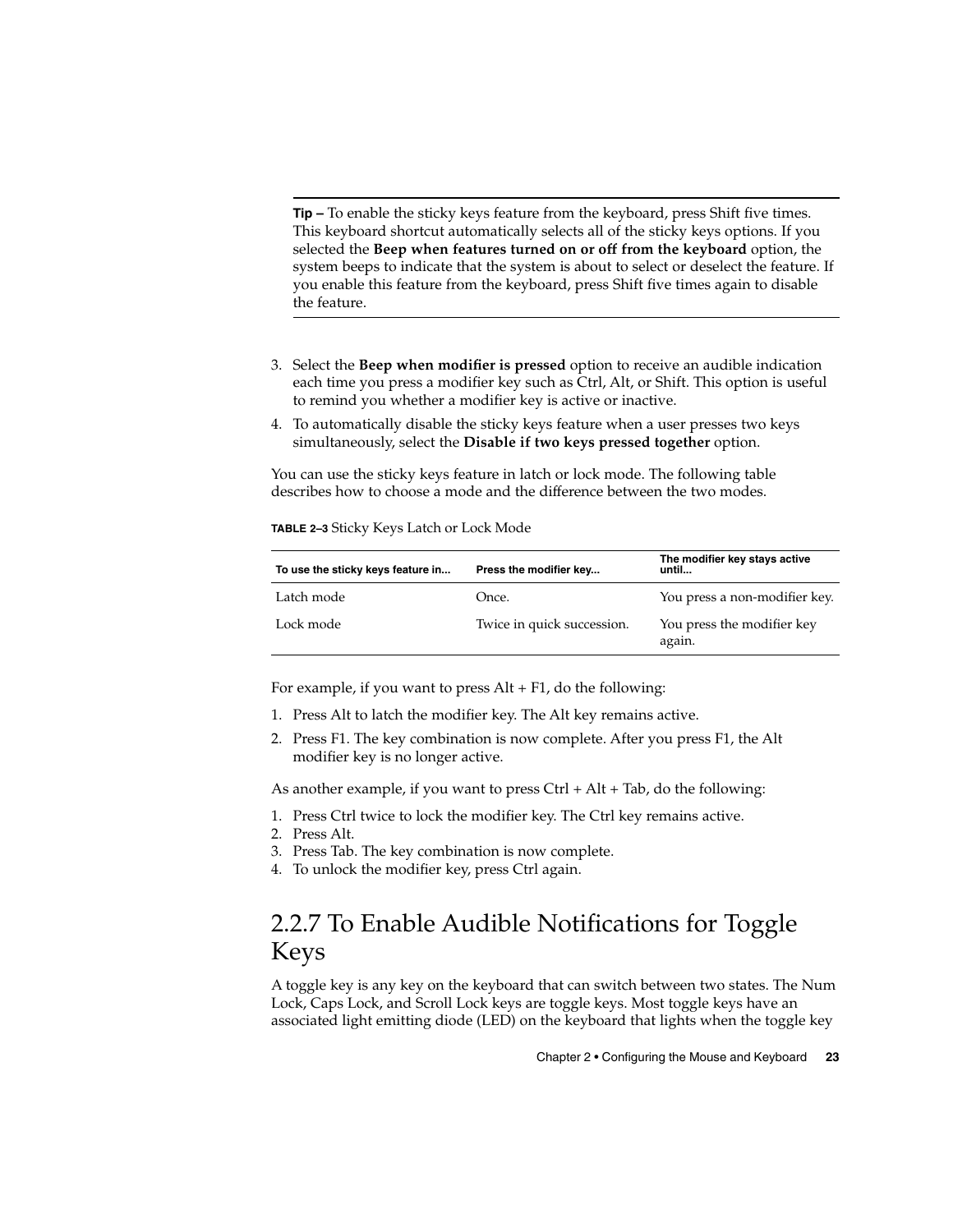**Tip –** To enable the sticky keys feature from the keyboard, press Shift five times. This keyboard shortcut automatically selects all of the sticky keys options. If you selected the **Beep when features turned on or off from the keyboard** option, the system beeps to indicate that the system is about to select or deselect the feature. If you enable this feature from the keyboard, press Shift five times again to disable the feature.

3. Select the **Beep when modifier is pressed** option to receive an audible indication each time you press a modifier key such as Ctrl, Alt, or Shift. This option is useful to remind you whether a modifier key is active or inactive.
4. To automatically disable the sticky keys feature when a user presses two keys simultaneously, select the **Disable if two keys pressed together** option.

You can use the sticky keys feature in latch or lock mode. The following table describes how to choose a mode and the difference between the two modes.

**TABLE 2–3** Sticky Keys Latch or Lock Mode

| To use the sticky keys feature in... | Press the modifier key... | The modifier key stays active until... |
| --- | --- | --- |
| Latch mode | Once. | You press a non-modifier key. |
| Lock mode | Twice in quick succession. | You press the modifier key again. |

For example, if you want to press Alt + F1, do the following:

1. Press Alt to latch the modifier key. The Alt key remains active.
2. Press F1. The key combination is now complete. After you press F1, the Alt modifier key is no longer active.

As another example, if you want to press Ctrl + Alt + Tab, do the following:

1. Press Ctrl twice to lock the modifier key. The Ctrl key remains active.
2. Press Alt.
3. Press Tab. The key combination is now complete.
4. To unlock the modifier key, press Ctrl again.

## 2.2.7 To Enable Audible Notifications for Toggle Keys

A toggle key is any key on the keyboard that can switch between two states. The Num Lock, Caps Lock, and Scroll Lock keys are toggle keys. Most toggle keys have an associated light emitting diode (LED) on the keyboard that lights when the toggle key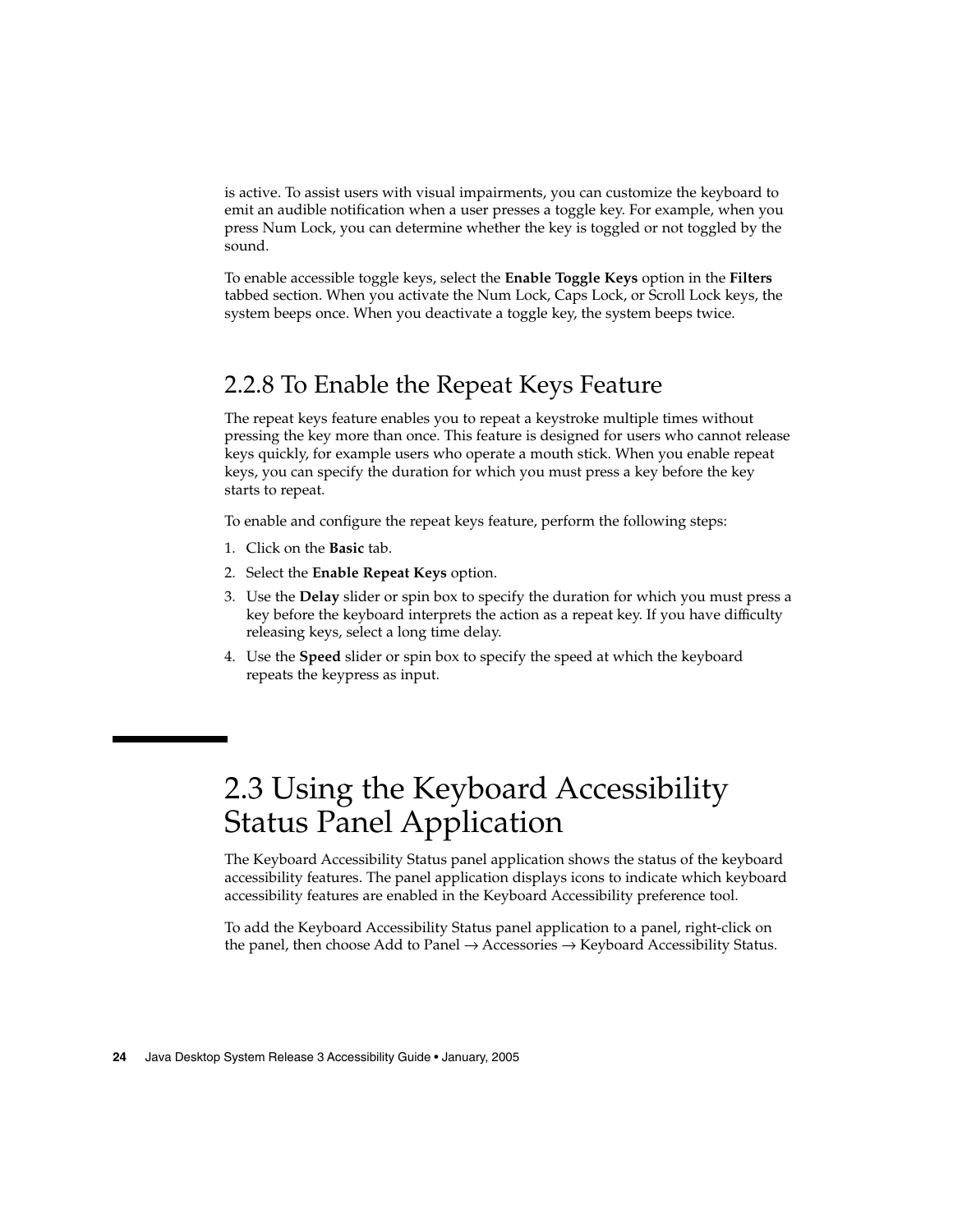is active. To assist users with visual impairments, you can customize the keyboard to emit an audible notification when a user presses a toggle key. For example, when you press Num Lock, you can determine whether the key is toggled or not toggled by the sound.

To enable accessible toggle keys, select the **Enable Toggle Keys** option in the **Filters** tabbed section. When you activate the Num Lock, Caps Lock, or Scroll Lock keys, the system beeps once. When you deactivate a toggle key, the system beeps twice.

### 2.2.8 To Enable the Repeat Keys Feature

The repeat keys feature enables you to repeat a keystroke multiple times without pressing the key more than once. This feature is designed for users who cannot release keys quickly, for example users who operate a mouth stick. When you enable repeat keys, you can specify the duration for which you must press a key before the key starts to repeat.

To enable and configure the repeat keys feature, perform the following steps:

1. Click on the **Basic** tab.
2. Select the **Enable Repeat Keys** option.
3. Use the **Delay** slider or spin box to specify the duration for which you must press a key before the keyboard interprets the action as a repeat key. If you have difficulty releasing keys, select a long time delay.
4. Use the **Speed** slider or spin box to specify the speed at which the keyboard repeats the keypress as input.

## 2.3 Using the Keyboard Accessibility Status Panel Application

The Keyboard Accessibility Status panel application shows the status of the keyboard accessibility features. The panel application displays icons to indicate which keyboard accessibility features are enabled in the Keyboard Accessibility preference tool.

To add the Keyboard Accessibility Status panel application to a panel, right-click on the panel, then choose Add to Panel → Accessories → Keyboard Accessibility Status.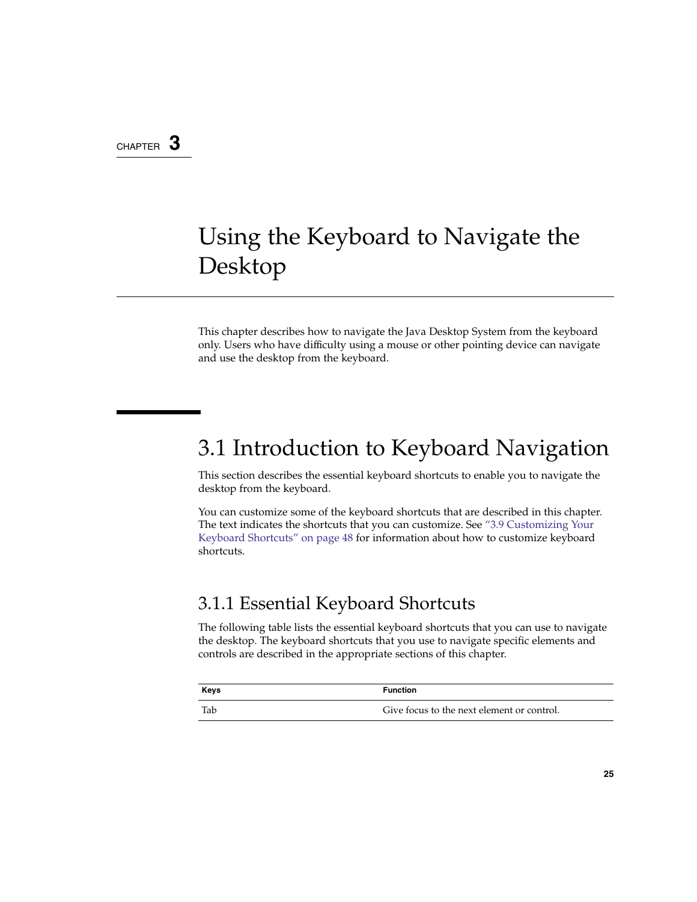CHAPTER 3

# Using the Keyboard to Navigate the Desktop

This chapter describes how to navigate the Java Desktop System from the keyboard only. Users who have difficulty using a mouse or other pointing device can navigate and use the desktop from the keyboard.

## 3.1 Introduction to Keyboard Navigation

This section describes the essential keyboard shortcuts to enable you to navigate the desktop from the keyboard.

You can customize some of the keyboard shortcuts that are described in this chapter. The text indicates the shortcuts that you can customize. See "3.9 Customizing Your Keyboard Shortcuts" on page 48 for information about how to customize keyboard shortcuts.

### 3.1.1 Essential Keyboard Shortcuts

The following table lists the essential keyboard shortcuts that you can use to navigate the desktop. The keyboard shortcuts that you use to navigate specific elements and controls are described in the appropriate sections of this chapter.

| Keys | Function |
| --- | --- |
| Tab | Give focus to the next element or control. |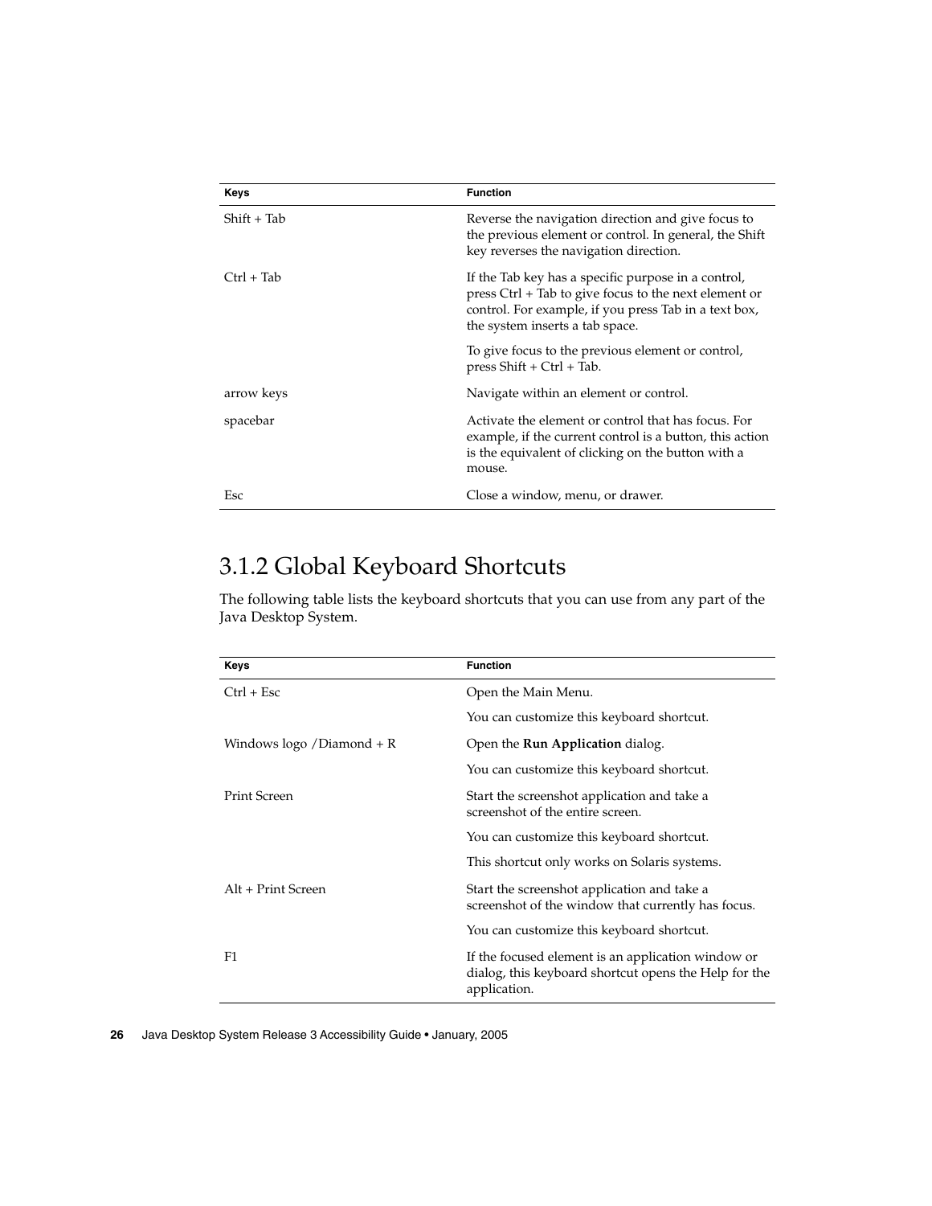| Keys | Function |
| --- | --- |
| Shift + Tab | Reverse the navigation direction and give focus to the previous element or control. In general, the Shift key reverses the navigation direction. |
| Ctrl + Tab | If the Tab key has a specific purpose in a control, press Ctrl + Tab to give focus to the next element or control. For example, if you press Tab in a text box, the system inserts a tab space. |
| | To give focus to the previous element or control, press Shift + Ctrl + Tab. |
| arrow keys | Navigate within an element or control. |
| spacebar | Activate the element or control that has focus. For example, if the current control is a button, this action is the equivalent of clicking on the button with a mouse. |
| Esc | Close a window, menu, or drawer. |

## 3.1.2 Global Keyboard Shortcuts

The following table lists the keyboard shortcuts that you can use from any part of the Java Desktop System.

| Keys | Function |
| --- | --- |
| Ctrl + Esc | Open the Main Menu. |
| | You can customize this keyboard shortcut. |
| Windows logo /Diamond + R | Open the **Run Application** dialog. |
| | You can customize this keyboard shortcut. |
| Print Screen | Start the screenshot application and take a screenshot of the entire screen. |
| | You can customize this keyboard shortcut. |
| | This shortcut only works on Solaris systems. |
| Alt + Print Screen | Start the screenshot application and take a screenshot of the window that currently has focus. |
| | You can customize this keyboard shortcut. |
| F1 | If the focused element is an application window or dialog, this keyboard shortcut opens the Help for the application. |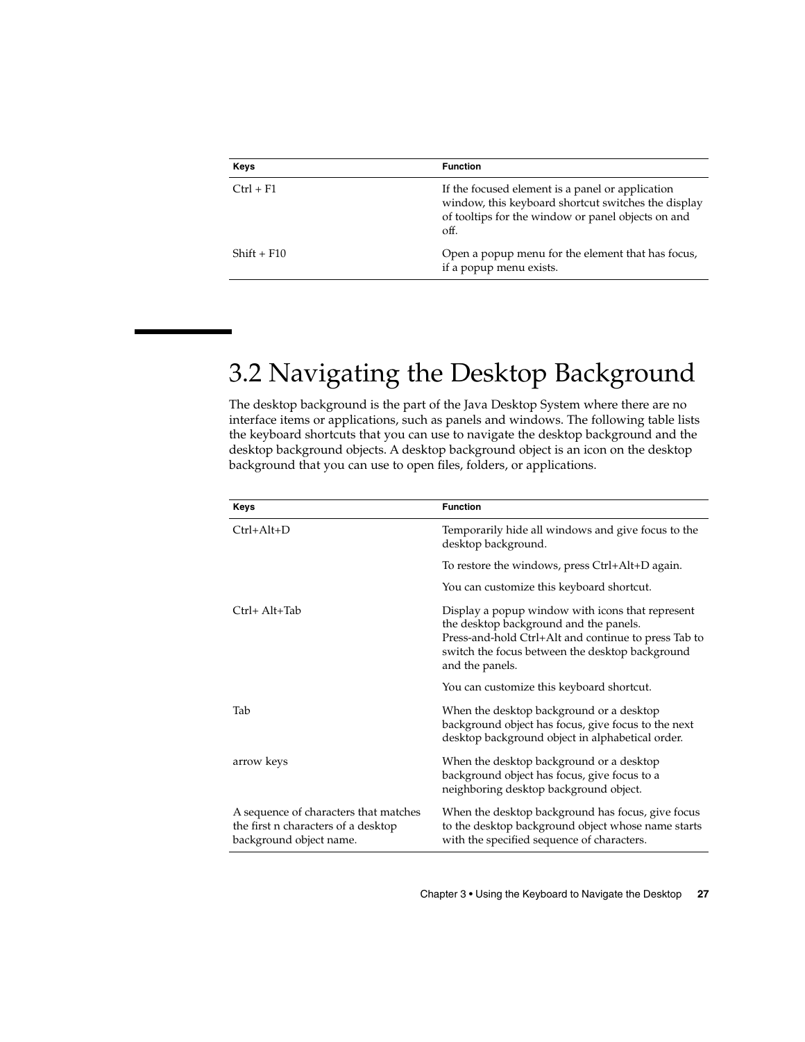| Keys | Function |
| --- | --- |
| Ctrl + F1 | If the focused element is a panel or application window, this keyboard shortcut switches the display of tooltips for the window or panel objects on and off. |
| Shift + F10 | Open a popup menu for the element that has focus, if a popup menu exists. |

## 3.2 Navigating the Desktop Background

The desktop background is the part of the Java Desktop System where there are no interface items or applications, such as panels and windows. The following table lists the keyboard shortcuts that you can use to navigate the desktop background and the desktop background objects. A desktop background object is an icon on the desktop background that you can use to open files, folders, or applications.

| Keys | Function |
| --- | --- |
| Ctrl+Alt+D | Temporarily hide all windows and give focus to the desktop background.<br><br>To restore the windows, press Ctrl+Alt+D again.<br><br>You can customize this keyboard shortcut. |
| Ctrl+ Alt+Tab | Display a popup window with icons that represent the desktop background and the panels. Press-and-hold Ctrl+Alt and continue to press Tab to switch the focus between the desktop background and the panels.<br><br>You can customize this keyboard shortcut. |
| Tab | When the desktop background or a desktop background object has focus, give focus to the next desktop background object in alphabetical order. |
| arrow keys | When the desktop background or a desktop background object has focus, give focus to a neighboring desktop background object. |
| A sequence of characters that matches the first n characters of a desktop background object name. | When the desktop background has focus, give focus to the desktop background object whose name starts with the specified sequence of characters. |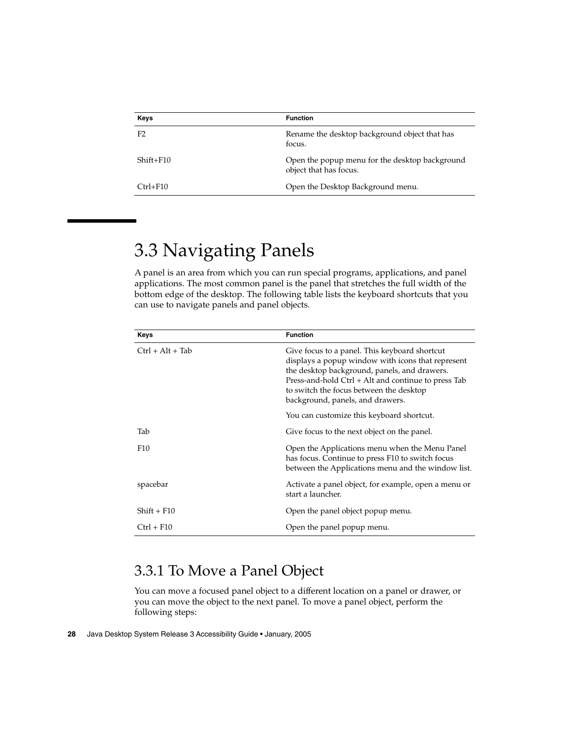| Keys | Function |
|---|---|
| F2 | Rename the desktop background object that has focus. |
| Shift+F10 | Open the popup menu for the desktop background object that has focus. |
| Ctrl+F10 | Open the Desktop Background menu. |

## 3.3 Navigating Panels

A panel is an area from which you can run special programs, applications, and panel applications. The most common panel is the panel that stretches the full width of the bottom edge of the desktop. The following table lists the keyboard shortcuts that you can use to navigate panels and panel objects.

| Keys | Function |
|---|---|
| Ctrl + Alt + Tab | Give focus to a panel. This keyboard shortcut displays a popup window with icons that represent the desktop background, panels, and drawers. Press-and-hold Ctrl + Alt and continue to press Tab to switch the focus between the desktop background, panels, and drawers.<br><br>You can customize this keyboard shortcut. |
| Tab | Give focus to the next object on the panel. |
| F10 | Open the Applications menu when the Menu Panel has focus. Continue to press F10 to switch focus between the Applications menu and the window list. |
| spacebar | Activate a panel object, for example, open a menu or start a launcher. |
| Shift + F10 | Open the panel object popup menu. |
| Ctrl + F10 | Open the panel popup menu. |

### 3.3.1 To Move a Panel Object

You can move a focused panel object to a different location on a panel or drawer, or you can move the object to the next panel. To move a panel object, perform the following steps: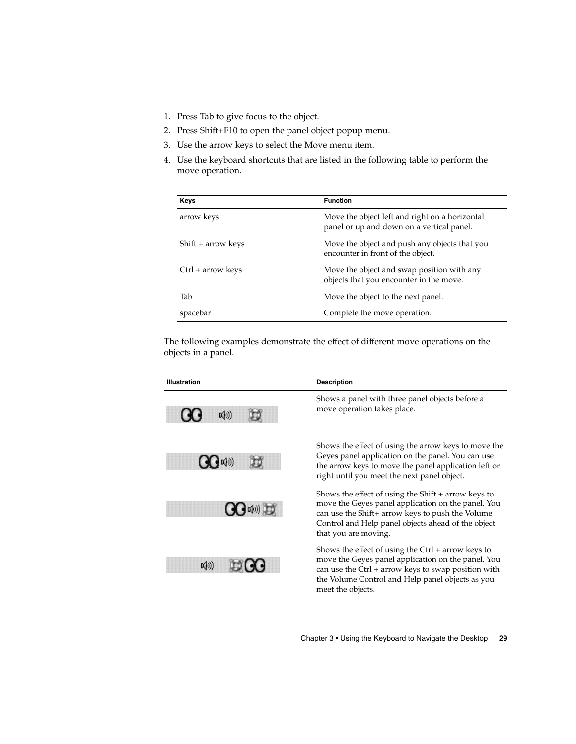1. Press Tab to give focus to the object.
2. Press Shift+F10 to open the panel object popup menu.
3. Use the arrow keys to select the Move menu item.
4. Use the keyboard shortcuts that are listed in the following table to perform the move operation.

| Keys | Function |
| --- | --- |
| arrow keys | Move the object left and right on a horizontal panel or up and down on a vertical panel. |
| Shift + arrow keys | Move the object and push any objects that you encounter in front of the object. |
| Ctrl + arrow keys | Move the object and swap position with any objects that you encounter in the move. |
| Tab | Move the object to the next panel. |
| spacebar | Complete the move operation. |

The following examples demonstrate the effect of different move operations on the objects in a panel.

| Illustration | Description |
| --- | --- |
| | Shows a panel with three panel objects before a move operation takes place. |
| | Shows the effect of using the arrow keys to move the Geyes panel application on the panel. You can use the arrow keys to move the panel application left or right until you meet the next panel object. |
| | Shows the effect of using the Shift + arrow keys to move the Geyes panel application on the panel. You can use the Shift+ arrow keys to push the Volume Control and Help panel objects ahead of the object that you are moving. |
| | Shows the effect of using the Ctrl + arrow keys to move the Geyes panel application on the panel. You can use the Ctrl + arrow keys to swap position with the Volume Control and Help panel objects as you meet the objects. |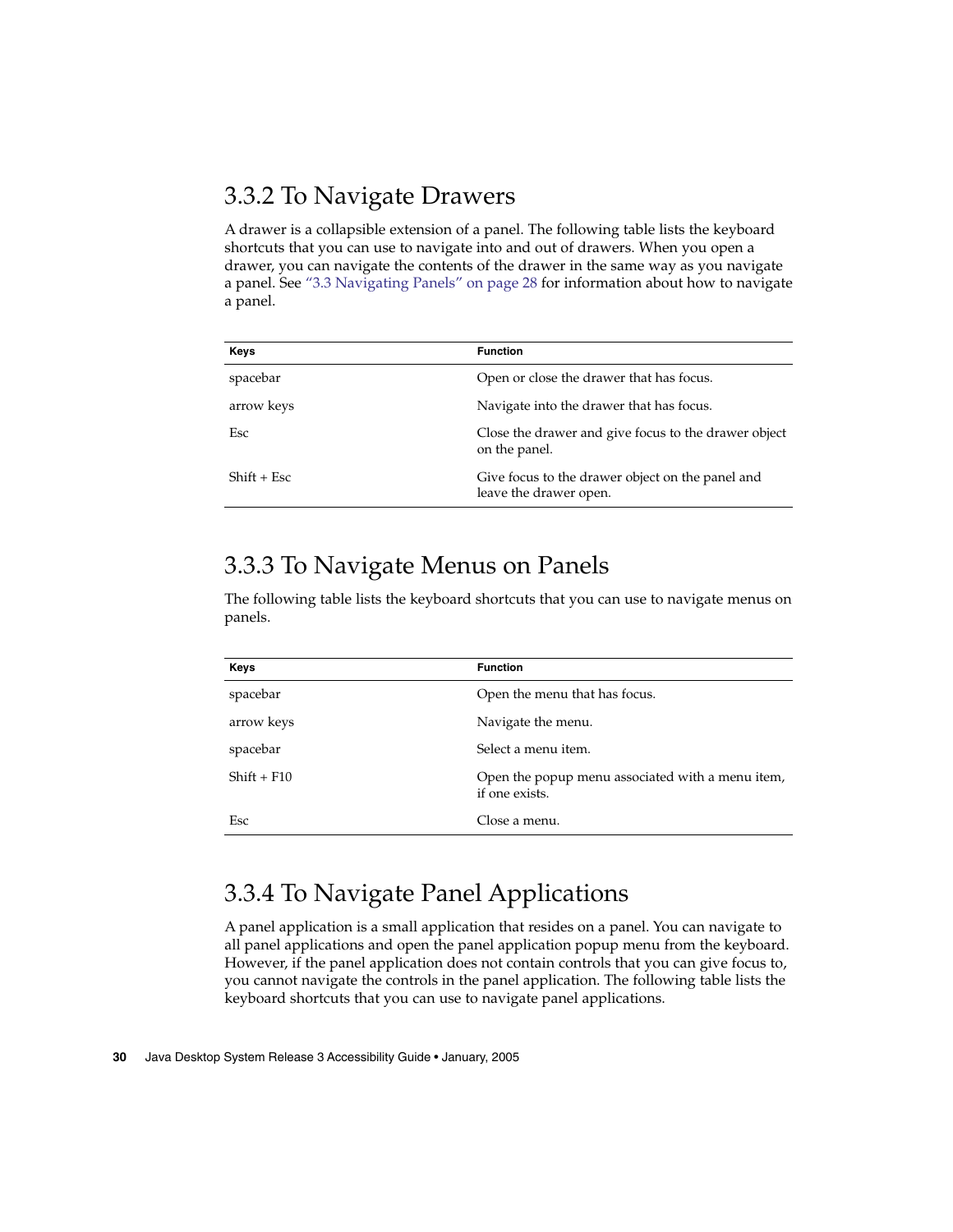### 3.3.2 To Navigate Drawers

A drawer is a collapsible extension of a panel. The following table lists the keyboard shortcuts that you can use to navigate into and out of drawers. When you open a drawer, you can navigate the contents of the drawer in the same way as you navigate a panel. See "3.3 Navigating Panels" on page 28 for information about how to navigate a panel.

| Keys | Function |
| --- | --- |
| spacebar | Open or close the drawer that has focus. |
| arrow keys | Navigate into the drawer that has focus. |
| Esc | Close the drawer and give focus to the drawer object on the panel. |
| Shift + Esc | Give focus to the drawer object on the panel and leave the drawer open. |

### 3.3.3 To Navigate Menus on Panels

The following table lists the keyboard shortcuts that you can use to navigate menus on panels.

| Keys | Function |
| --- | --- |
| spacebar | Open the menu that has focus. |
| arrow keys | Navigate the menu. |
| spacebar | Select a menu item. |
| Shift + F10 | Open the popup menu associated with a menu item, if one exists. |
| Esc | Close a menu. |

### 3.3.4 To Navigate Panel Applications

A panel application is a small application that resides on a panel. You can navigate to all panel applications and open the panel application popup menu from the keyboard. However, if the panel application does not contain controls that you can give focus to, you cannot navigate the controls in the panel application. The following table lists the keyboard shortcuts that you can use to navigate panel applications.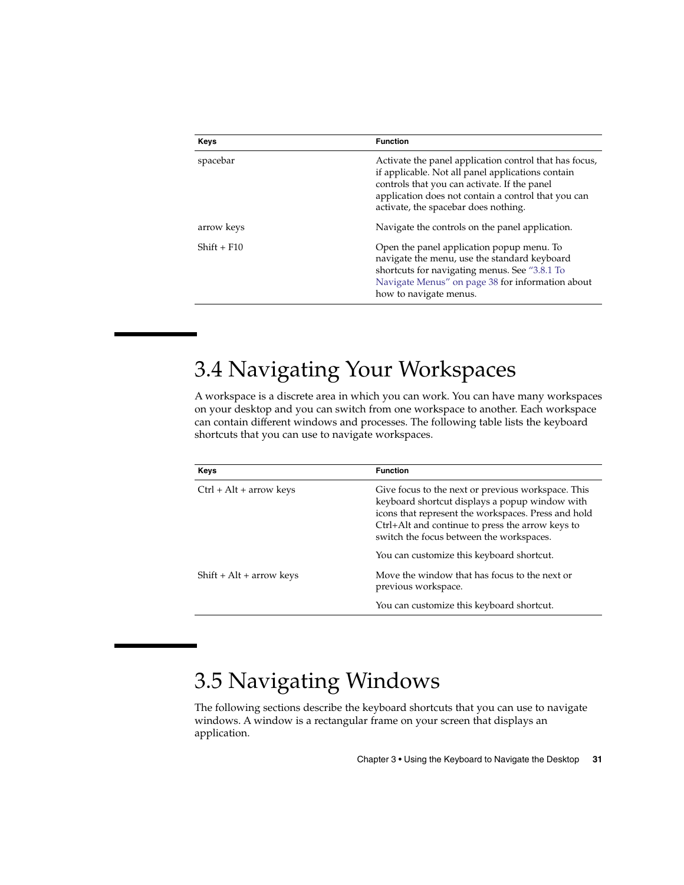| Keys | Function |
| --- | --- |
| spacebar | Activate the panel application control that has focus, if applicable. Not all panel applications contain controls that you can activate. If the panel application does not contain a control that you can activate, the spacebar does nothing. |
| arrow keys | Navigate the controls on the panel application. |
| Shift + F10 | Open the panel application popup menu. To navigate the menu, use the standard keyboard shortcuts for navigating menus. See "3.8.1 To Navigate Menus" on page 38 for information about how to navigate menus. |

## 3.4 Navigating Your Workspaces

A workspace is a discrete area in which you can work. You can have many workspaces on your desktop and you can switch from one workspace to another. Each workspace can contain different windows and processes. The following table lists the keyboard shortcuts that you can use to navigate workspaces.

| Keys | Function |
| --- | --- |
| Ctrl + Alt + arrow keys | Give focus to the next or previous workspace. This keyboard shortcut displays a popup window with icons that represent the workspaces. Press and hold Ctrl+Alt and continue to press the arrow keys to switch the focus between the workspaces.<br><br>You can customize this keyboard shortcut. |
| Shift + Alt + arrow keys | Move the window that has focus to the next or previous workspace.<br><br>You can customize this keyboard shortcut. |

## 3.5 Navigating Windows

The following sections describe the keyboard shortcuts that you can use to navigate windows. A window is a rectangular frame on your screen that displays an application.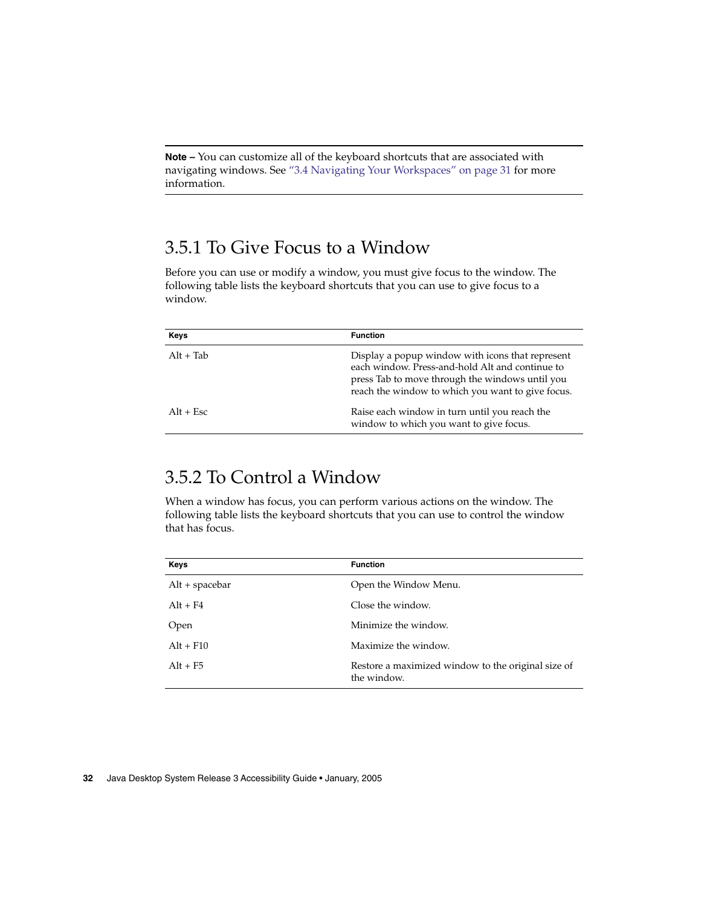**Note –** You can customize all of the keyboard shortcuts that are associated with navigating windows. See "3.4 Navigating Your Workspaces" on page 31 for more information.

## 3.5.1 To Give Focus to a Window

Before you can use or modify a window, you must give focus to the window. The following table lists the keyboard shortcuts that you can use to give focus to a window.

| Keys | Function |
| --- | --- |
| Alt + Tab | Display a popup window with icons that represent each window. Press-and-hold Alt and continue to press Tab to move through the windows until you reach the window to which you want to give focus. |
| Alt + Esc | Raise each window in turn until you reach the window to which you want to give focus. |

## 3.5.2 To Control a Window

When a window has focus, you can perform various actions on the window. The following table lists the keyboard shortcuts that you can use to control the window that has focus.

| Keys | Function |
| --- | --- |
| Alt + spacebar | Open the Window Menu. |
| Alt + F4 | Close the window. |
| Open | Minimize the window. |
| Alt + F10 | Maximize the window. |
| Alt + F5 | Restore a maximized window to the original size of the window. |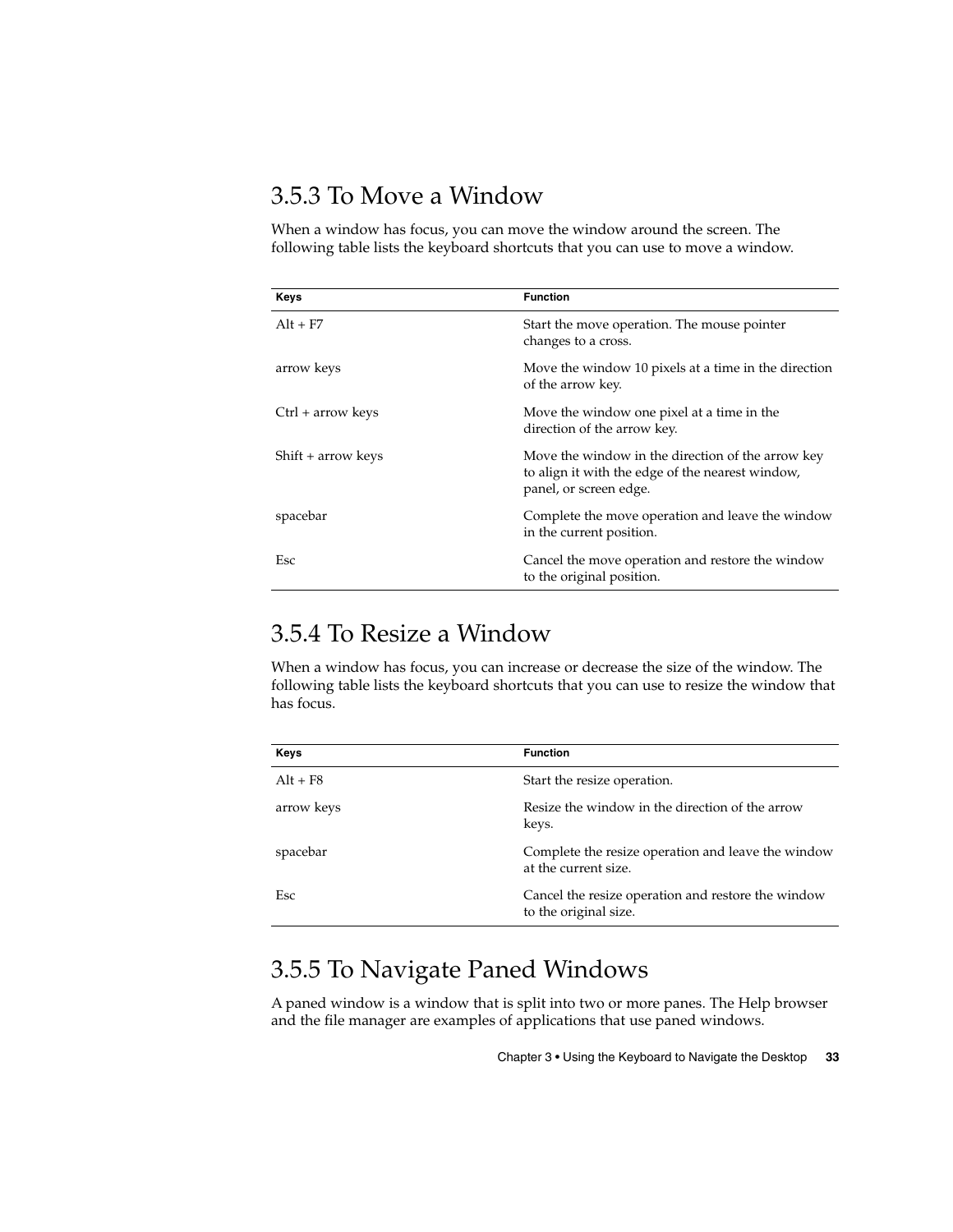### 3.5.3 To Move a Window

When a window has focus, you can move the window around the screen. The following table lists the keyboard shortcuts that you can use to move a window.

| Keys | Function |
| --- | --- |
| Alt + F7 | Start the move operation. The mouse pointer changes to a cross. |
| arrow keys | Move the window 10 pixels at a time in the direction of the arrow key. |
| Ctrl + arrow keys | Move the window one pixel at a time in the direction of the arrow key. |
| Shift + arrow keys | Move the window in the direction of the arrow key to align it with the edge of the nearest window, panel, or screen edge. |
| spacebar | Complete the move operation and leave the window in the current position. |
| Esc | Cancel the move operation and restore the window to the original position. |

### 3.5.4 To Resize a Window

When a window has focus, you can increase or decrease the size of the window. The following table lists the keyboard shortcuts that you can use to resize the window that has focus.

| Keys | Function |
| --- | --- |
| Alt + F8 | Start the resize operation. |
| arrow keys | Resize the window in the direction of the arrow keys. |
| spacebar | Complete the resize operation and leave the window at the current size. |
| Esc | Cancel the resize operation and restore the window to the original size. |

### 3.5.5 To Navigate Paned Windows

A paned window is a window that is split into two or more panes. The Help browser and the file manager are examples of applications that use paned windows.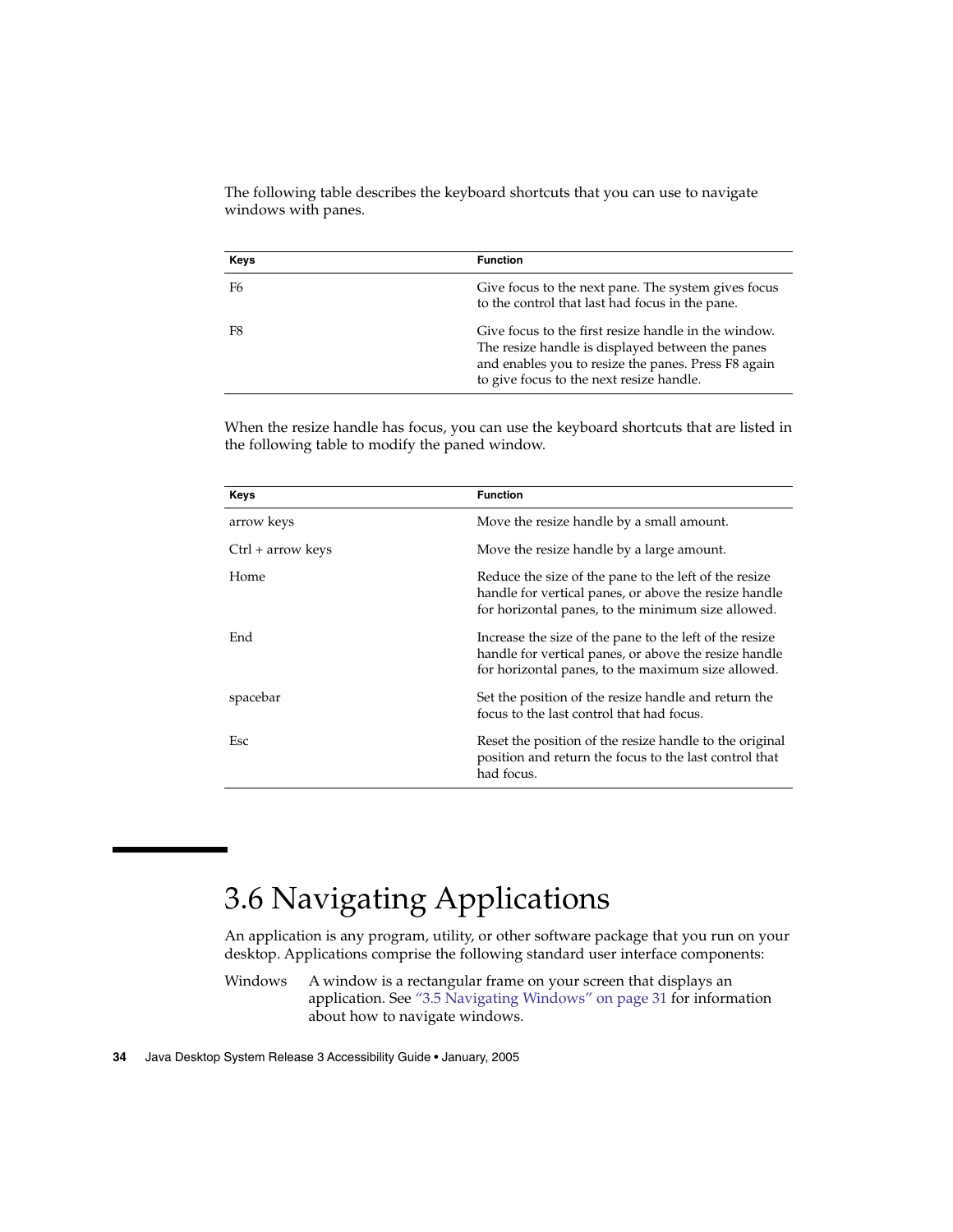The following table describes the keyboard shortcuts that you can use to navigate windows with panes.

| Keys | Function |
| --- | --- |
| F6 | Give focus to the next pane. The system gives focus to the control that last had focus in the pane. |
| F8 | Give focus to the first resize handle in the window. The resize handle is displayed between the panes and enables you to resize the panes. Press F8 again to give focus to the next resize handle. |

When the resize handle has focus, you can use the keyboard shortcuts that are listed in the following table to modify the paned window.

| Keys | Function |
| --- | --- |
| arrow keys | Move the resize handle by a small amount. |
| Ctrl + arrow keys | Move the resize handle by a large amount. |
| Home | Reduce the size of the pane to the left of the resize handle for vertical panes, or above the resize handle for horizontal panes, to the minimum size allowed. |
| End | Increase the size of the pane to the left of the resize handle for vertical panes, or above the resize handle for horizontal panes, to the maximum size allowed. |
| spacebar | Set the position of the resize handle and return the focus to the last control that had focus. |
| Esc | Reset the position of the resize handle to the original position and return the focus to the last control that had focus. |

# 3.6 Navigating Applications

An application is any program, utility, or other software package that you run on your desktop. Applications comprise the following standard user interface components:

Windows — A window is a rectangular frame on your screen that displays an application. See "3.5 Navigating Windows" on page 31 for information about how to navigate windows.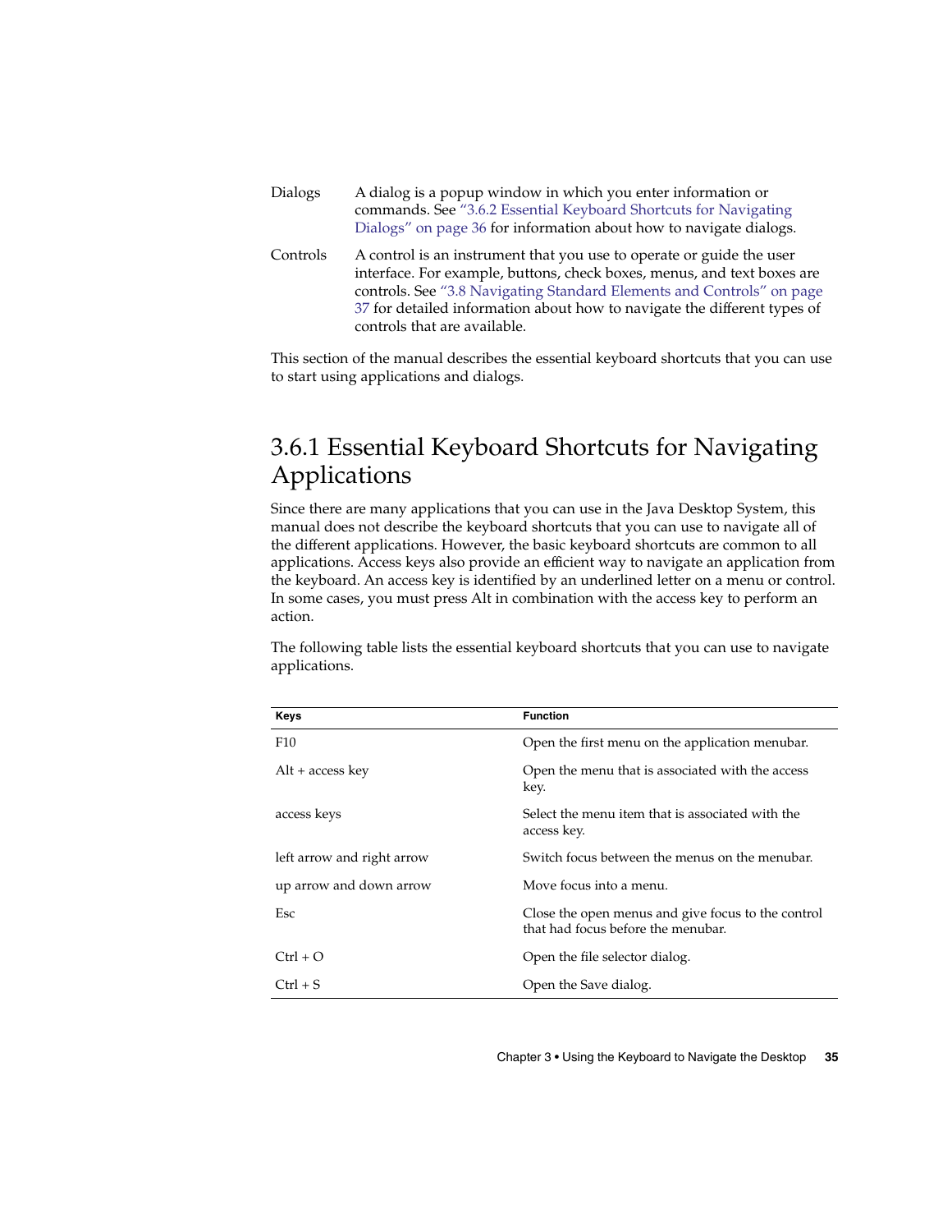Dialogs A dialog is a popup window in which you enter information or commands. See "3.6.2 Essential Keyboard Shortcuts for Navigating Dialogs" on page 36 for information about how to navigate dialogs.

Controls A control is an instrument that you use to operate or guide the user interface. For example, buttons, check boxes, menus, and text boxes are controls. See "3.8 Navigating Standard Elements and Controls" on page 37 for detailed information about how to navigate the different types of controls that are available.

This section of the manual describes the essential keyboard shortcuts that you can use to start using applications and dialogs.

## 3.6.1 Essential Keyboard Shortcuts for Navigating Applications

Since there are many applications that you can use in the Java Desktop System, this manual does not describe the keyboard shortcuts that you can use to navigate all of the different applications. However, the basic keyboard shortcuts are common to all applications. Access keys also provide an efficient way to navigate an application from the keyboard. An access key is identified by an underlined letter on a menu or control. In some cases, you must press Alt in combination with the access key to perform an action.

The following table lists the essential keyboard shortcuts that you can use to navigate applications.

| Keys | Function |
| --- | --- |
| F10 | Open the first menu on the application menubar. |
| Alt + access key | Open the menu that is associated with the access key. |
| access keys | Select the menu item that is associated with the access key. |
| left arrow and right arrow | Switch focus between the menus on the menubar. |
| up arrow and down arrow | Move focus into a menu. |
| Esc | Close the open menus and give focus to the control that had focus before the menubar. |
| Ctrl + O | Open the file selector dialog. |
| Ctrl + S | Open the Save dialog. |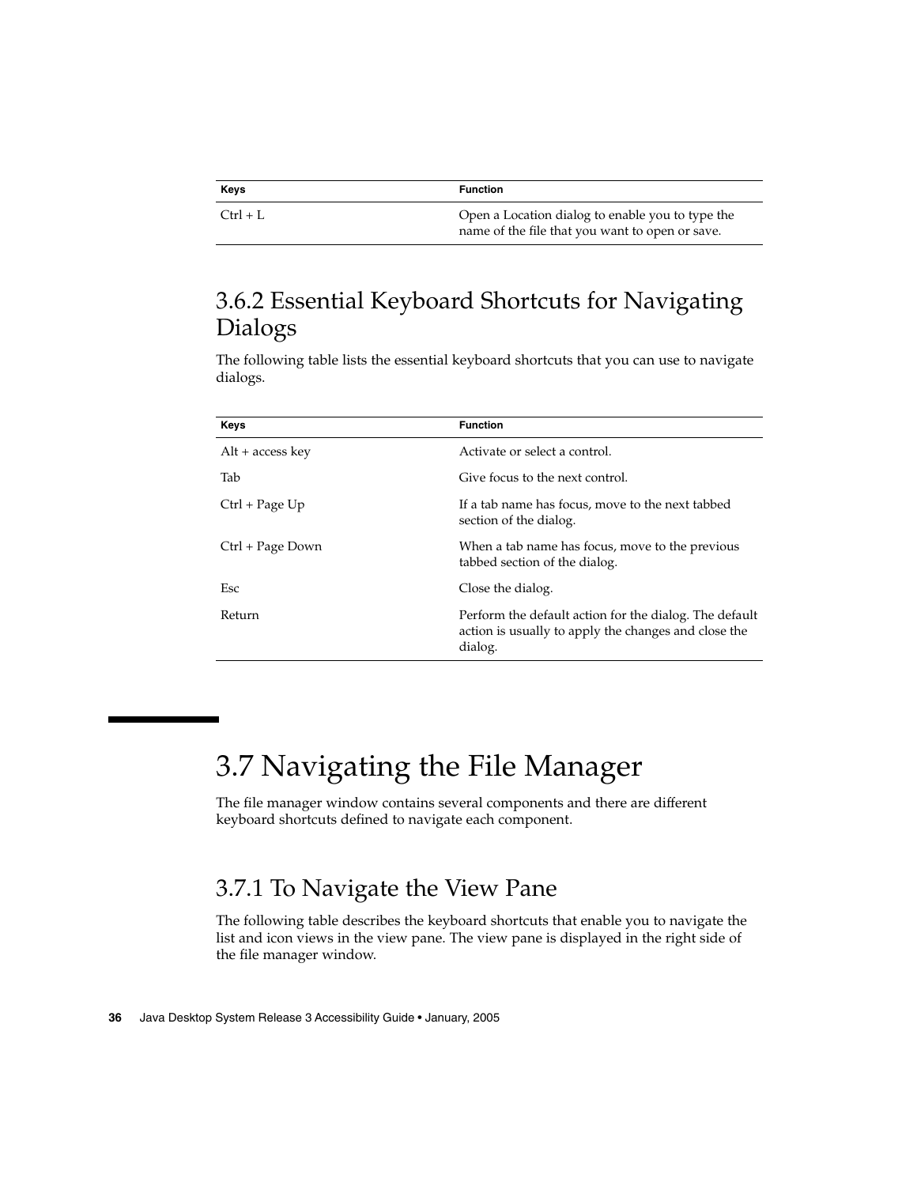| Keys | Function |
| --- | --- |
| Ctrl + L | Open a Location dialog to enable you to type the name of the file that you want to open or save. |

### 3.6.2 Essential Keyboard Shortcuts for Navigating Dialogs

The following table lists the essential keyboard shortcuts that you can use to navigate dialogs.

| Keys | Function |
| --- | --- |
| Alt + access key | Activate or select a control. |
| Tab | Give focus to the next control. |
| Ctrl + Page Up | If a tab name has focus, move to the next tabbed section of the dialog. |
| Ctrl + Page Down | When a tab name has focus, move to the previous tabbed section of the dialog. |
| Esc | Close the dialog. |
| Return | Perform the default action for the dialog. The default action is usually to apply the changes and close the dialog. |

## 3.7 Navigating the File Manager

The file manager window contains several components and there are different keyboard shortcuts defined to navigate each component.

### 3.7.1 To Navigate the View Pane

The following table describes the keyboard shortcuts that enable you to navigate the list and icon views in the view pane. The view pane is displayed in the right side of the file manager window.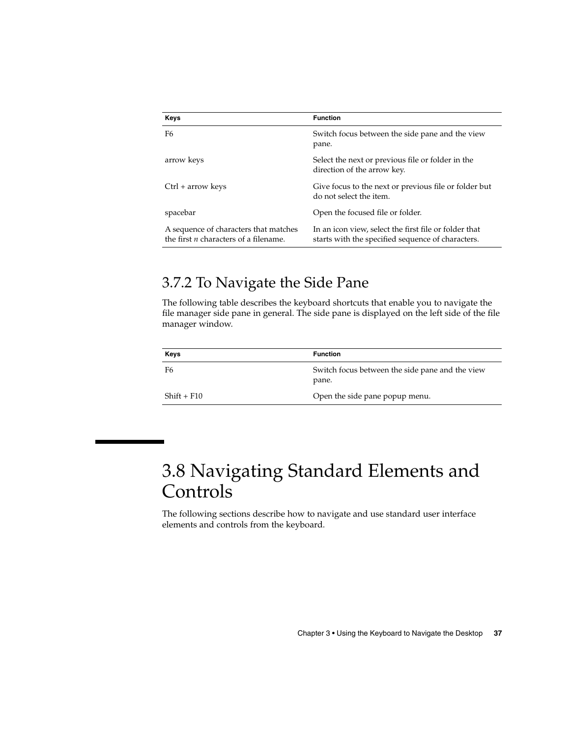| Keys | Function |
| --- | --- |
| F6 | Switch focus between the side pane and the view pane. |
| arrow keys | Select the next or previous file or folder in the direction of the arrow key. |
| Ctrl + arrow keys | Give focus to the next or previous file or folder but do not select the item. |
| spacebar | Open the focused file or folder. |
| A sequence of characters that matches the first *n* characters of a filename. | In an icon view, select the first file or folder that starts with the specified sequence of characters. |

### 3.7.2 To Navigate the Side Pane

The following table describes the keyboard shortcuts that enable you to navigate the file manager side pane in general. The side pane is displayed on the left side of the file manager window.

| Keys | Function |
| --- | --- |
| F6 | Switch focus between the side pane and the view pane. |
| Shift + F10 | Open the side pane popup menu. |

## 3.8 Navigating Standard Elements and Controls

The following sections describe how to navigate and use standard user interface elements and controls from the keyboard.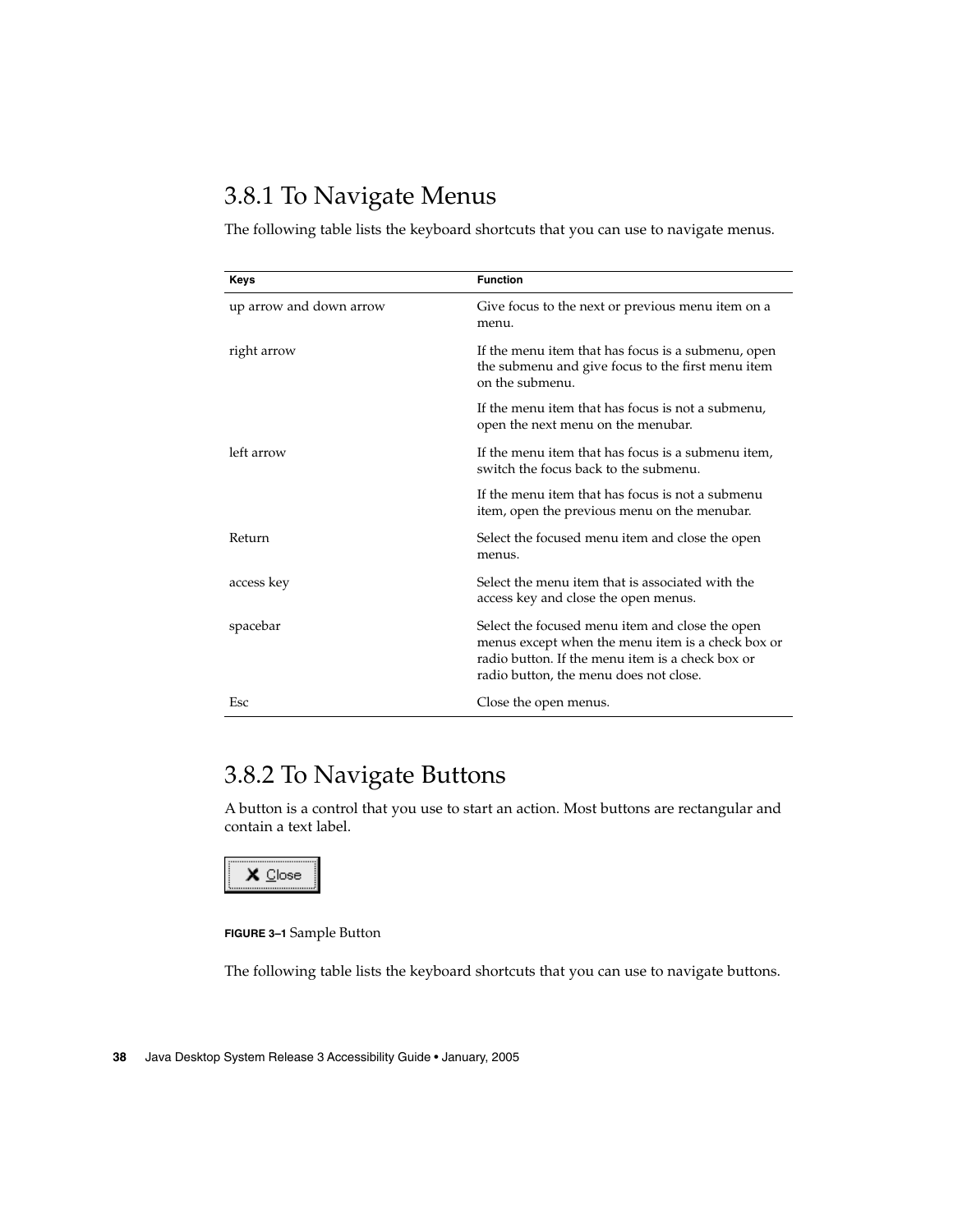## 3.8.1 To Navigate Menus

The following table lists the keyboard shortcuts that you can use to navigate menus.

| Keys | Function |
| --- | --- |
| up arrow and down arrow | Give focus to the next or previous menu item on a menu. |
| right arrow | If the menu item that has focus is a submenu, open the submenu and give focus to the first menu item on the submenu.<br><br>If the menu item that has focus is not a submenu, open the next menu on the menubar. |
| left arrow | If the menu item that has focus is a submenu item, switch the focus back to the submenu.<br><br>If the menu item that has focus is not a submenu item, open the previous menu on the menubar. |
| Return | Select the focused menu item and close the open menus. |
| access key | Select the menu item that is associated with the access key and close the open menus. |
| spacebar | Select the focused menu item and close the open menus except when the menu item is a check box or radio button. If the menu item is a check box or radio button, the menu does not close. |
| Esc | Close the open menus. |

## 3.8.2 To Navigate Buttons

A button is a control that you use to start an action. Most buttons are rectangular and contain a text label.

**FIGURE 3–1** Sample Button

The following table lists the keyboard shortcuts that you can use to navigate buttons.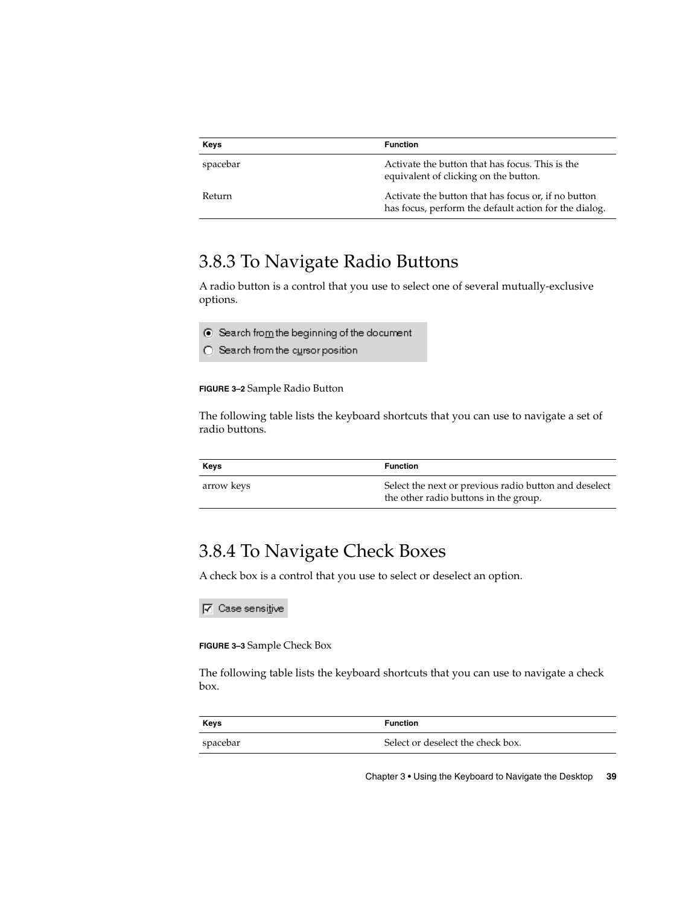| Keys | Function |
| --- | --- |
| spacebar | Activate the button that has focus. This is the equivalent of clicking on the button. |
| Return | Activate the button that has focus or, if no button has focus, perform the default action for the dialog. |

## 3.8.3 To Navigate Radio Buttons

A radio button is a control that you use to select one of several mutually-exclusive options.

**FIGURE 3–2** Sample Radio Button

The following table lists the keyboard shortcuts that you can use to navigate a set of radio buttons.

| Keys | Function |
| --- | --- |
| arrow keys | Select the next or previous radio button and deselect the other radio buttons in the group. |

## 3.8.4 To Navigate Check Boxes

A check box is a control that you use to select or deselect an option.

**FIGURE 3–3** Sample Check Box

The following table lists the keyboard shortcuts that you can use to navigate a check box.

| Keys | Function |
| --- | --- |
| spacebar | Select or deselect the check box. |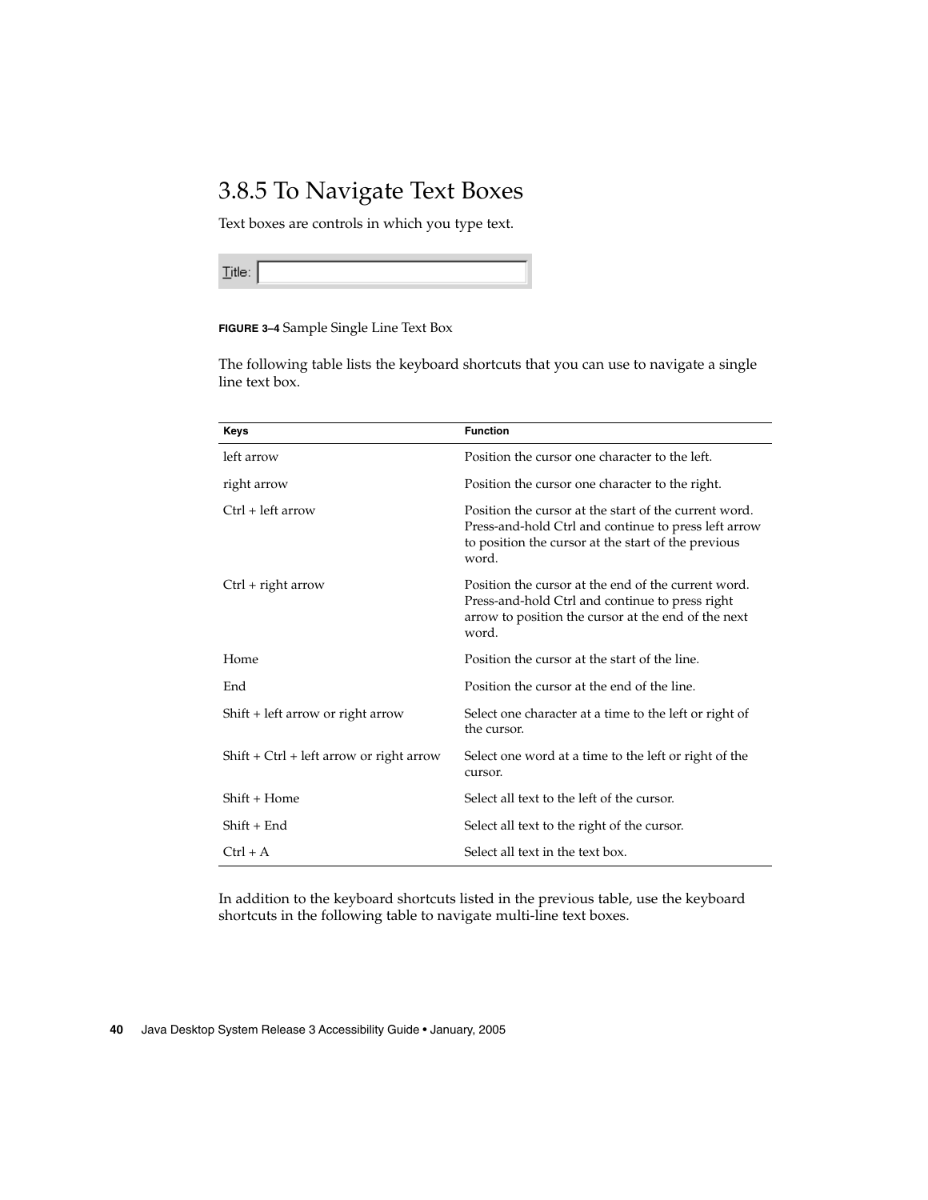## 3.8.5 To Navigate Text Boxes

Text boxes are controls in which you type text.

**FIGURE 3–4** Sample Single Line Text Box

The following table lists the keyboard shortcuts that you can use to navigate a single line text box.

| Keys | Function |
| --- | --- |
| left arrow | Position the cursor one character to the left. |
| right arrow | Position the cursor one character to the right. |
| Ctrl + left arrow | Position the cursor at the start of the current word. Press-and-hold Ctrl and continue to press left arrow to position the cursor at the start of the previous word. |
| Ctrl + right arrow | Position the cursor at the end of the current word. Press-and-hold Ctrl and continue to press right arrow to position the cursor at the end of the next word. |
| Home | Position the cursor at the start of the line. |
| End | Position the cursor at the end of the line. |
| Shift + left arrow or right arrow | Select one character at a time to the left or right of the cursor. |
| Shift + Ctrl + left arrow or right arrow | Select one word at a time to the left or right of the cursor. |
| Shift + Home | Select all text to the left of the cursor. |
| Shift + End | Select all text to the right of the cursor. |
| Ctrl + A | Select all text in the text box. |

In addition to the keyboard shortcuts listed in the previous table, use the keyboard shortcuts in the following table to navigate multi-line text boxes.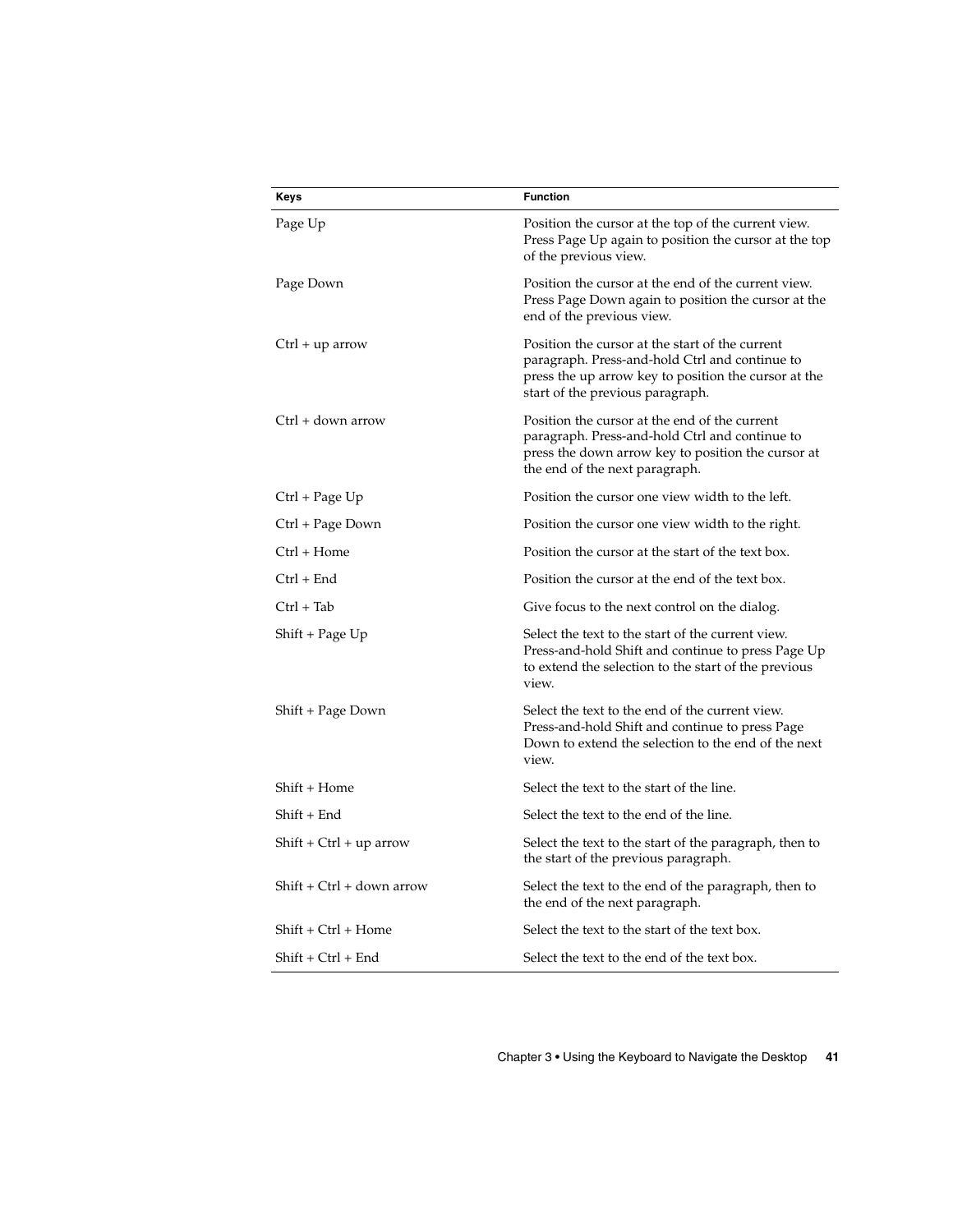| Keys | Function |
| --- | --- |
| Page Up | Position the cursor at the top of the current view. Press Page Up again to position the cursor at the top of the previous view. |
| Page Down | Position the cursor at the end of the current view. Press Page Down again to position the cursor at the end of the previous view. |
| Ctrl + up arrow | Position the cursor at the start of the current paragraph. Press-and-hold Ctrl and continue to press the up arrow key to position the cursor at the start of the previous paragraph. |
| Ctrl + down arrow | Position the cursor at the end of the current paragraph. Press-and-hold Ctrl and continue to press the down arrow key to position the cursor at the end of the next paragraph. |
| Ctrl + Page Up | Position the cursor one view width to the left. |
| Ctrl + Page Down | Position the cursor one view width to the right. |
| Ctrl + Home | Position the cursor at the start of the text box. |
| Ctrl + End | Position the cursor at the end of the text box. |
| Ctrl + Tab | Give focus to the next control on the dialog. |
| Shift + Page Up | Select the text to the start of the current view. Press-and-hold Shift and continue to press Page Up to extend the selection to the start of the previous view. |
| Shift + Page Down | Select the text to the end of the current view. Press-and-hold Shift and continue to press Page Down to extend the selection to the end of the next view. |
| Shift + Home | Select the text to the start of the line. |
| Shift + End | Select the text to the end of the line. |
| Shift + Ctrl + up arrow | Select the text to the start of the paragraph, then to the start of the previous paragraph. |
| Shift + Ctrl + down arrow | Select the text to the end of the paragraph, then to the end of the next paragraph. |
| Shift + Ctrl + Home | Select the text to the start of the text box. |
| Shift + Ctrl + End | Select the text to the end of the text box. |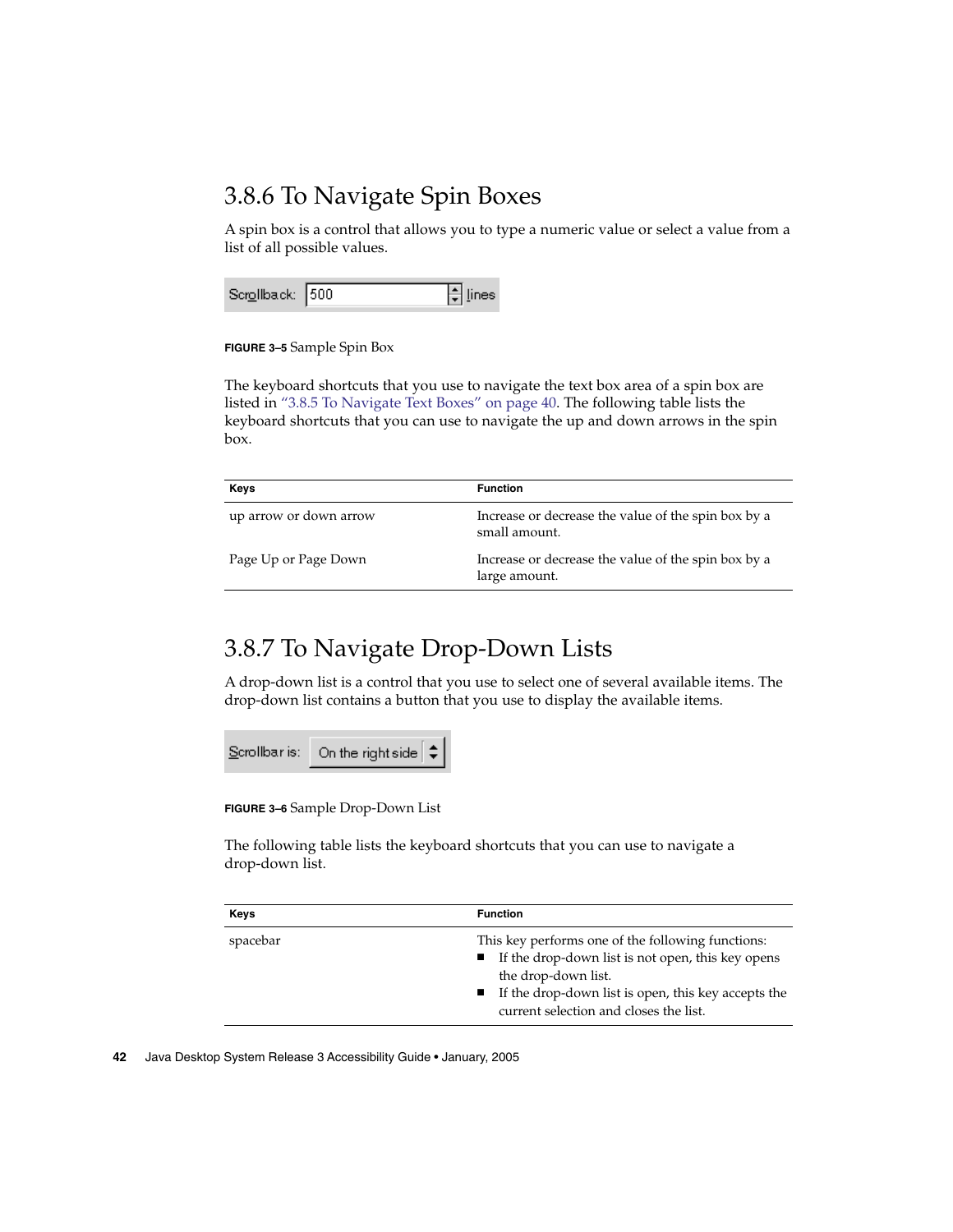## 3.8.6 To Navigate Spin Boxes

A spin box is a control that allows you to type a numeric value or select a value from a list of all possible values.

**FIGURE 3–5** Sample Spin Box

The keyboard shortcuts that you use to navigate the text box area of a spin box are listed in "3.8.5 To Navigate Text Boxes" on page 40. The following table lists the keyboard shortcuts that you can use to navigate the up and down arrows in the spin box.

| Keys | Function |
| --- | --- |
| up arrow or down arrow | Increase or decrease the value of the spin box by a small amount. |
| Page Up or Page Down | Increase or decrease the value of the spin box by a large amount. |

## 3.8.7 To Navigate Drop-Down Lists

A drop-down list is a control that you use to select one of several available items. The drop-down list contains a button that you use to display the available items.

**FIGURE 3–6** Sample Drop-Down List

The following table lists the keyboard shortcuts that you can use to navigate a drop-down list.

| Keys | Function |
| --- | --- |
| spacebar | This key performs one of the following functions:<br>■ If the drop-down list is not open, this key opens the drop-down list.<br>■ If the drop-down list is open, this key accepts the current selection and closes the list. |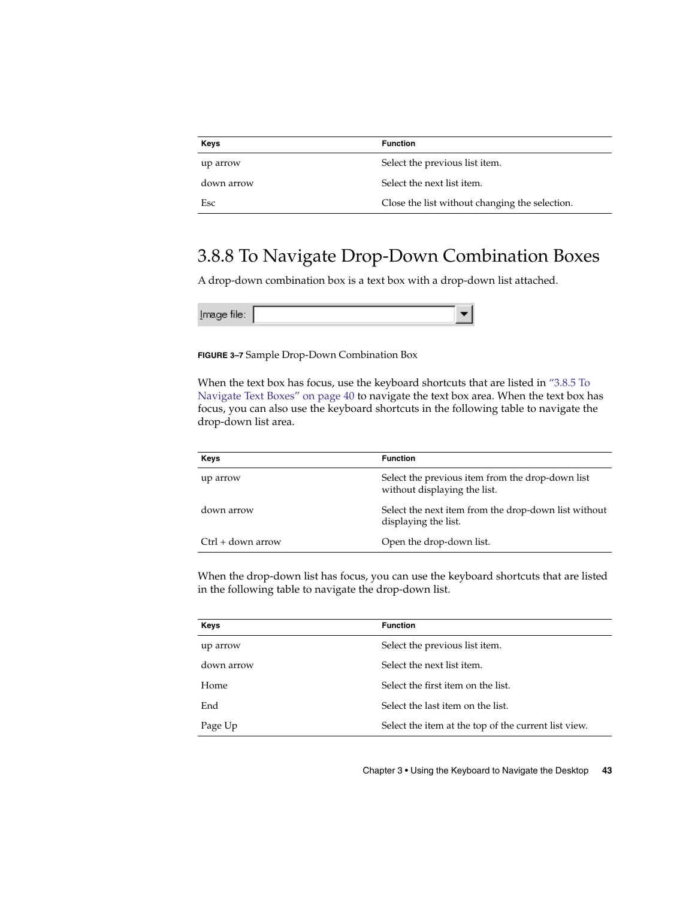| Keys | Function |
| --- | --- |
| up arrow | Select the previous list item. |
| down arrow | Select the next list item. |
| Esc | Close the list without changing the selection. |

## 3.8.8 To Navigate Drop-Down Combination Boxes

A drop-down combination box is a text box with a drop-down list attached.

**FIGURE 3–7** Sample Drop-Down Combination Box

When the text box has focus, use the keyboard shortcuts that are listed in "3.8.5 To Navigate Text Boxes" on page 40 to navigate the text box area. When the text box has focus, you can also use the keyboard shortcuts in the following table to navigate the drop-down list area.

| Keys | Function |
| --- | --- |
| up arrow | Select the previous item from the drop-down list without displaying the list. |
| down arrow | Select the next item from the drop-down list without displaying the list. |
| Ctrl + down arrow | Open the drop-down list. |

When the drop-down list has focus, you can use the keyboard shortcuts that are listed in the following table to navigate the drop-down list.

| Keys | Function |
| --- | --- |
| up arrow | Select the previous list item. |
| down arrow | Select the next list item. |
| Home | Select the first item on the list. |
| End | Select the last item on the list. |
| Page Up | Select the item at the top of the current list view. |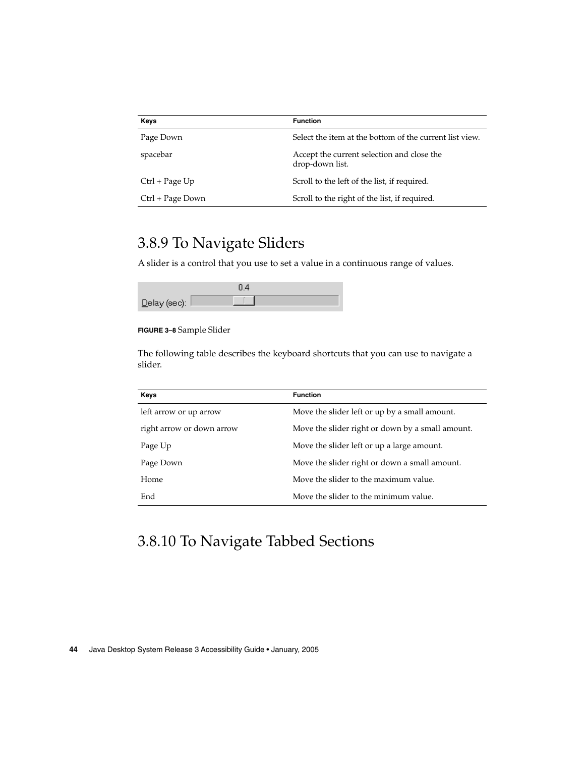| Keys | Function |
| --- | --- |
| Page Down | Select the item at the bottom of the current list view. |
| spacebar | Accept the current selection and close the drop-down list. |
| Ctrl + Page Up | Scroll to the left of the list, if required. |
| Ctrl + Page Down | Scroll to the right of the list, if required. |

## 3.8.9 To Navigate Sliders

A slider is a control that you use to set a value in a continuous range of values.

**FIGURE 3–8** Sample Slider

The following table describes the keyboard shortcuts that you can use to navigate a slider.

| Keys | Function |
| --- | --- |
| left arrow or up arrow | Move the slider left or up by a small amount. |
| right arrow or down arrow | Move the slider right or down by a small amount. |
| Page Up | Move the slider left or up a large amount. |
| Page Down | Move the slider right or down a small amount. |
| Home | Move the slider to the maximum value. |
| End | Move the slider to the minimum value. |

## 3.8.10 To Navigate Tabbed Sections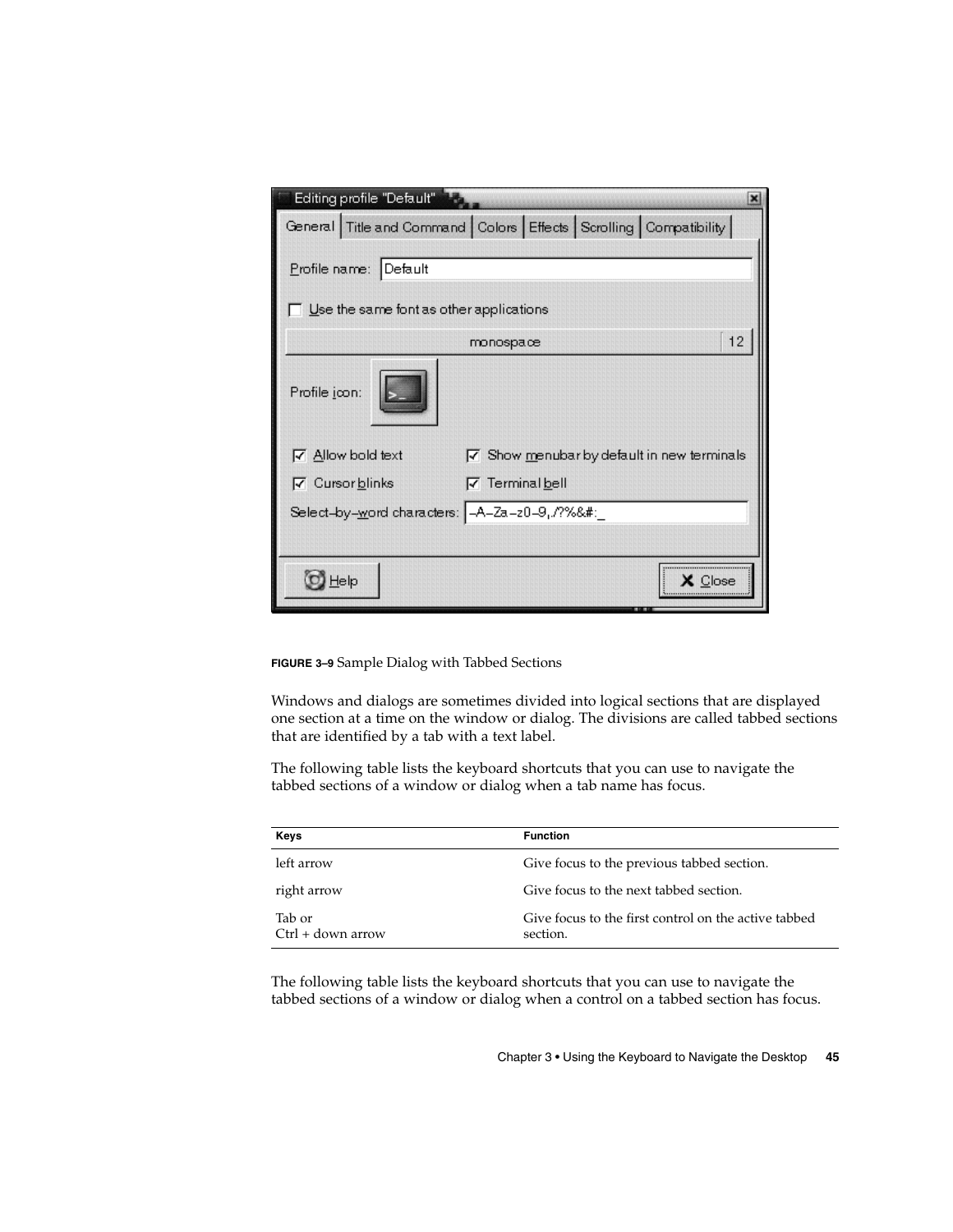**FIGURE 3–9** Sample Dialog with Tabbed Sections

Windows and dialogs are sometimes divided into logical sections that are displayed one section at a time on the window or dialog. The divisions are called tabbed sections that are identified by a tab with a text label.

The following table lists the keyboard shortcuts that you can use to navigate the tabbed sections of a window or dialog when a tab name has focus.

| Keys | Function |
| --- | --- |
| left arrow | Give focus to the previous tabbed section. |
| right arrow | Give focus to the next tabbed section. |
| Tab or Ctrl + down arrow | Give focus to the first control on the active tabbed section. |

The following table lists the keyboard shortcuts that you can use to navigate the tabbed sections of a window or dialog when a control on a tabbed section has focus.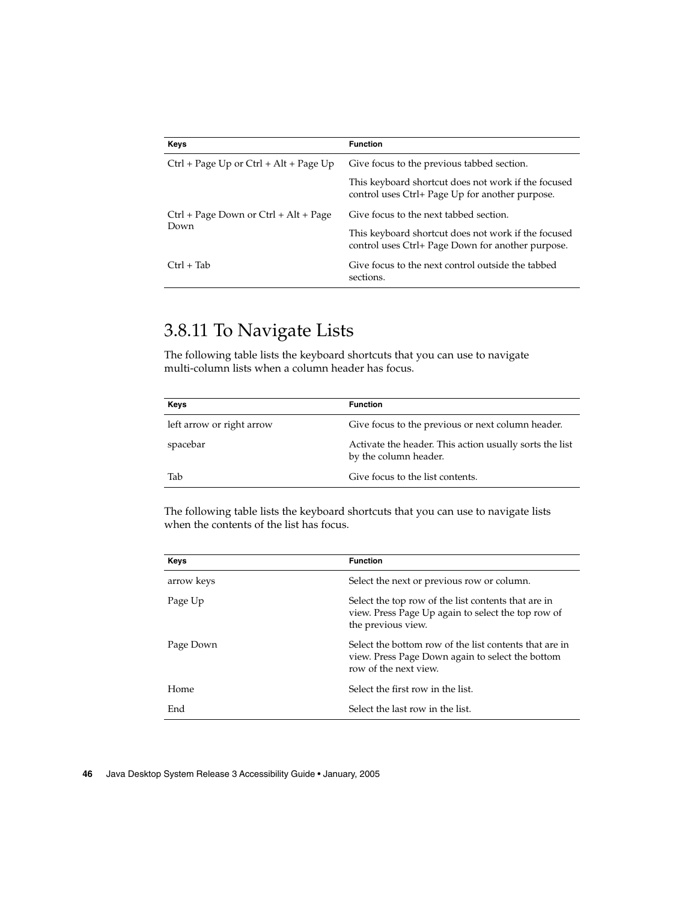| Keys | Function |
| --- | --- |
| Ctrl + Page Up or Ctrl + Alt + Page Up | Give focus to the previous tabbed section.<br><br>This keyboard shortcut does not work if the focused control uses Ctrl+ Page Up for another purpose. |
| Ctrl + Page Down or Ctrl + Alt + Page Down | Give focus to the next tabbed section.<br><br>This keyboard shortcut does not work if the focused control uses Ctrl+ Page Down for another purpose. |
| Ctrl + Tab | Give focus to the next control outside the tabbed sections. |

## 3.8.11 To Navigate Lists

The following table lists the keyboard shortcuts that you can use to navigate multi-column lists when a column header has focus.

| Keys | Function |
| --- | --- |
| left arrow or right arrow | Give focus to the previous or next column header. |
| spacebar | Activate the header. This action usually sorts the list by the column header. |
| Tab | Give focus to the list contents. |

The following table lists the keyboard shortcuts that you can use to navigate lists when the contents of the list has focus.

| Keys | Function |
| --- | --- |
| arrow keys | Select the next or previous row or column. |
| Page Up | Select the top row of the list contents that are in view. Press Page Up again to select the top row of the previous view. |
| Page Down | Select the bottom row of the list contents that are in view. Press Page Down again to select the bottom row of the next view. |
| Home | Select the first row in the list. |
| End | Select the last row in the list. |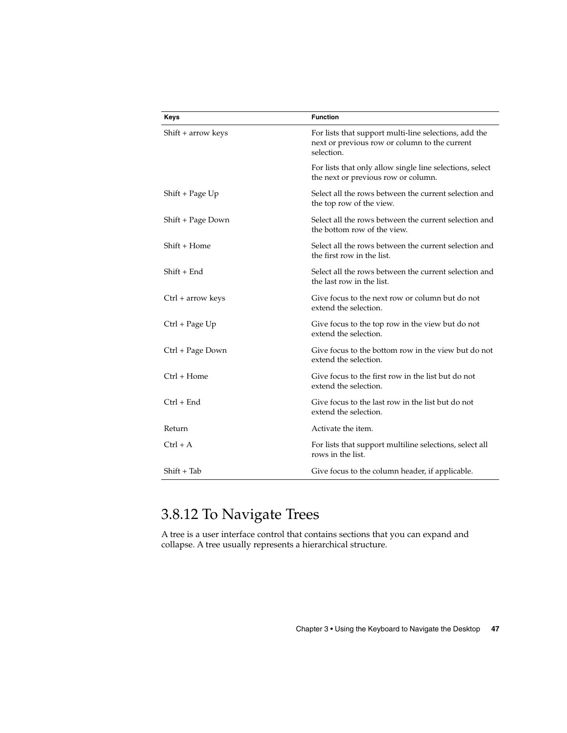| Keys | Function |
| --- | --- |
| Shift + arrow keys | For lists that support multi-line selections, add the next or previous row or column to the current selection.<br><br>For lists that only allow single line selections, select the next or previous row or column. |
| Shift + Page Up | Select all the rows between the current selection and the top row of the view. |
| Shift + Page Down | Select all the rows between the current selection and the bottom row of the view. |
| Shift + Home | Select all the rows between the current selection and the first row in the list. |
| Shift + End | Select all the rows between the current selection and the last row in the list. |
| Ctrl + arrow keys | Give focus to the next row or column but do not extend the selection. |
| Ctrl + Page Up | Give focus to the top row in the view but do not extend the selection. |
| Ctrl + Page Down | Give focus to the bottom row in the view but do not extend the selection. |
| Ctrl + Home | Give focus to the first row in the list but do not extend the selection. |
| Ctrl + End | Give focus to the last row in the list but do not extend the selection. |
| Return | Activate the item. |
| Ctrl + A | For lists that support multiline selections, select all rows in the list. |
| Shift + Tab | Give focus to the column header, if applicable. |

## 3.8.12 To Navigate Trees

A tree is a user interface control that contains sections that you can expand and collapse. A tree usually represents a hierarchical structure.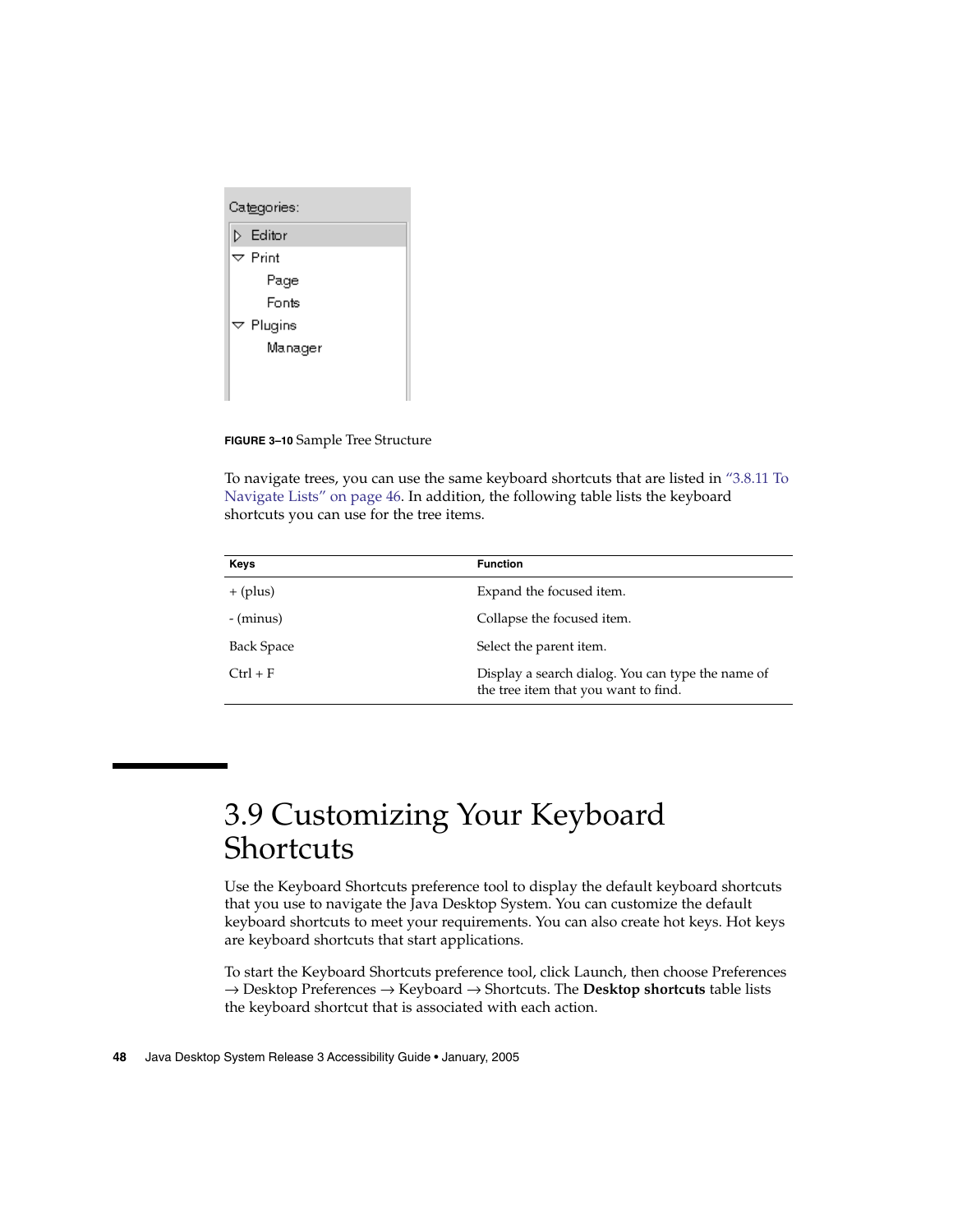**FIGURE 3–10** Sample Tree Structure

To navigate trees, you can use the same keyboard shortcuts that are listed in "3.8.11 To Navigate Lists" on page 46. In addition, the following table lists the keyboard shortcuts you can use for the tree items.

| Keys | Function |
| --- | --- |
| + (plus) | Expand the focused item. |
| - (minus) | Collapse the focused item. |
| Back Space | Select the parent item. |
| Ctrl + F | Display a search dialog. You can type the name of the tree item that you want to find. |

# 3.9 Customizing Your Keyboard Shortcuts

Use the Keyboard Shortcuts preference tool to display the default keyboard shortcuts that you use to navigate the Java Desktop System. You can customize the default keyboard shortcuts to meet your requirements. You can also create hot keys. Hot keys are keyboard shortcuts that start applications.

To start the Keyboard Shortcuts preference tool, click Launch, then choose Preferences → Desktop Preferences → Keyboard → Shortcuts. The **Desktop shortcuts** table lists the keyboard shortcut that is associated with each action.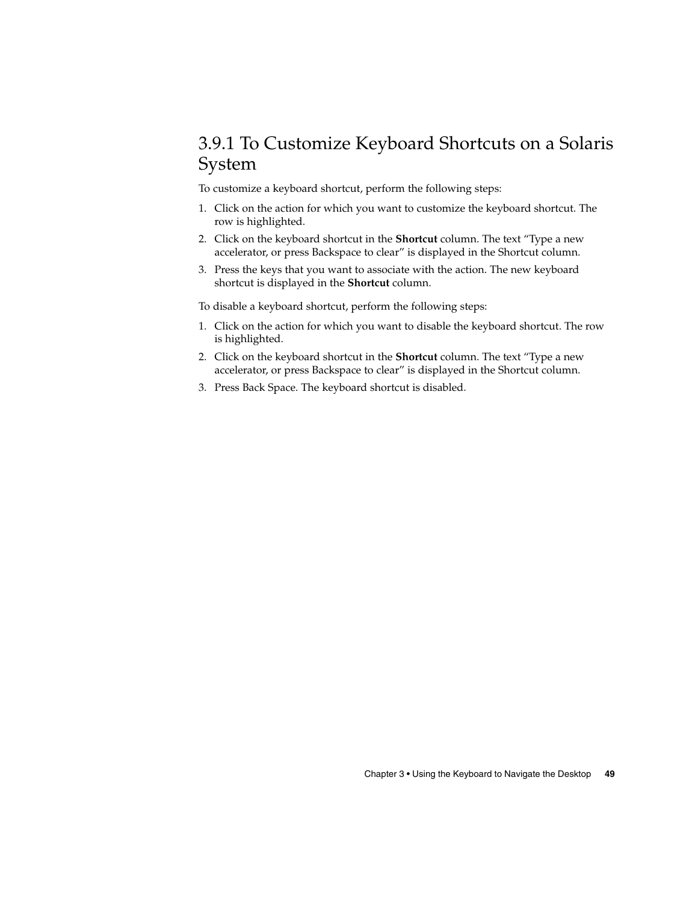### 3.9.1 To Customize Keyboard Shortcuts on a Solaris System

To customize a keyboard shortcut, perform the following steps:

1. Click on the action for which you want to customize the keyboard shortcut. The row is highlighted.
2. Click on the keyboard shortcut in the **Shortcut** column. The text “Type a new accelerator, or press Backspace to clear” is displayed in the Shortcut column.
3. Press the keys that you want to associate with the action. The new keyboard shortcut is displayed in the **Shortcut** column.

To disable a keyboard shortcut, perform the following steps:

1. Click on the action for which you want to disable the keyboard shortcut. The row is highlighted.
2. Click on the keyboard shortcut in the **Shortcut** column. The text “Type a new accelerator, or press Backspace to clear” is displayed in the Shortcut column.
3. Press Back Space. The keyboard shortcut is disabled.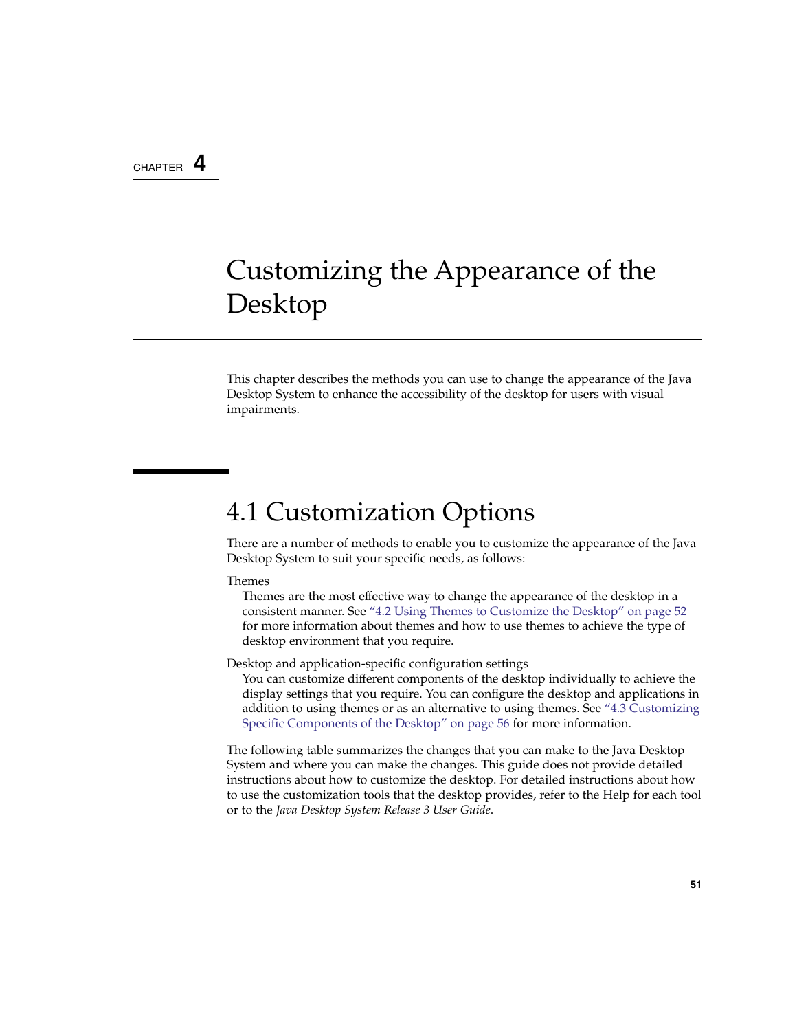CHAPTER 4

# Customizing the Appearance of the Desktop

This chapter describes the methods you can use to change the appearance of the Java Desktop System to enhance the accessibility of the desktop for users with visual impairments.

## 4.1 Customization Options

There are a number of methods to enable you to customize the appearance of the Java Desktop System to suit your specific needs, as follows:

Themes
: Themes are the most effective way to change the appearance of the desktop in a consistent manner. See "4.2 Using Themes to Customize the Desktop" on page 52 for more information about themes and how to use themes to achieve the type of desktop environment that you require.

Desktop and application-specific configuration settings
: You can customize different components of the desktop individually to achieve the display settings that you require. You can configure the desktop and applications in addition to using themes or as an alternative to using themes. See "4.3 Customizing Specific Components of the Desktop" on page 56 for more information.

The following table summarizes the changes that you can make to the Java Desktop System and where you can make the changes. This guide does not provide detailed instructions about how to customize the desktop. For detailed instructions about how to use the customization tools that the desktop provides, refer to the Help for each tool or to the *Java Desktop System Release 3 User Guide*.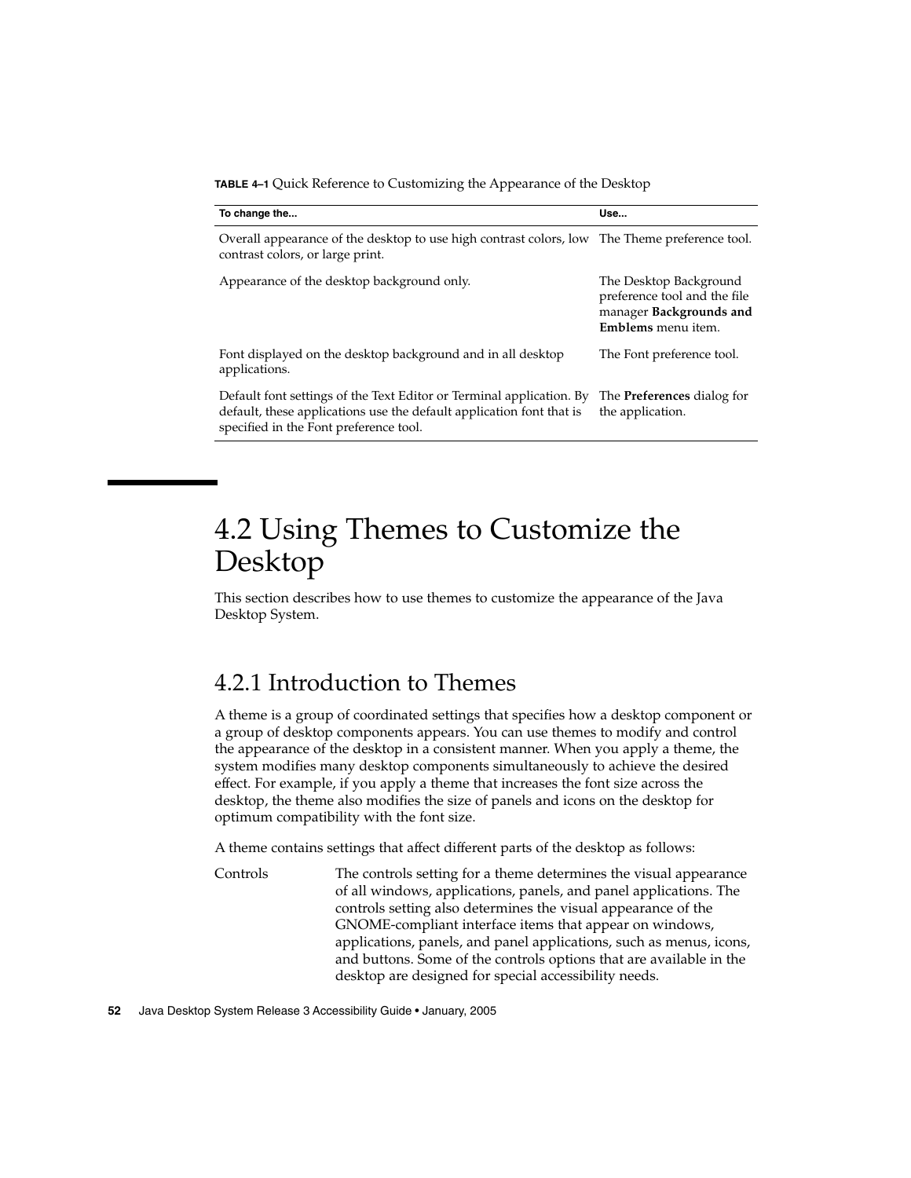**TABLE 4–1** Quick Reference to Customizing the Appearance of the Desktop

| To change the... | Use... |
| --- | --- |
| Overall appearance of the desktop to use high contrast colors, low contrast colors, or large print. | The Theme preference tool. |
| Appearance of the desktop background only. | The Desktop Background preference tool and the file manager **Backgrounds and Emblems** menu item. |
| Font displayed on the desktop background and in all desktop applications. | The Font preference tool. |
| Default font settings of the Text Editor or Terminal application. By default, these applications use the default application font that is specified in the Font preference tool. | The **Preferences** dialog for the application. |

## 4.2 Using Themes to Customize the Desktop

This section describes how to use themes to customize the appearance of the Java Desktop System.

### 4.2.1 Introduction to Themes

A theme is a group of coordinated settings that specifies how a desktop component or a group of desktop components appears. You can use themes to modify and control the appearance of the desktop in a consistent manner. When you apply a theme, the system modifies many desktop components simultaneously to achieve the desired effect. For example, if you apply a theme that increases the font size across the desktop, the theme also modifies the size of panels and icons on the desktop for optimum compatibility with the font size.

A theme contains settings that affect different parts of the desktop as follows:

Controls — The controls setting for a theme determines the visual appearance of all windows, applications, panels, and panel applications. The controls setting also determines the visual appearance of the GNOME-compliant interface items that appear on windows, applications, panels, and panel applications, such as menus, icons, and buttons. Some of the controls options that are available in the desktop are designed for special accessibility needs.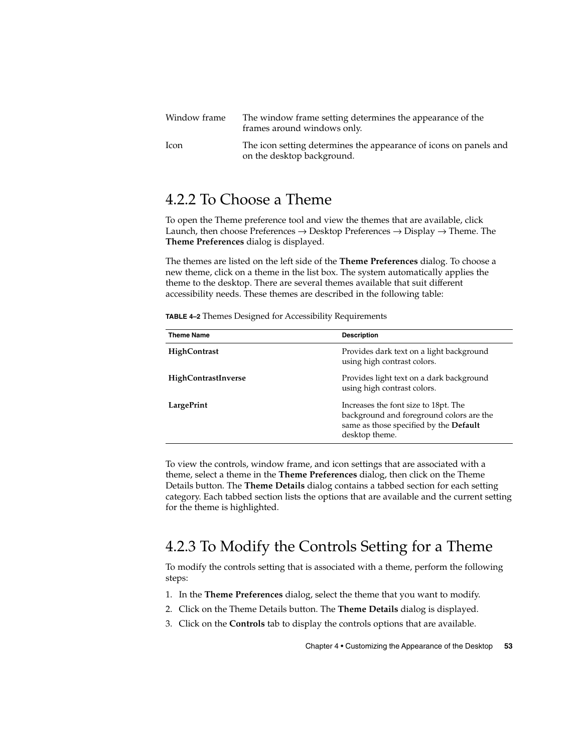| | |
|---|---|
| Window frame | The window frame setting determines the appearance of the frames around windows only. |
| Icon | The icon setting determines the appearance of icons on panels and on the desktop background. |

## 4.2.2 To Choose a Theme

To open the Theme preference tool and view the themes that are available, click Launch, then choose Preferences → Desktop Preferences → Display → Theme. The **Theme Preferences** dialog is displayed.

The themes are listed on the left side of the **Theme Preferences** dialog. To choose a new theme, click on a theme in the list box. The system automatically applies the theme to the desktop. There are several themes available that suit different accessibility needs. These themes are described in the following table:

**TABLE 4–2** Themes Designed for Accessibility Requirements

| Theme Name | Description |
|---|---|
| **HighContrast** | Provides dark text on a light background using high contrast colors. |
| **HighContrastInverse** | Provides light text on a dark background using high contrast colors. |
| **LargePrint** | Increases the font size to 18pt. The background and foreground colors are the same as those specified by the **Default** desktop theme. |

To view the controls, window frame, and icon settings that are associated with a theme, select a theme in the **Theme Preferences** dialog, then click on the Theme Details button. The **Theme Details** dialog contains a tabbed section for each setting category. Each tabbed section lists the options that are available and the current setting for the theme is highlighted.

## 4.2.3 To Modify the Controls Setting for a Theme

To modify the controls setting that is associated with a theme, perform the following steps:

1. In the **Theme Preferences** dialog, select the theme that you want to modify.
2. Click on the Theme Details button. The **Theme Details** dialog is displayed.
3. Click on the **Controls** tab to display the controls options that are available.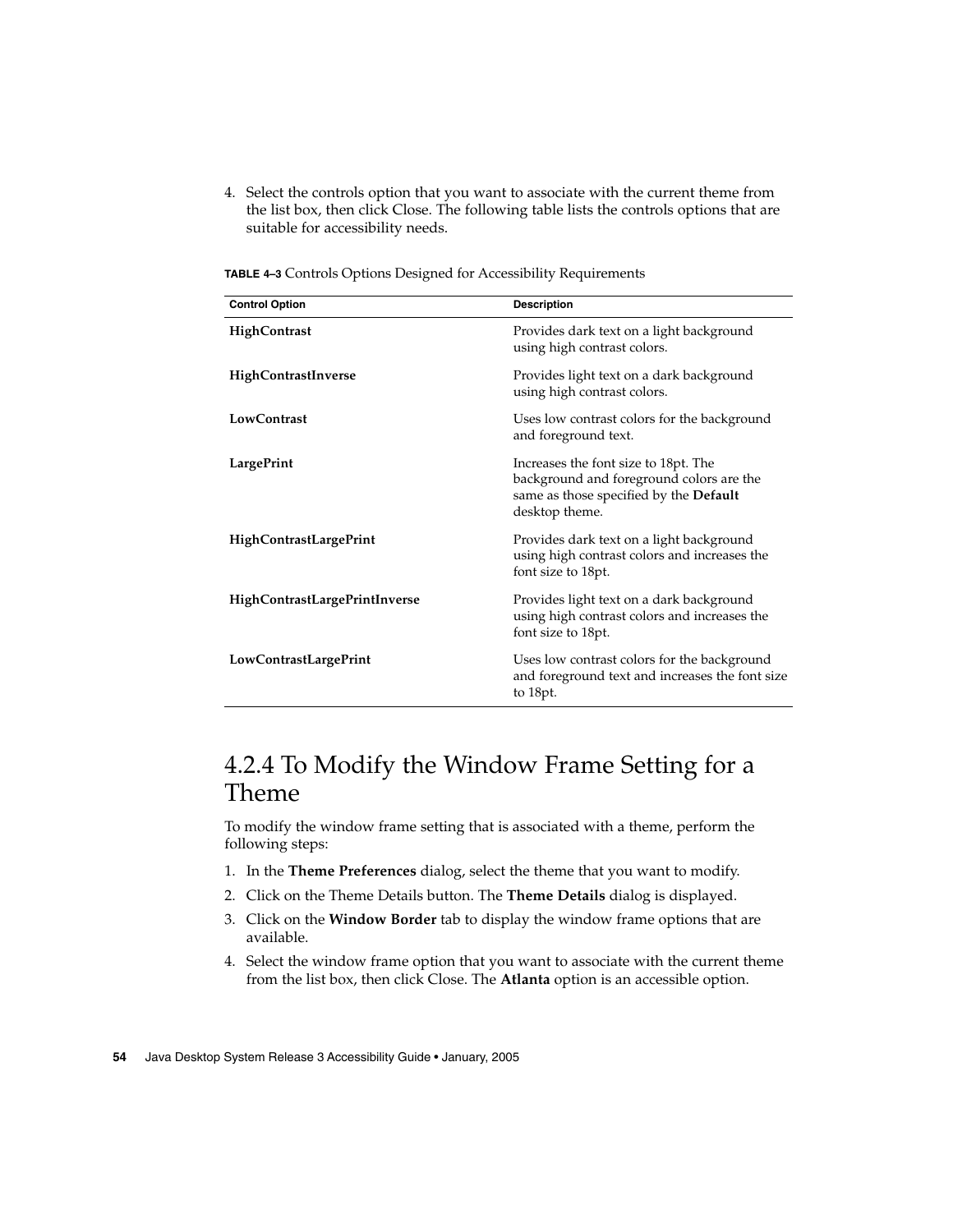4. Select the controls option that you want to associate with the current theme from the list box, then click Close. The following table lists the controls options that are suitable for accessibility needs.

**TABLE 4–3** Controls Options Designed for Accessibility Requirements

| Control Option | Description |
| --- | --- |
| **HighContrast** | Provides dark text on a light background using high contrast colors. |
| **HighContrastInverse** | Provides light text on a dark background using high contrast colors. |
| **LowContrast** | Uses low contrast colors for the background and foreground text. |
| **LargePrint** | Increases the font size to 18pt. The background and foreground colors are the same as those specified by the **Default** desktop theme. |
| **HighContrastLargePrint** | Provides dark text on a light background using high contrast colors and increases the font size to 18pt. |
| **HighContrastLargePrintInverse** | Provides light text on a dark background using high contrast colors and increases the font size to 18pt. |
| **LowContrastLargePrint** | Uses low contrast colors for the background and foreground text and increases the font size to 18pt. |

## 4.2.4 To Modify the Window Frame Setting for a Theme

To modify the window frame setting that is associated with a theme, perform the following steps:

1. In the **Theme Preferences** dialog, select the theme that you want to modify.
2. Click on the Theme Details button. The **Theme Details** dialog is displayed.
3. Click on the **Window Border** tab to display the window frame options that are available.
4. Select the window frame option that you want to associate with the current theme from the list box, then click Close. The **Atlanta** option is an accessible option.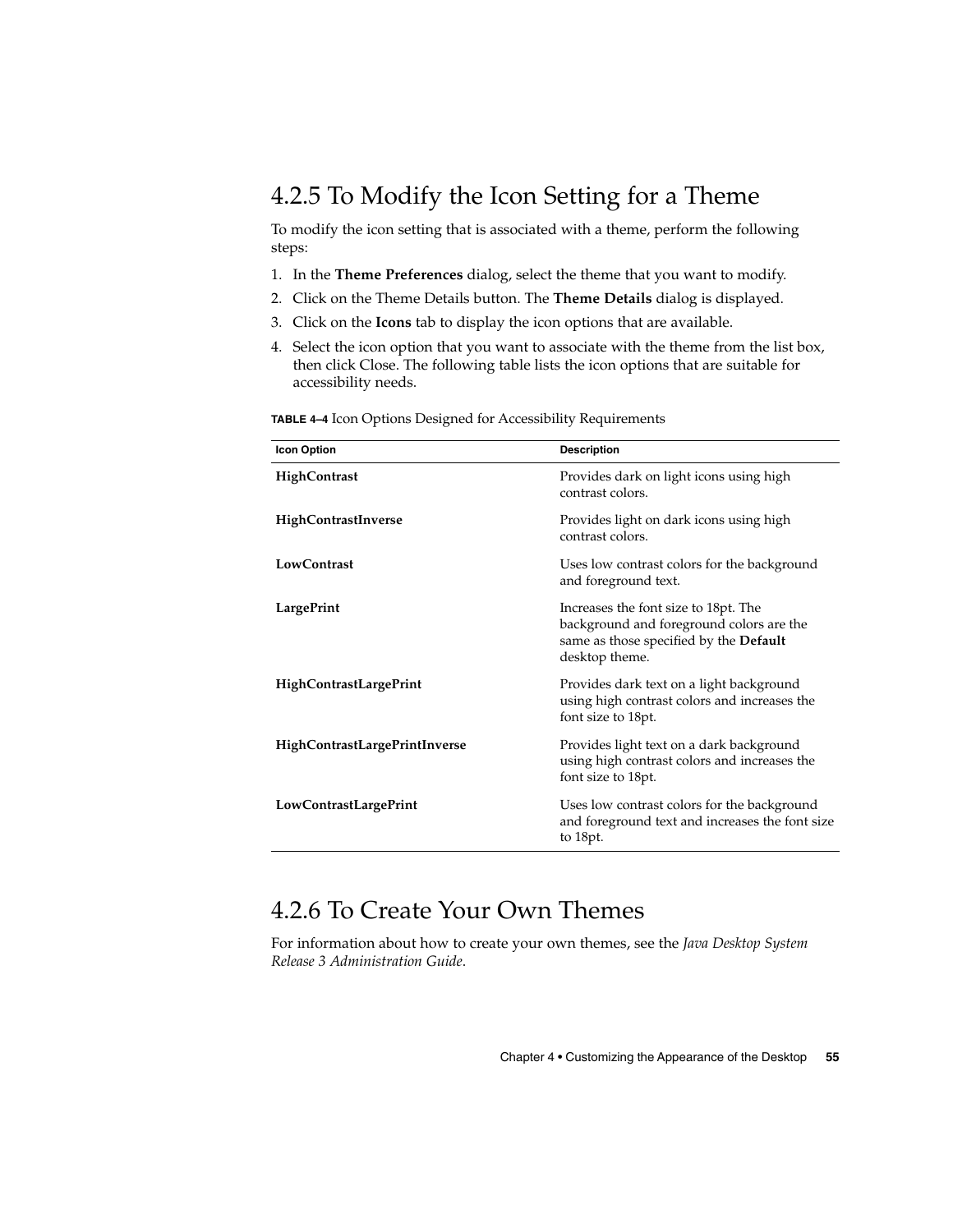## 4.2.5 To Modify the Icon Setting for a Theme

To modify the icon setting that is associated with a theme, perform the following steps:

1. In the **Theme Preferences** dialog, select the theme that you want to modify.
2. Click on the Theme Details button. The **Theme Details** dialog is displayed.
3. Click on the **Icons** tab to display the icon options that are available.
4. Select the icon option that you want to associate with the theme from the list box, then click Close. The following table lists the icon options that are suitable for accessibility needs.

**TABLE 4–4** Icon Options Designed for Accessibility Requirements

| Icon Option | Description |
| --- | --- |
| **HighContrast** | Provides dark on light icons using high contrast colors. |
| **HighContrastInverse** | Provides light on dark icons using high contrast colors. |
| **LowContrast** | Uses low contrast colors for the background and foreground text. |
| **LargePrint** | Increases the font size to 18pt. The background and foreground colors are the same as those specified by the **Default** desktop theme. |
| **HighContrastLargePrint** | Provides dark text on a light background using high contrast colors and increases the font size to 18pt. |
| **HighContrastLargePrintInverse** | Provides light text on a dark background using high contrast colors and increases the font size to 18pt. |
| **LowContrastLargePrint** | Uses low contrast colors for the background and foreground text and increases the font size to 18pt. |

## 4.2.6 To Create Your Own Themes

For information about how to create your own themes, see the *Java Desktop System Release 3 Administration Guide*.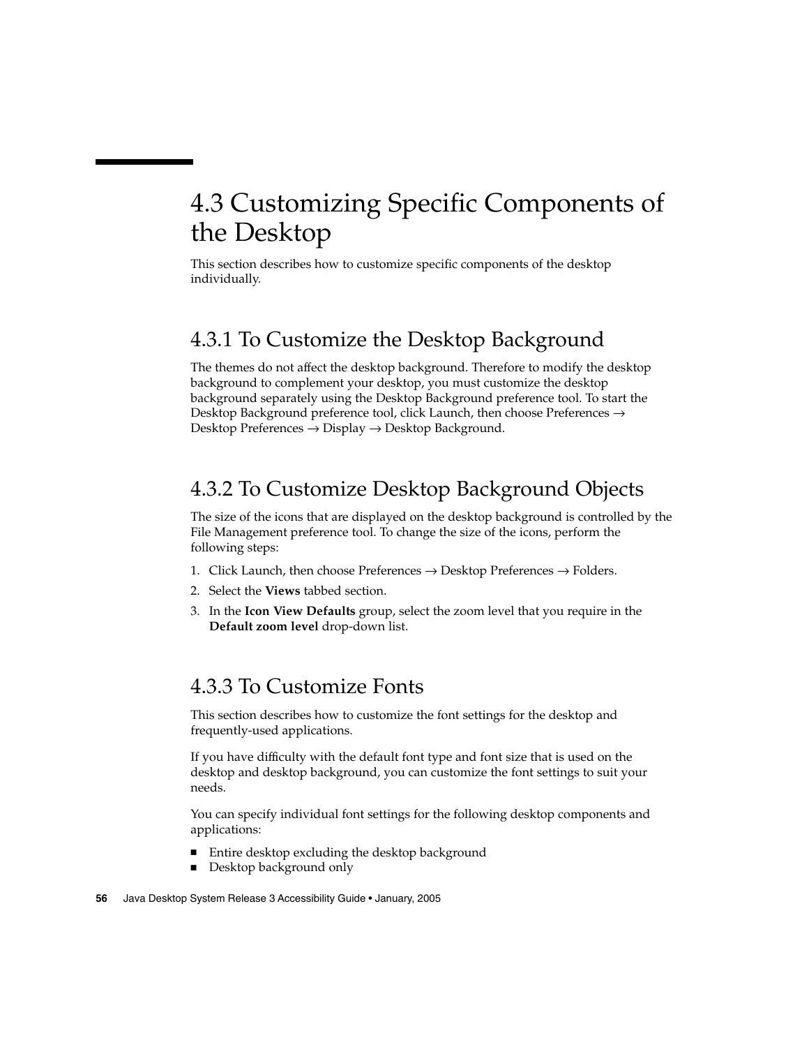# 4.3 Customizing Specific Components of the Desktop

This section describes how to customize specific components of the desktop individually.

## 4.3.1 To Customize the Desktop Background

The themes do not affect the desktop background. Therefore to modify the desktop background to complement your desktop, you must customize the desktop background separately using the Desktop Background preference tool. To start the Desktop Background preference tool, click Launch, then choose Preferences → Desktop Preferences → Display → Desktop Background.

## 4.3.2 To Customize Desktop Background Objects

The size of the icons that are displayed on the desktop background is controlled by the File Management preference tool. To change the size of the icons, perform the following steps:

1. Click Launch, then choose Preferences → Desktop Preferences → Folders.
2. Select the **Views** tabbed section.
3. In the **Icon View Defaults** group, select the zoom level that you require in the **Default zoom level** drop-down list.

## 4.3.3 To Customize Fonts

This section describes how to customize the font settings for the desktop and frequently-used applications.

If you have difficulty with the default font type and font size that is used on the desktop and desktop background, you can customize the font settings to suit your needs.

You can specify individual font settings for the following desktop components and applications:

- Entire desktop excluding the desktop background
- Desktop background only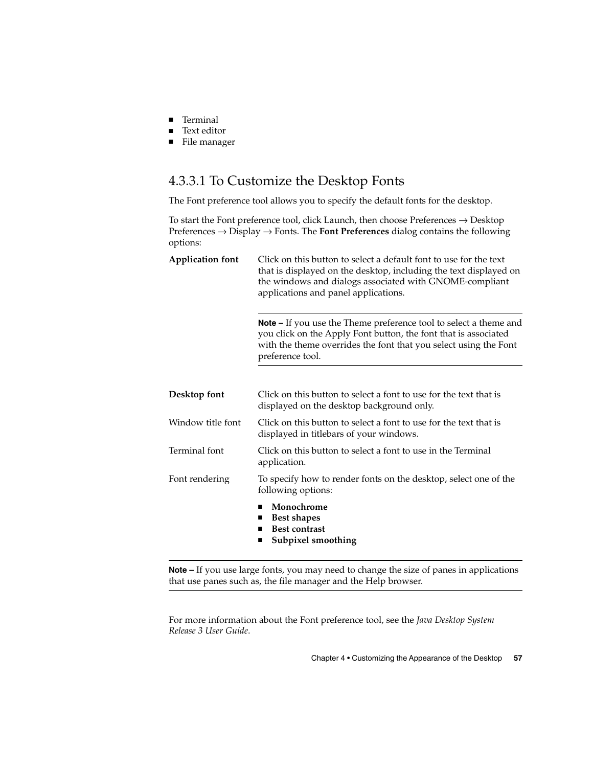- Terminal
- Text editor
- File manager

### 4.3.3.1 To Customize the Desktop Fonts

The Font preference tool allows you to specify the default fonts for the desktop.

To start the Font preference tool, click Launch, then choose Preferences → Desktop Preferences → Display → Fonts. The **Font Preferences** dialog contains the following options:

**Application font**

Click on this button to select a default font to use for the text that is displayed on the desktop, including the text displayed on the windows and dialogs associated with GNOME-compliant applications and panel applications.

> **Note –** If you use the Theme preference tool to select a theme and you click on the Apply Font button, the font that is associated with the theme overrides the font that you select using the Font preference tool.

**Desktop font**

Click on this button to select a font to use for the text that is displayed on the desktop background only.

Window title font

Click on this button to select a font to use for the text that is displayed in titlebars of your windows.

Terminal font

Click on this button to select a font to use in the Terminal application.

Font rendering

To specify how to render fonts on the desktop, select one of the following options:

- **Monochrome**
- **Best shapes**
- **Best contrast**
- **Subpixel smoothing**

> **Note –** If you use large fonts, you may need to change the size of panes in applications that use panes such as, the file manager and the Help browser.

For more information about the Font preference tool, see the *Java Desktop System Release 3 User Guide*.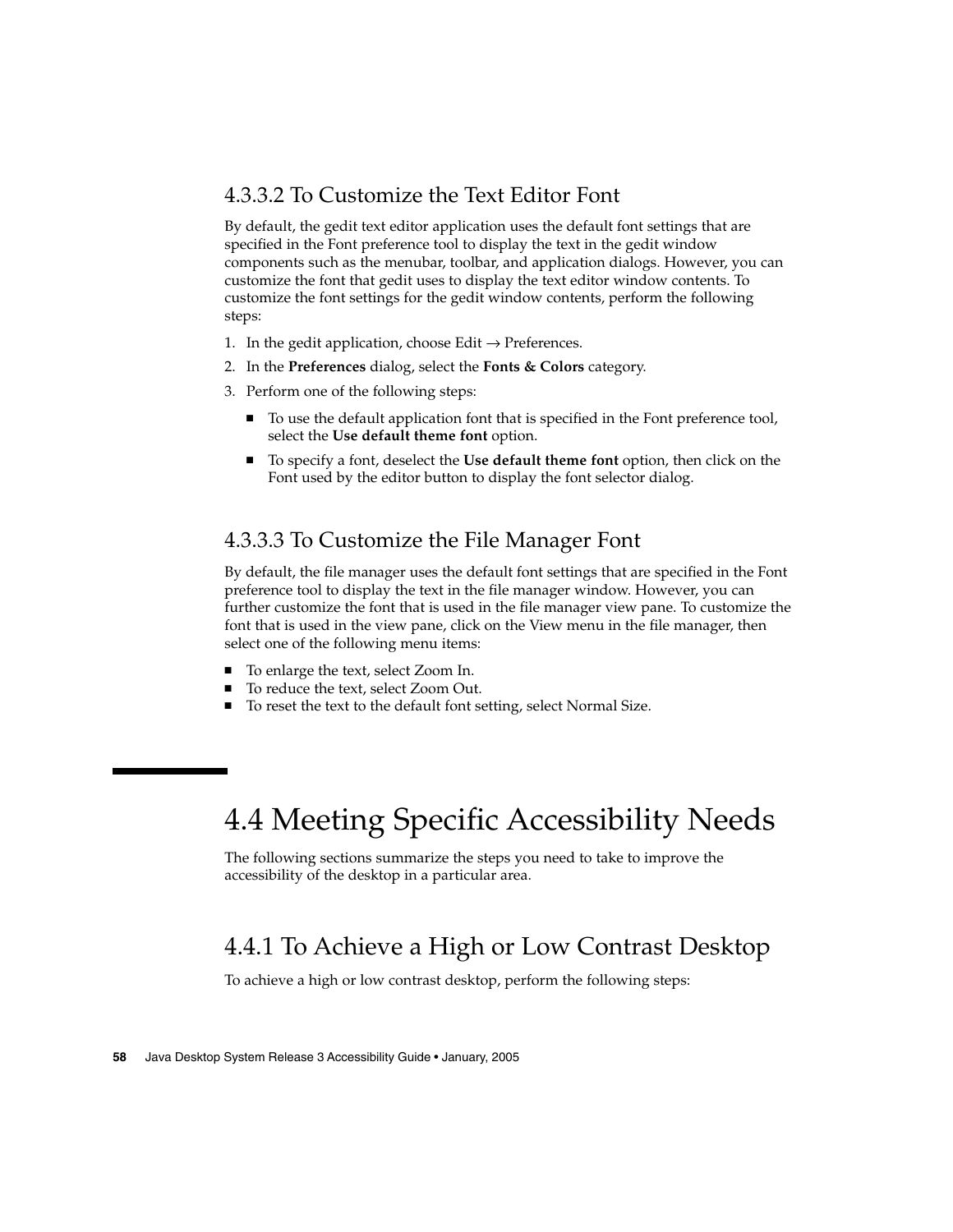#### 4.3.3.2 To Customize the Text Editor Font

By default, the gedit text editor application uses the default font settings that are specified in the Font preference tool to display the text in the gedit window components such as the menubar, toolbar, and application dialogs. However, you can customize the font that gedit uses to display the text editor window contents. To customize the font settings for the gedit window contents, perform the following steps:

1. In the gedit application, choose Edit → Preferences.
2. In the **Preferences** dialog, select the **Fonts & Colors** category.
3. Perform one of the following steps:
   - To use the default application font that is specified in the Font preference tool, select the **Use default theme font** option.
   - To specify a font, deselect the **Use default theme font** option, then click on the Font used by the editor button to display the font selector dialog.

#### 4.3.3.3 To Customize the File Manager Font

By default, the file manager uses the default font settings that are specified in the Font preference tool to display the text in the file manager window. However, you can further customize the font that is used in the file manager view pane. To customize the font that is used in the view pane, click on the View menu in the file manager, then select one of the following menu items:

- To enlarge the text, select Zoom In.
- To reduce the text, select Zoom Out.
- To reset the text to the default font setting, select Normal Size.

## 4.4 Meeting Specific Accessibility Needs

The following sections summarize the steps you need to take to improve the accessibility of the desktop in a particular area.

### 4.4.1 To Achieve a High or Low Contrast Desktop

To achieve a high or low contrast desktop, perform the following steps: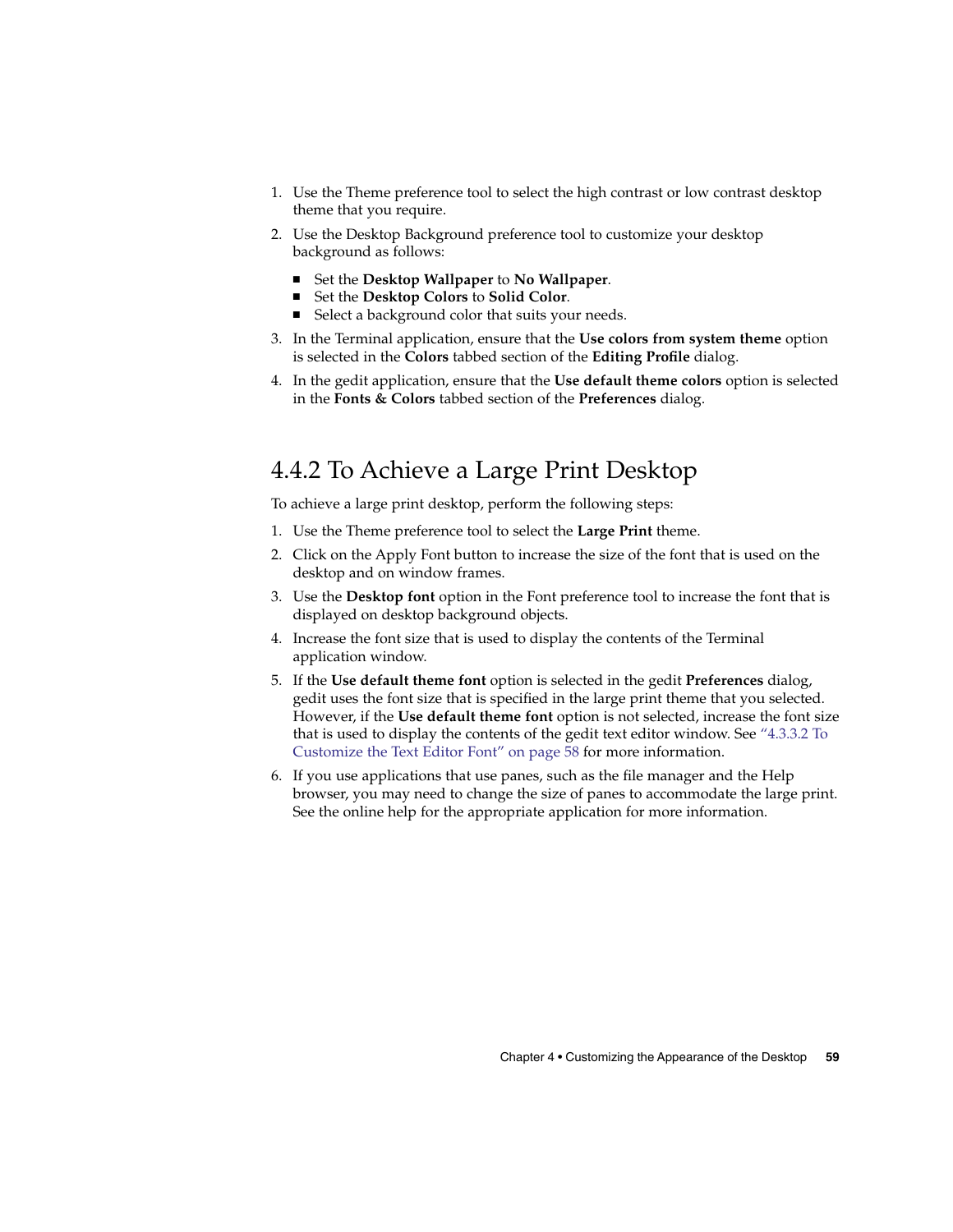1. Use the Theme preference tool to select the high contrast or low contrast desktop theme that you require.
2. Use the Desktop Background preference tool to customize your desktop background as follows:
   - Set the **Desktop Wallpaper** to **No Wallpaper**.
   - Set the **Desktop Colors** to **Solid Color**.
   - Select a background color that suits your needs.
3. In the Terminal application, ensure that the **Use colors from system theme** option is selected in the **Colors** tabbed section of the **Editing Profile** dialog.
4. In the gedit application, ensure that the **Use default theme colors** option is selected in the **Fonts & Colors** tabbed section of the **Preferences** dialog.

## 4.4.2 To Achieve a Large Print Desktop

To achieve a large print desktop, perform the following steps:

1. Use the Theme preference tool to select the **Large Print** theme.
2. Click on the Apply Font button to increase the size of the font that is used on the desktop and on window frames.
3. Use the **Desktop font** option in the Font preference tool to increase the font that is displayed on desktop background objects.
4. Increase the font size that is used to display the contents of the Terminal application window.
5. If the **Use default theme font** option is selected in the gedit **Preferences** dialog, gedit uses the font size that is specified in the large print theme that you selected. However, if the **Use default theme font** option is not selected, increase the font size that is used to display the contents of the gedit text editor window. See "4.3.3.2 To Customize the Text Editor Font" on page 58 for more information.
6. If you use applications that use panes, such as the file manager and the Help browser, you may need to change the size of panes to accommodate the large print. See the online help for the appropriate application for more information.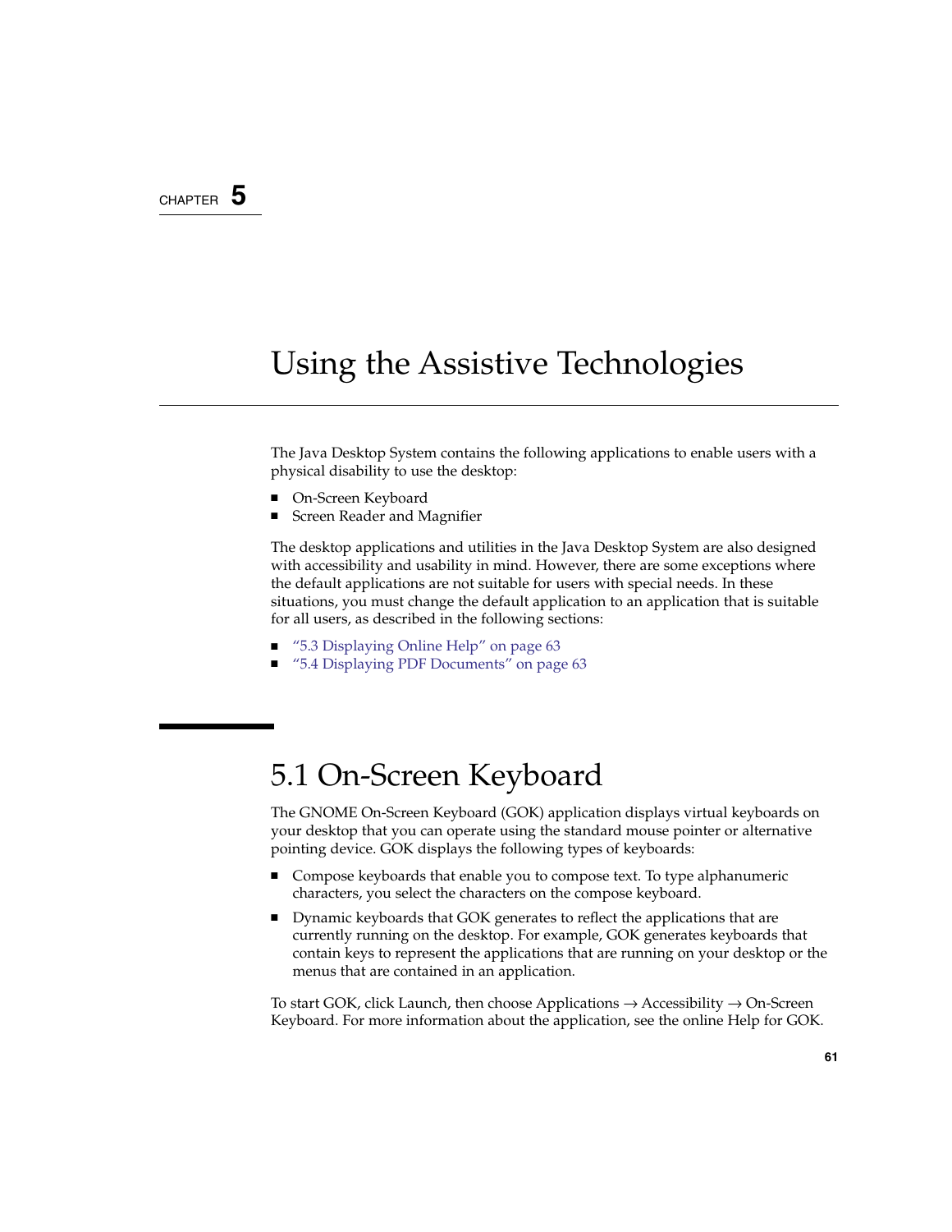CHAPTER 5

# Using the Assistive Technologies

The Java Desktop System contains the following applications to enable users with a physical disability to use the desktop:

- On-Screen Keyboard
- Screen Reader and Magnifier

The desktop applications and utilities in the Java Desktop System are also designed with accessibility and usability in mind. However, there are some exceptions where the default applications are not suitable for users with special needs. In these situations, you must change the default application to an application that is suitable for all users, as described in the following sections:

- "5.3 Displaying Online Help" on page 63
- "5.4 Displaying PDF Documents" on page 63

## 5.1 On-Screen Keyboard

The GNOME On-Screen Keyboard (GOK) application displays virtual keyboards on your desktop that you can operate using the standard mouse pointer or alternative pointing device. GOK displays the following types of keyboards:

- Compose keyboards that enable you to compose text. To type alphanumeric characters, you select the characters on the compose keyboard.
- Dynamic keyboards that GOK generates to reflect the applications that are currently running on the desktop. For example, GOK generates keyboards that contain keys to represent the applications that are running on your desktop or the menus that are contained in an application.

To start GOK, click Launch, then choose Applications → Accessibility → On-Screen Keyboard. For more information about the application, see the online Help for GOK.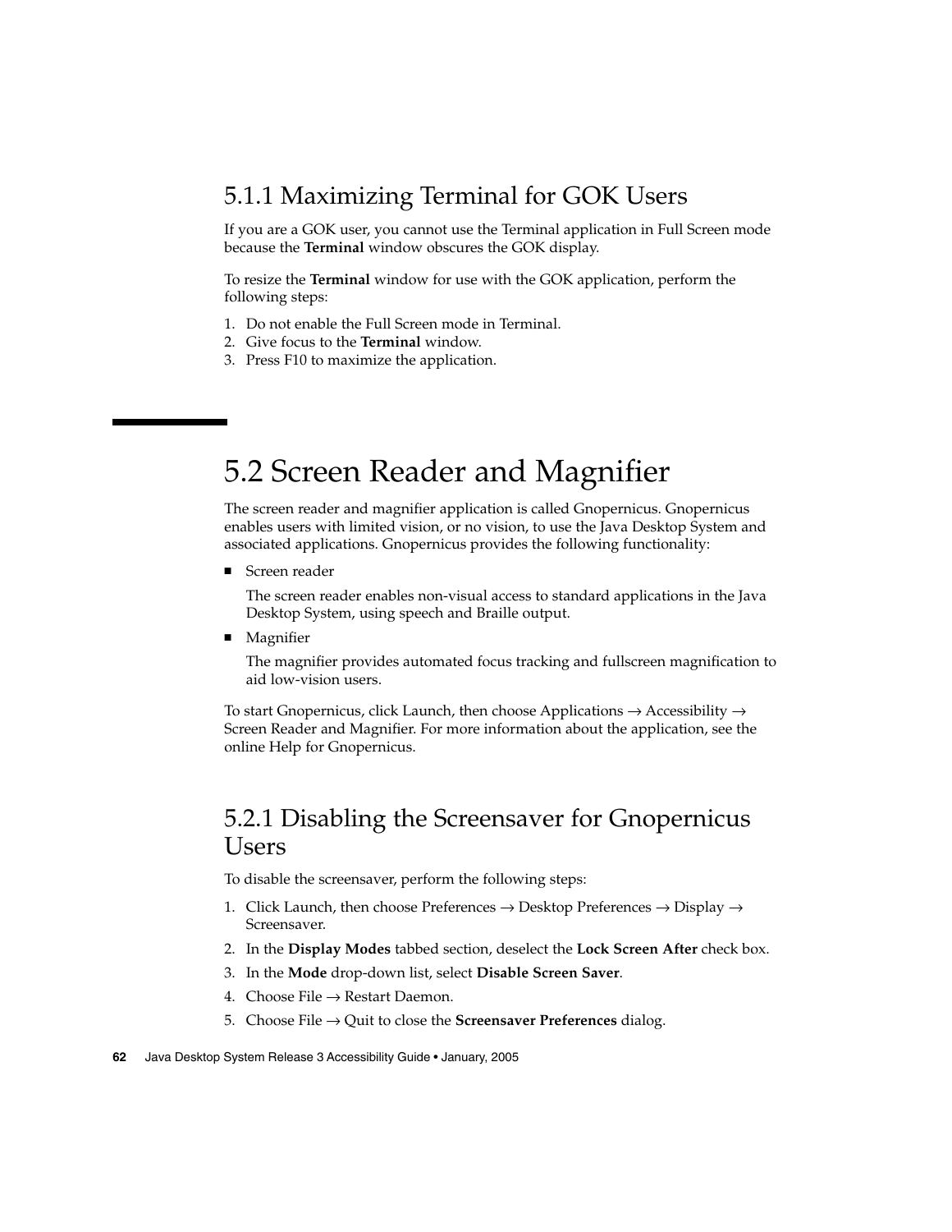### 5.1.1 Maximizing Terminal for GOK Users

If you are a GOK user, you cannot use the Terminal application in Full Screen mode because the **Terminal** window obscures the GOK display.

To resize the **Terminal** window for use with the GOK application, perform the following steps:

1. Do not enable the Full Screen mode in Terminal.
2. Give focus to the **Terminal** window.
3. Press F10 to maximize the application.

## 5.2 Screen Reader and Magnifier

The screen reader and magnifier application is called Gnopernicus. Gnopernicus enables users with limited vision, or no vision, to use the Java Desktop System and associated applications. Gnopernicus provides the following functionality:

- Screen reader

  The screen reader enables non-visual access to standard applications in the Java Desktop System, using speech and Braille output.

- Magnifier

  The magnifier provides automated focus tracking and fullscreen magnification to aid low-vision users.

To start Gnopernicus, click Launch, then choose Applications → Accessibility → Screen Reader and Magnifier. For more information about the application, see the online Help for Gnopernicus.

### 5.2.1 Disabling the Screensaver for Gnopernicus Users

To disable the screensaver, perform the following steps:

1. Click Launch, then choose Preferences → Desktop Preferences → Display → Screensaver.
2. In the **Display Modes** tabbed section, deselect the **Lock Screen After** check box.
3. In the **Mode** drop-down list, select **Disable Screen Saver**.
4. Choose File → Restart Daemon.
5. Choose File → Quit to close the **Screensaver Preferences** dialog.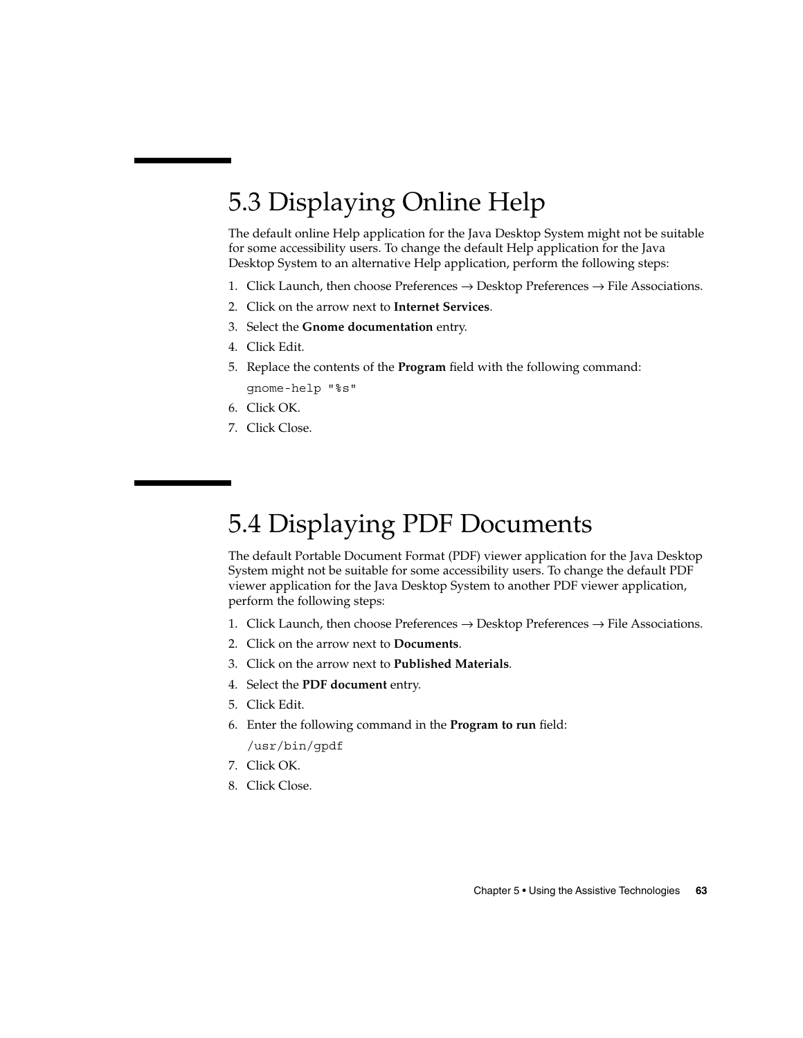## 5.3 Displaying Online Help

The default online Help application for the Java Desktop System might not be suitable for some accessibility users. To change the default Help application for the Java Desktop System to an alternative Help application, perform the following steps:

1. Click Launch, then choose Preferences → Desktop Preferences → File Associations.
2. Click on the arrow next to **Internet Services**.
3. Select the **Gnome documentation** entry.
4. Click Edit.
5. Replace the contents of the **Program** field with the following command:

   ```
   gnome-help "%s"
   ```
6. Click OK.
7. Click Close.

## 5.4 Displaying PDF Documents

The default Portable Document Format (PDF) viewer application for the Java Desktop System might not be suitable for some accessibility users. To change the default PDF viewer application for the Java Desktop System to another PDF viewer application, perform the following steps:

1. Click Launch, then choose Preferences → Desktop Preferences → File Associations.
2. Click on the arrow next to **Documents**.
3. Click on the arrow next to **Published Materials**.
4. Select the **PDF document** entry.
5. Click Edit.
6. Enter the following command in the **Program to run** field:

   ```
   /usr/bin/gpdf
   ```
7. Click OK.
8. Click Close.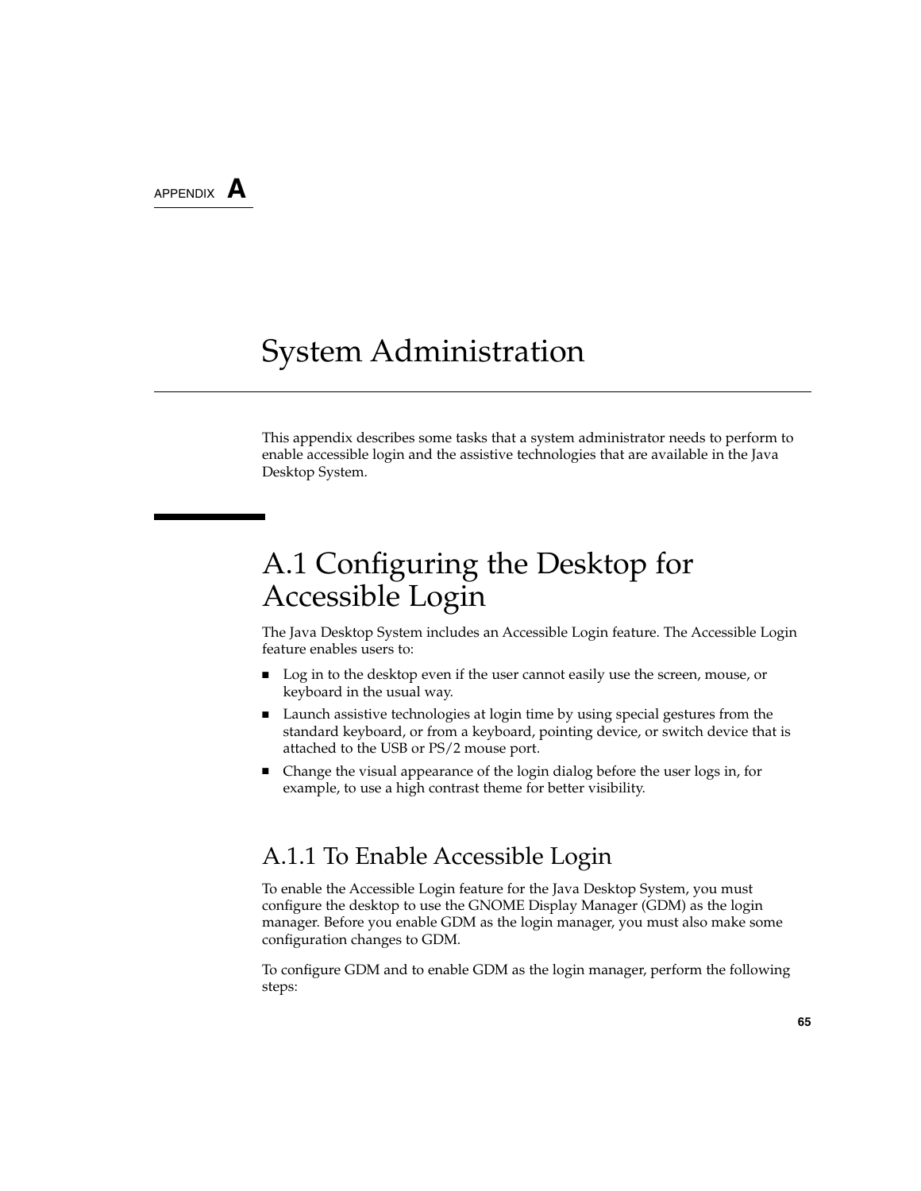APPENDIX **A**

# System Administration

This appendix describes some tasks that a system administrator needs to perform to enable accessible login and the assistive technologies that are available in the Java Desktop System.

## A.1 Configuring the Desktop for Accessible Login

The Java Desktop System includes an Accessible Login feature. The Accessible Login feature enables users to:

- Log in to the desktop even if the user cannot easily use the screen, mouse, or keyboard in the usual way.
- Launch assistive technologies at login time by using special gestures from the standard keyboard, or from a keyboard, pointing device, or switch device that is attached to the USB or PS/2 mouse port.
- Change the visual appearance of the login dialog before the user logs in, for example, to use a high contrast theme for better visibility.

### A.1.1 To Enable Accessible Login

To enable the Accessible Login feature for the Java Desktop System, you must configure the desktop to use the GNOME Display Manager (GDM) as the login manager. Before you enable GDM as the login manager, you must also make some configuration changes to GDM.

To configure GDM and to enable GDM as the login manager, perform the following steps: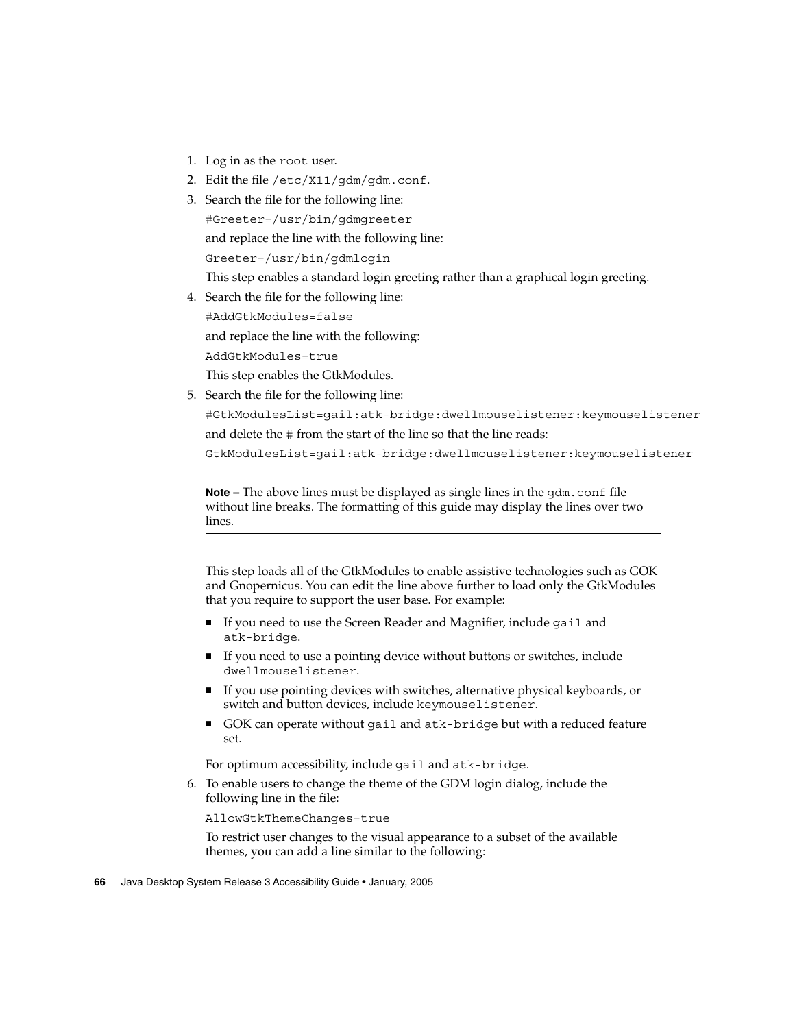1. Log in as the `root` user.
2. Edit the file `/etc/X11/gdm/gdm.conf`.
3. Search the file for the following line:

   ```
   #Greeter=/usr/bin/gdmgreeter
   ```

   and replace the line with the following line:

   ```
   Greeter=/usr/bin/gdmlogin
   ```

   This step enables a standard login greeting rather than a graphical login greeting.
4. Search the file for the following line:

   ```
   #AddGtkModules=false
   ```

   and replace the line with the following:

   ```
   AddGtkModules=true
   ```

   This step enables the GtkModules.
5. Search the file for the following line:

   ```
   #GtkModulesList=gail:atk-bridge:dwellmouselistener:keymouselistener
   ```

   and delete the # from the start of the line so that the line reads:

   ```
   GtkModulesList=gail:atk-bridge:dwellmouselistener:keymouselistener
   ```

   ---

   **Note –** The above lines must be displayed as single lines in the `gdm.conf` file without line breaks. The formatting of this guide may display the lines over two lines.

   ---

   This step loads all of the GtkModules to enable assistive technologies such as GOK and Gnopernicus. You can edit the line above further to load only the GtkModules that you require to support the user base. For example:

   - If you need to use the Screen Reader and Magnifier, include `gail` and `atk-bridge`.
   - If you need to use a pointing device without buttons or switches, include `dwellmouselistener`.
   - If you use pointing devices with switches, alternative physical keyboards, or switch and button devices, include `keymouselistener`.
   - GOK can operate without `gail` and `atk-bridge` but with a reduced feature set.

   For optimum accessibility, include `gail` and `atk-bridge`.
6. To enable users to change the theme of the GDM login dialog, include the following line in the file:

   ```
   AllowGtkThemeChanges=true
   ```

   To restrict user changes to the visual appearance to a subset of the available themes, you can add a line similar to the following: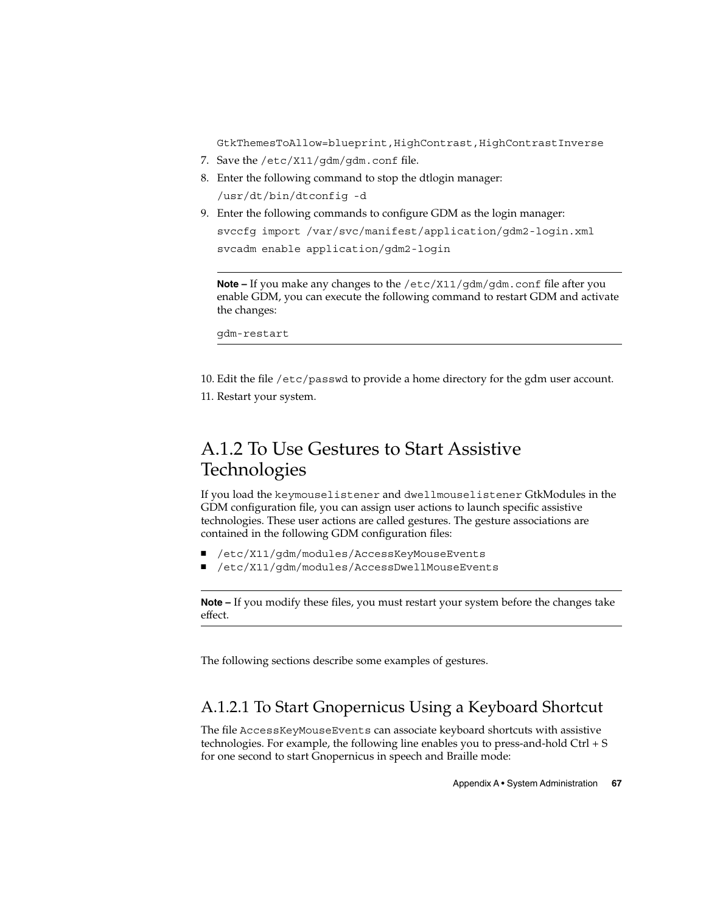```
GtkThemesToAllow=blueprint,HighContrast,HighContrastInverse
```

7. Save the `/etc/X11/gdm/gdm.conf` file.
8. Enter the following command to stop the dtlogin manager:

   ```
   /usr/dt/bin/dtconfig -d
   ```

9. Enter the following commands to configure GDM as the login manager:

   ```
   svccfg import /var/svc/manifest/application/gdm2-login.xml
   svcadm enable application/gdm2-login
   ```

   ---

   **Note –** If you make any changes to the `/etc/X11/gdm/gdm.conf` file after you enable GDM, you can execute the following command to restart GDM and activate the changes:

   ```
   gdm-restart
   ```

   ---

10. Edit the file `/etc/passwd` to provide a home directory for the gdm user account.
11. Restart your system.

## A.1.2 To Use Gestures to Start Assistive Technologies

If you load the `keymouselistener` and `dwellmouselistener` GtkModules in the GDM configuration file, you can assign user actions to launch specific assistive technologies. These user actions are called gestures. The gesture associations are contained in the following GDM configuration files:

- `/etc/X11/gdm/modules/AccessKeyMouseEvents`
- `/etc/X11/gdm/modules/AccessDwellMouseEvents`

---

**Note –** If you modify these files, you must restart your system before the changes take effect.

---

The following sections describe some examples of gestures.

### A.1.2.1 To Start Gnopernicus Using a Keyboard Shortcut

The file `AccessKeyMouseEvents` can associate keyboard shortcuts with assistive technologies. For example, the following line enables you to press-and-hold Ctrl + S for one second to start Gnopernicus in speech and Braille mode: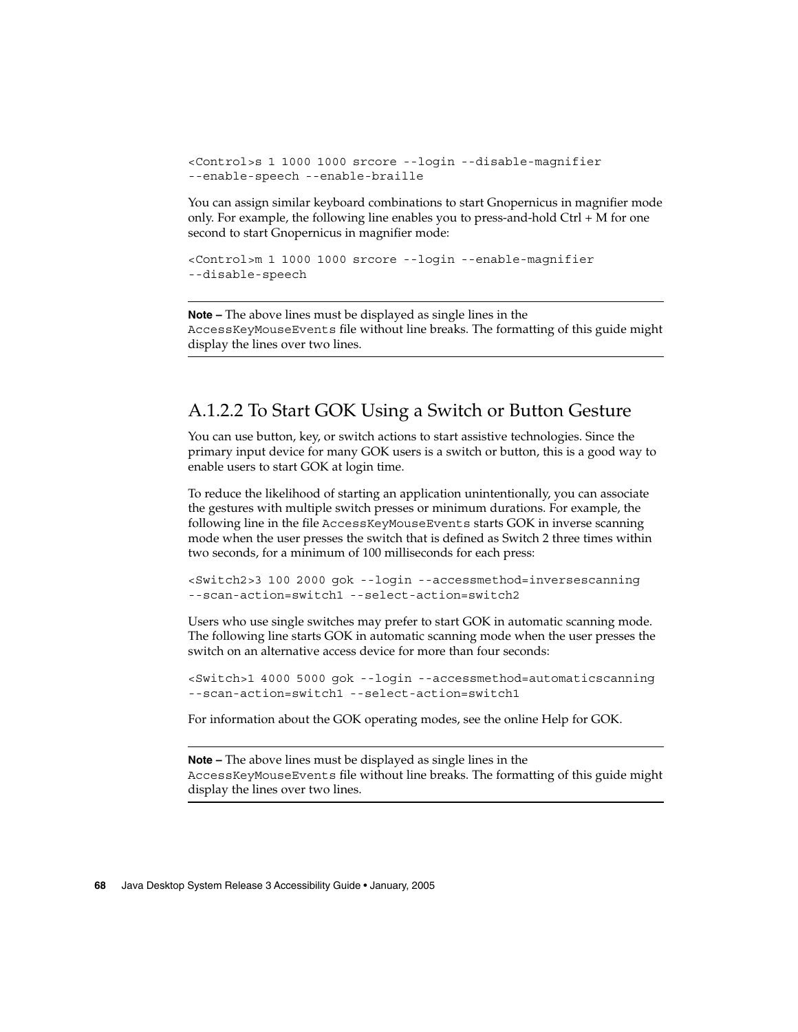```
<Control>s 1 1000 1000 srcore --login --disable-magnifier
--enable-speech --enable-braille
```

You can assign similar keyboard combinations to start Gnopernicus in magnifier mode only. For example, the following line enables you to press-and-hold Ctrl + M for one second to start Gnopernicus in magnifier mode:

```
<Control>m 1 1000 1000 srcore --login --enable-magnifier
--disable-speech
```

---

**Note –** The above lines must be displayed as single lines in the `AccessKeyMouseEvents` file without line breaks. The formatting of this guide might display the lines over two lines.

---

### A.1.2.2 To Start GOK Using a Switch or Button Gesture

You can use button, key, or switch actions to start assistive technologies. Since the primary input device for many GOK users is a switch or button, this is a good way to enable users to start GOK at login time.

To reduce the likelihood of starting an application unintentionally, you can associate the gestures with multiple switch presses or minimum durations. For example, the following line in the file `AccessKeyMouseEvents` starts GOK in inverse scanning mode when the user presses the switch that is defined as Switch 2 three times within two seconds, for a minimum of 100 milliseconds for each press:

```
<Switch2>3 100 2000 gok --login --accessmethod=inversescanning
--scan-action=switch1 --select-action=switch2
```

Users who use single switches may prefer to start GOK in automatic scanning mode. The following line starts GOK in automatic scanning mode when the user presses the switch on an alternative access device for more than four seconds:

```
<Switch>1 4000 5000 gok --login --accessmethod=automaticscanning
--scan-action=switch1 --select-action=switch1
```

For information about the GOK operating modes, see the online Help for GOK.

---

**Note –** The above lines must be displayed as single lines in the `AccessKeyMouseEvents` file without line breaks. The formatting of this guide might display the lines over two lines.

---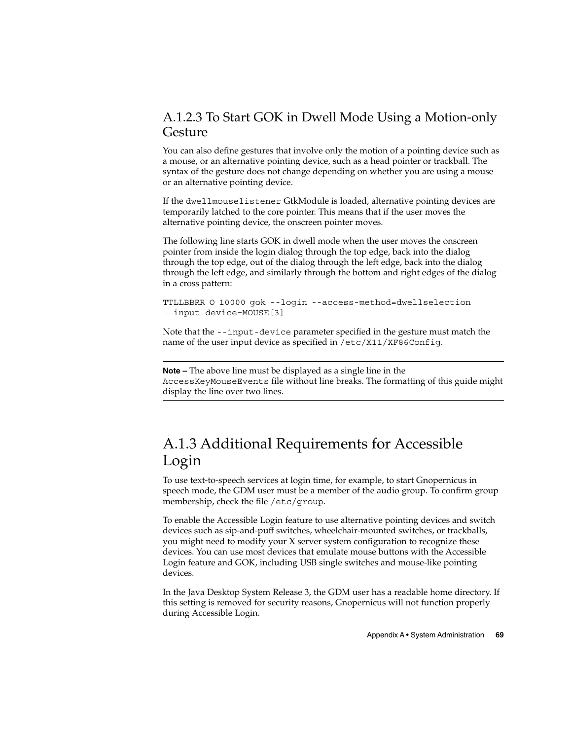### A.1.2.3 To Start GOK in Dwell Mode Using a Motion-only Gesture

You can also define gestures that involve only the motion of a pointing device such as a mouse, or an alternative pointing device, such as a head pointer or trackball. The syntax of the gesture does not change depending on whether you are using a mouse or an alternative pointing device.

If the `dwellmouselistener` GtkModule is loaded, alternative pointing devices are temporarily latched to the core pointer. This means that if the user moves the alternative pointing device, the onscreen pointer moves.

The following line starts GOK in dwell mode when the user moves the onscreen pointer from inside the login dialog through the top edge, back into the dialog through the top edge, out of the dialog through the left edge, back into the dialog through the left edge, and similarly through the bottom and right edges of the dialog in a cross pattern:

```
TTLLBBRR O 10000 gok --login --access-method=dwellselection
--input-device=MOUSE[3]
```

Note that the `--input-device` parameter specified in the gesture must match the name of the user input device as specified in `/etc/X11/XF86Config`.

---

**Note –** The above line must be displayed as a single line in the `AccessKeyMouseEvents` file without line breaks. The formatting of this guide might display the line over two lines.

---

## A.1.3 Additional Requirements for Accessible Login

To use text-to-speech services at login time, for example, to start Gnopernicus in speech mode, the GDM user must be a member of the audio group. To confirm group membership, check the file `/etc/group`.

To enable the Accessible Login feature to use alternative pointing devices and switch devices such as sip-and-puff switches, wheelchair-mounted switches, or trackballs, you might need to modify your X server system configuration to recognize these devices. You can use most devices that emulate mouse buttons with the Accessible Login feature and GOK, including USB single switches and mouse-like pointing devices.

In the Java Desktop System Release 3, the GDM user has a readable home directory. If this setting is removed for security reasons, Gnopernicus will not function properly during Accessible Login.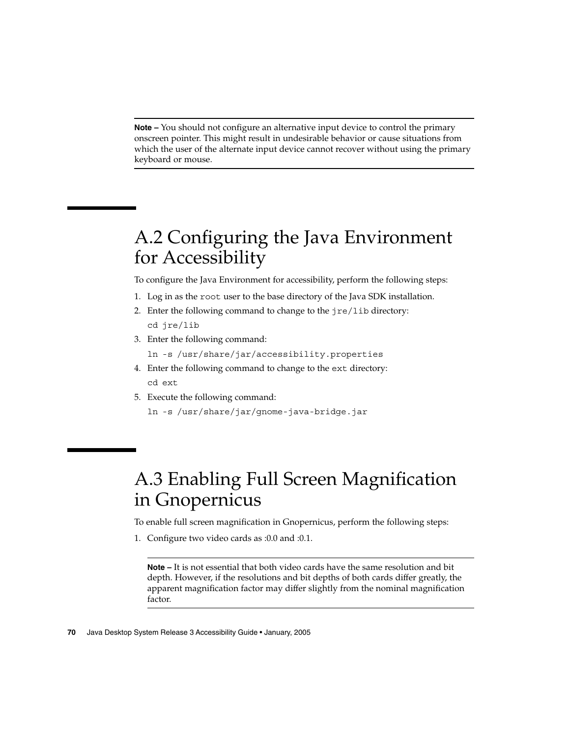**Note –** You should not configure an alternative input device to control the primary onscreen pointer. This might result in undesirable behavior or cause situations from which the user of the alternate input device cannot recover without using the primary keyboard or mouse.

# A.2 Configuring the Java Environment for Accessibility

To configure the Java Environment for accessibility, perform the following steps:

1. Log in as the `root` user to the base directory of the Java SDK installation.
2. Enter the following command to change to the `jre/lib` directory:

   ```
   cd jre/lib
   ```
3. Enter the following command:

   ```
   ln -s /usr/share/jar/accessibility.properties
   ```
4. Enter the following command to change to the `ext` directory:

   ```
   cd ext
   ```
5. Execute the following command:

   ```
   ln -s /usr/share/jar/gnome-java-bridge.jar
   ```

# A.3 Enabling Full Screen Magnification in Gnopernicus

To enable full screen magnification in Gnopernicus, perform the following steps:

1. Configure two video cards as :0.0 and :0.1.

   **Note –** It is not essential that both video cards have the same resolution and bit depth. However, if the resolutions and bit depths of both cards differ greatly, the apparent magnification factor may differ slightly from the nominal magnification factor.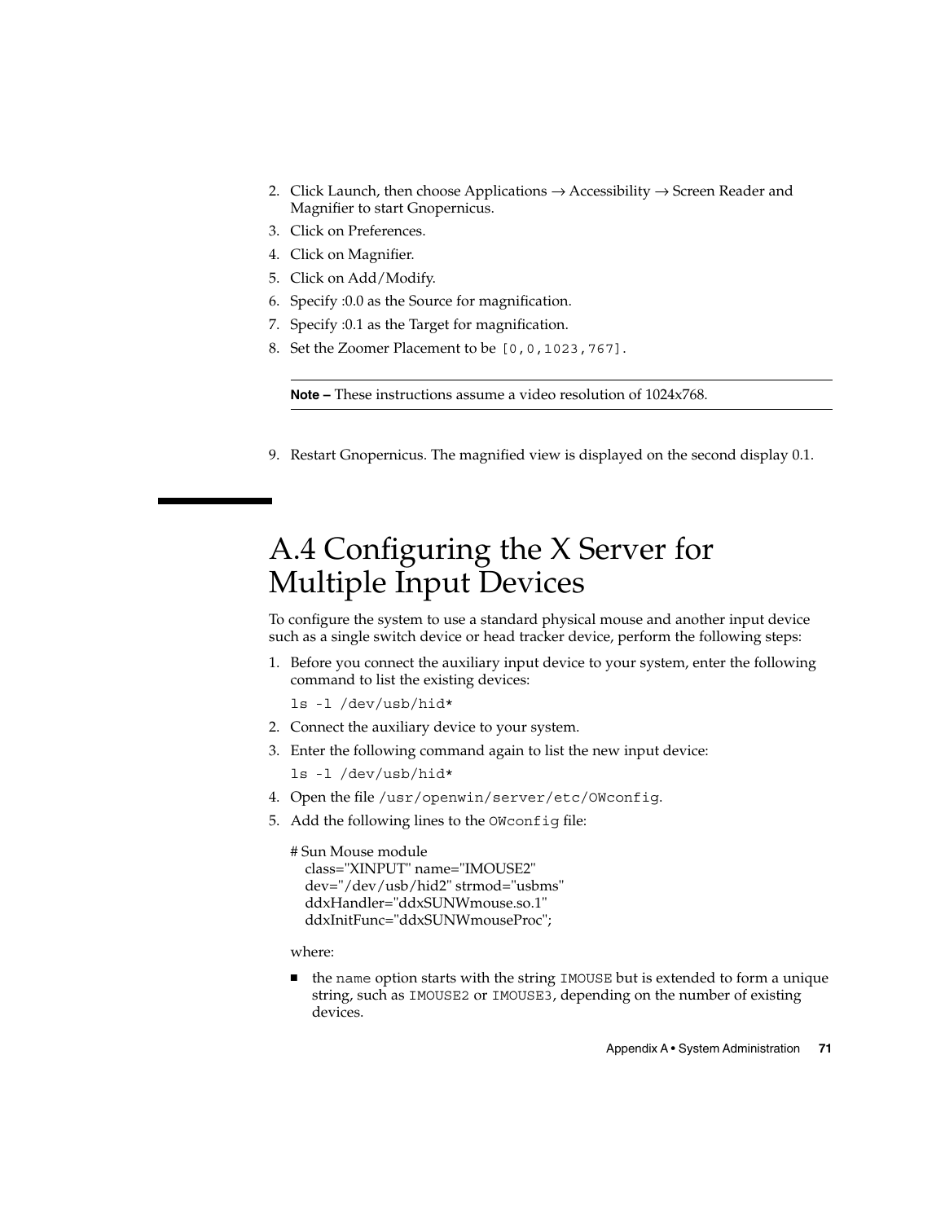2. Click Launch, then choose Applications → Accessibility → Screen Reader and Magnifier to start Gnopernicus.
3. Click on Preferences.
4. Click on Magnifier.
5. Click on Add/Modify.
6. Specify :0.0 as the Source for magnification.
7. Specify :0.1 as the Target for magnification.
8. Set the Zoomer Placement to be `[0,0,1023,767]`.

---

**Note –** These instructions assume a video resolution of 1024x768.

---

9. Restart Gnopernicus. The magnified view is displayed on the second display 0.1.

# A.4 Configuring the X Server for Multiple Input Devices

To configure the system to use a standard physical mouse and another input device such as a single switch device or head tracker device, perform the following steps:

1. Before you connect the auxiliary input device to your system, enter the following command to list the existing devices:

   ```
   ls -l /dev/usb/hid*
   ```

2. Connect the auxiliary device to your system.
3. Enter the following command again to list the new input device:

   ```
   ls -l /dev/usb/hid*
   ```

4. Open the file `/usr/openwin/server/etc/OWconfig`.
5. Add the following lines to the `OWconfig` file:

   ```
   # Sun Mouse module
     class="XINPUT" name="IMOUSE2"
     dev="/dev/usb/hid2" strmod="usbms"
     ddxHandler="ddxSUNWmouse.so.1"
     ddxInitFunc="ddxSUNWmouseProc";
   ```

   where:

   - the `name` option starts with the string `IMOUSE` but is extended to form a unique string, such as `IMOUSE2` or `IMOUSE3`, depending on the number of existing devices.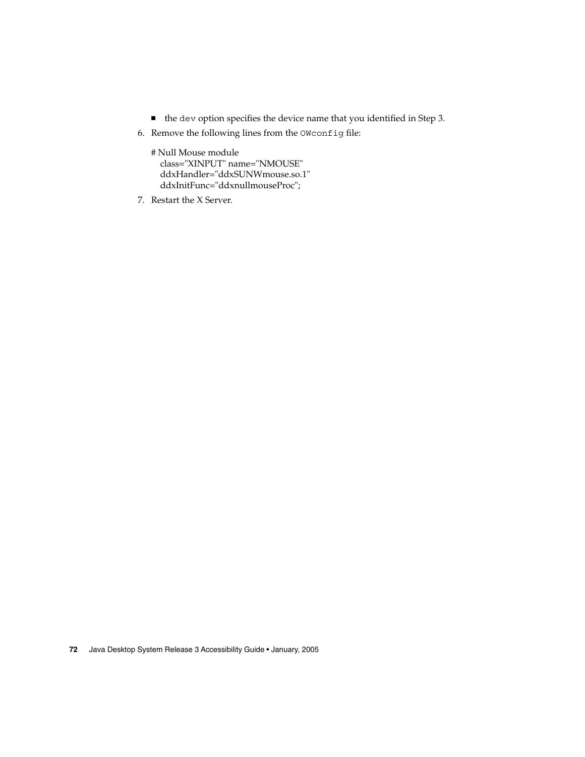- the `dev` option specifies the device name that you identified in Step 3.

6. Remove the following lines from the `OWconfig` file:

```
# Null Mouse module
   class="XINPUT" name="NMOUSE"
   ddxHandler="ddxSUNWmouse.so.1"
   ddxInitFunc="ddxnullmouseProc";
```

7. Restart the X Server.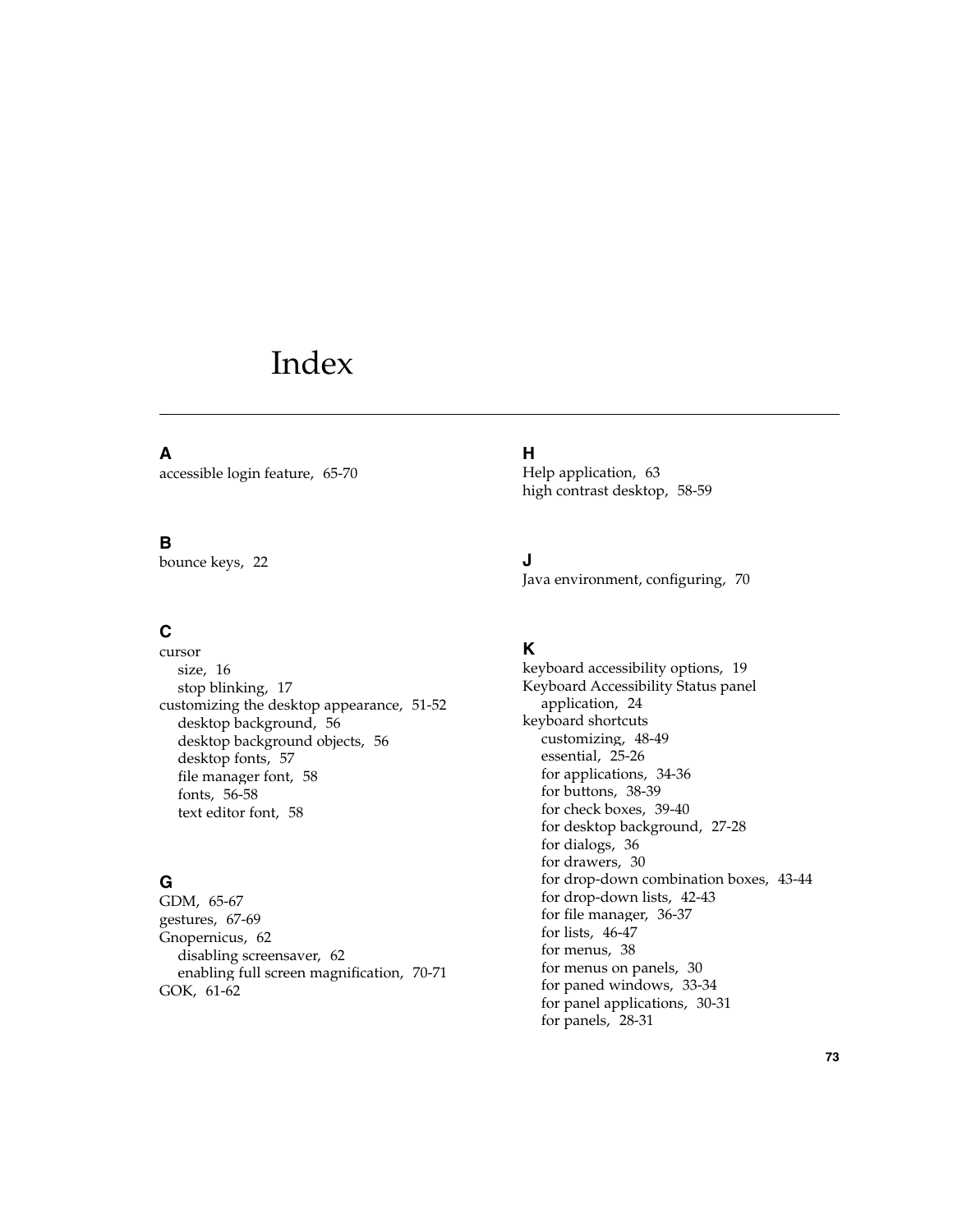# Index

## A

accessible login feature, 65-70

## B

bounce keys, 22

## C

cursor
- size, 16
- stop blinking, 17

customizing the desktop appearance, 51-52
- desktop background, 56
- desktop background objects, 56
- desktop fonts, 57
- file manager font, 58
- fonts, 56-58
- text editor font, 58

## G

GDM, 65-67

gestures, 67-69

Gnopernicus, 62
- disabling screensaver, 62
- enabling full screen magnification, 70-71

GOK, 61-62

## H

Help application, 63

high contrast desktop, 58-59

## J

Java environment, configuring, 70

## K

keyboard accessibility options, 19

Keyboard Accessibility Status panel application, 24

keyboard shortcuts
- customizing, 48-49
- essential, 25-26
- for applications, 34-36
- for buttons, 38-39
- for check boxes, 39-40
- for desktop background, 27-28
- for dialogs, 36
- for drawers, 30
- for drop-down combination boxes, 43-44
- for drop-down lists, 42-43
- for file manager, 36-37
- for lists, 46-47
- for menus, 38
- for menus on panels, 30
- for paned windows, 33-34
- for panel applications, 30-31
- for panels, 28-31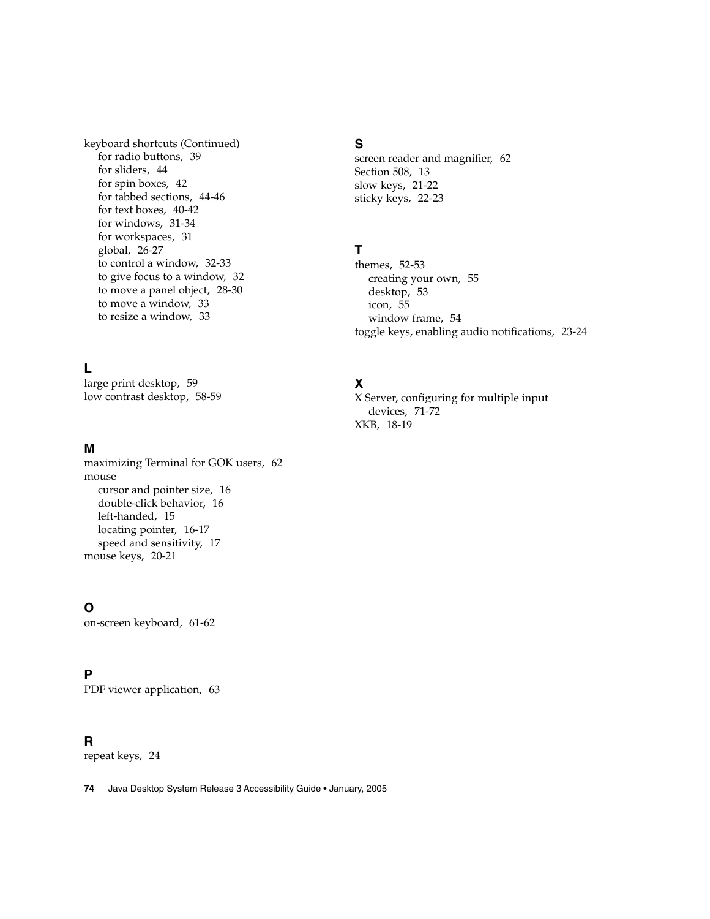keyboard shortcuts (Continued)
- for radio buttons, 39
- for sliders, 44
- for spin boxes, 42
- for tabbed sections, 44-46
- for text boxes, 40-42
- for windows, 31-34
- for workspaces, 31
- global, 26-27
- to control a window, 32-33
- to give focus to a window, 32
- to move a panel object, 28-30
- to move a window, 33
- to resize a window, 33

## L

large print desktop, 59
low contrast desktop, 58-59

## M

maximizing Terminal for GOK users, 62
mouse
- cursor and pointer size, 16
- double-click behavior, 16
- left-handed, 15
- locating pointer, 16-17
- speed and sensitivity, 17

mouse keys, 20-21

## O

on-screen keyboard, 61-62

## P

PDF viewer application, 63

## R

repeat keys, 24

## S

screen reader and magnifier, 62
Section 508, 13
slow keys, 21-22
sticky keys, 22-23

## T

themes, 52-53
- creating your own, 55
- desktop, 53
- icon, 55
- window frame, 54

toggle keys, enabling audio notifications, 23-24

## X

X Server, configuring for multiple input devices, 71-72
XKB, 18-19